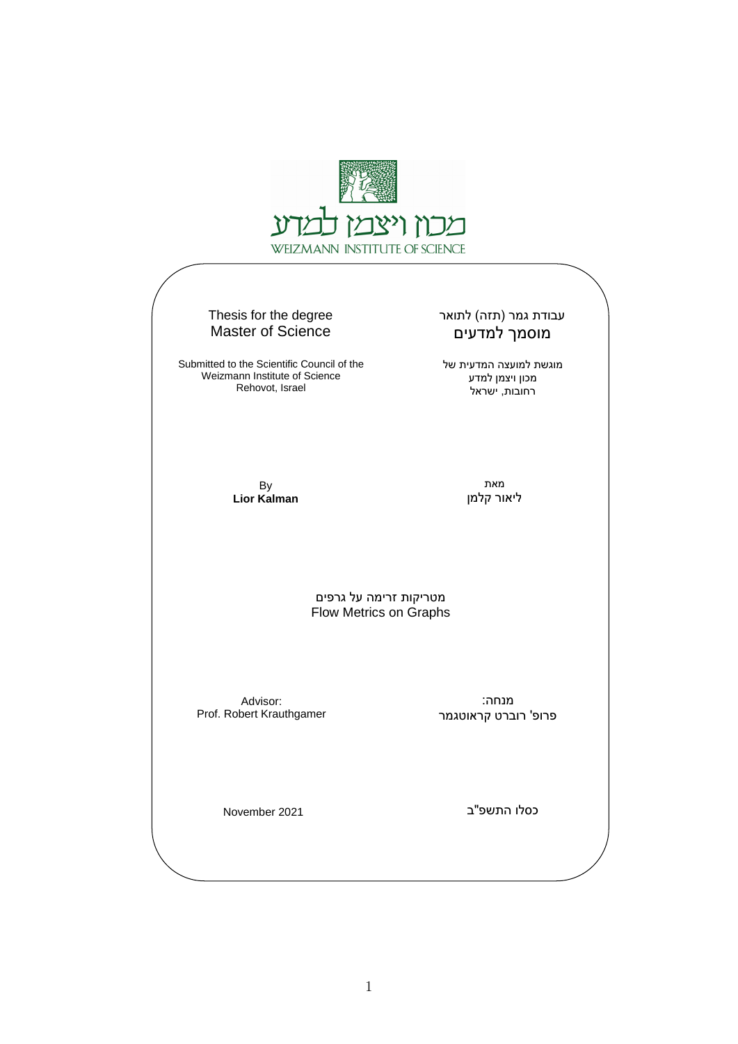מכון ויצמן למדע

WEIZMANN INSTITUTE OF SCIENCE

Thesis for the degree
Master of Science

עבודת גמר (תזה) לתואר
מוסמך למדעים

Submitted to the Scientific Council of the
Weizmann Institute of Science
Rehovot, Israel

מוגשת למועצה המדעית של
מכון ויצמן למדע
רחובות, ישראל

By
**Lior Kalman**

מאת
ליאור קלמן

מטריקות זרימה על גרפים

Flow Metrics on Graphs

Advisor:
Prof. Robert Krauthgamer

מנחה:
פרופ' רוברט קראוטגמר

November 2021

כסלו התשפ"ב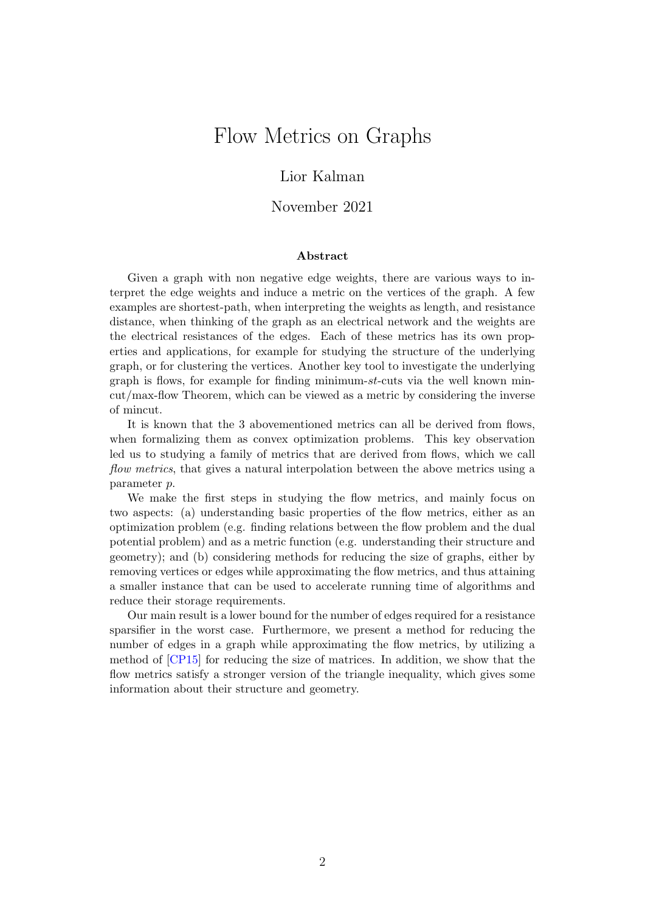# Flow Metrics on Graphs

Lior Kalman

November 2021

### Abstract

Given a graph with non negative edge weights, there are various ways to interpret the edge weights and induce a metric on the vertices of the graph. A few examples are shortest-path, when interpreting the weights as length, and resistance distance, when thinking of the graph as an electrical network and the weights are the electrical resistances of the edges. Each of these metrics has its own properties and applications, for example for studying the structure of the underlying graph, or for clustering the vertices. Another key tool to investigate the underlying graph is flows, for example for finding minimum-$st$-cuts via the well known mincut/max-flow Theorem, which can be viewed as a metric by considering the inverse of mincut.

It is known that the 3 abovementioned metrics can all be derived from flows, when formalizing them as convex optimization problems. This key observation led us to studying a family of metrics that are derived from flows, which we call *flow metrics*, that gives a natural interpolation between the above metrics using a parameter $p$.

We make the first steps in studying the flow metrics, and mainly focus on two aspects: (a) understanding basic properties of the flow metrics, either as an optimization problem (e.g. finding relations between the flow problem and the dual potential problem) and as a metric function (e.g. understanding their structure and geometry); and (b) considering methods for reducing the size of graphs, either by removing vertices or edges while approximating the flow metrics, and thus attaining a smaller instance that can be used to accelerate running time of algorithms and reduce their storage requirements.

Our main result is a lower bound for the number of edges required for a resistance sparsifier in the worst case. Furthermore, we present a method for reducing the number of edges in a graph while approximating the flow metrics, by utilizing a method of [CP15] for reducing the size of matrices. In addition, we show that the flow metrics satisfy a stronger version of the triangle inequality, which gives some information about their structure and geometry.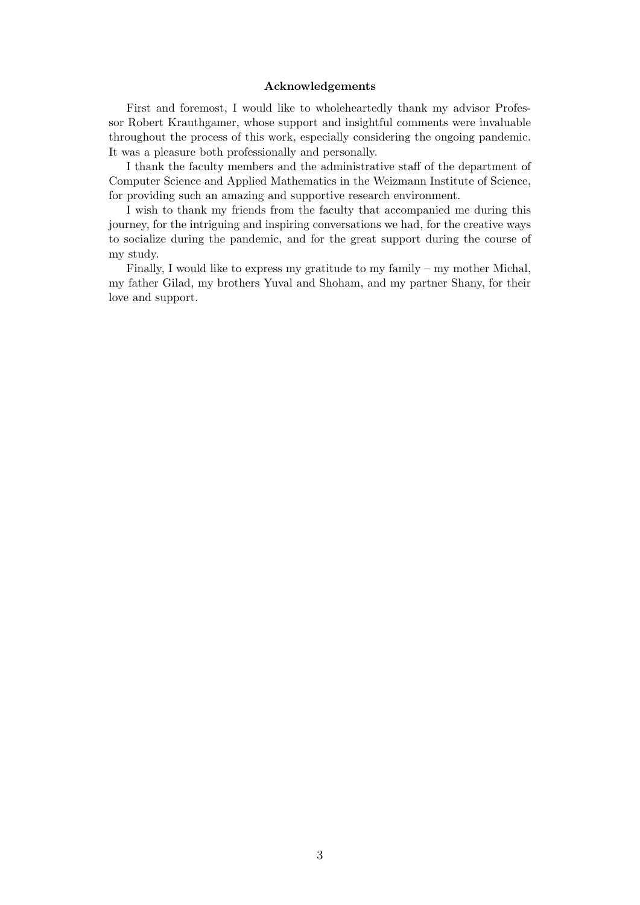## Acknowledgements

First and foremost, I would like to wholeheartedly thank my advisor Professor Robert Krauthgamer, whose support and insightful comments were invaluable throughout the process of this work, especially considering the ongoing pandemic. It was a pleasure both professionally and personally.

I thank the faculty members and the administrative staff of the department of Computer Science and Applied Mathematics in the Weizmann Institute of Science, for providing such an amazing and supportive research environment.

I wish to thank my friends from the faculty that accompanied me during this journey, for the intriguing and inspiring conversations we had, for the creative ways to socialize during the pandemic, and for the great support during the course of my study.

Finally, I would like to express my gratitude to my family – my mother Michal, my father Gilad, my brothers Yuval and Shoham, and my partner Shany, for their love and support.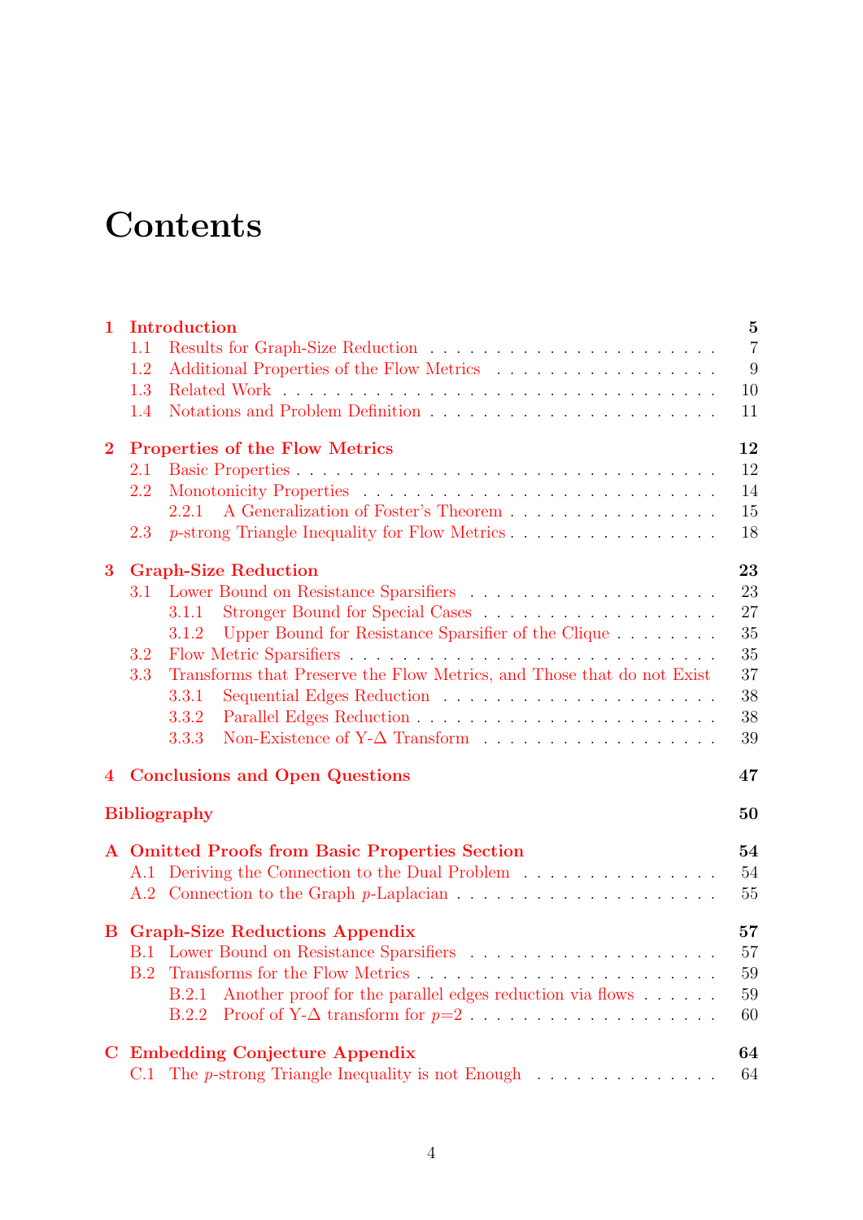# Contents

- **1 Introduction** — 5
  - 1.1 Results for Graph-Size Reduction — 7
  - 1.2 Additional Properties of the Flow Metrics — 9
  - 1.3 Related Work — 10
  - 1.4 Notations and Problem Definition — 11
- **2 Properties of the Flow Metrics** — 12
  - 2.1 Basic Properties — 12
  - 2.2 Monotonicity Properties — 14
    - 2.2.1 A Generalization of Foster's Theorem — 15
  - 2.3 $p$-strong Triangle Inequality for Flow Metrics — 18
- **3 Graph-Size Reduction** — 23
  - 3.1 Lower Bound on Resistance Sparsifiers — 23
    - 3.1.1 Stronger Bound for Special Cases — 27
    - 3.1.2 Upper Bound for Resistance Sparsifier of the Clique — 35
  - 3.2 Flow Metric Sparsifiers — 35
  - 3.3 Transforms that Preserve the Flow Metrics, and Those that do not Exist — 37
    - 3.3.1 Sequential Edges Reduction — 38
    - 3.3.2 Parallel Edges Reduction — 38
    - 3.3.3 Non-Existence of Y-$\Delta$ Transform — 39
- **4 Conclusions and Open Questions** — 47
- **Bibliography** — 50
- **A Omitted Proofs from Basic Properties Section** — 54
  - A.1 Deriving the Connection to the Dual Problem — 54
  - A.2 Connection to the Graph $p$-Laplacian — 55
- **B Graph-Size Reductions Appendix** — 57
  - B.1 Lower Bound on Resistance Sparsifiers — 57
  - B.2 Transforms for the Flow Metrics — 59
    - B.2.1 Another proof for the parallel edges reduction via flows — 59
    - B.2.2 Proof of Y-$\Delta$ transform for $p$=2 — 60
- **C Embedding Conjecture Appendix** — 64
  - C.1 The $p$-strong Triangle Inequality is not Enough — 64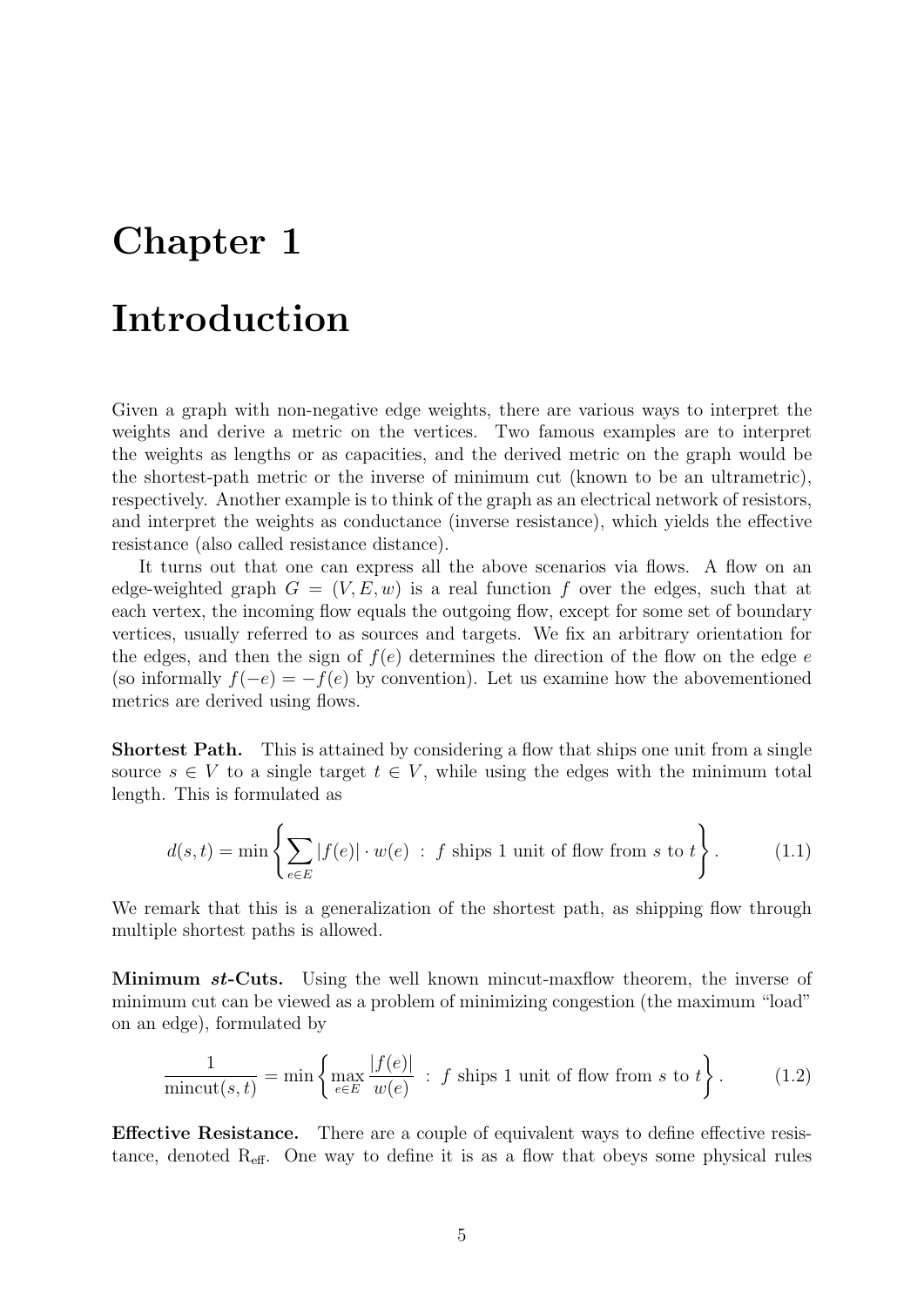# Chapter 1

# Introduction

Given a graph with non-negative edge weights, there are various ways to interpret the weights and derive a metric on the vertices. Two famous examples are to interpret the weights as lengths or as capacities, and the derived metric on the graph would be the shortest-path metric or the inverse of minimum cut (known to be an ultrametric), respectively. Another example is to think of the graph as an electrical network of resistors, and interpret the weights as conductance (inverse resistance), which yields the effective resistance (also called resistance distance).

It turns out that one can express all the above scenarios via flows. A flow on an edge-weighted graph $G = (V, E, w)$ is a real function $f$ over the edges, such that at each vertex, the incoming flow equals the outgoing flow, except for some set of boundary vertices, usually referred to as sources and targets. We fix an arbitrary orientation for the edges, and then the sign of $f(e)$ determines the direction of the flow on the edge $e$ (so informally $f(-e) = -f(e)$ by convention). Let us examine how the abovementioned metrics are derived using flows.

**Shortest Path.** This is attained by considering a flow that ships one unit from a single source $s \in V$ to a single target $t \in V$, while using the edges with the minimum total length. This is formulated as

$$d(s,t) = \min \left\{ \sum_{e \in E} |f(e)| \cdot w(e) \ : \ f \text{ ships 1 unit of flow from } s \text{ to } t \right\}. \tag{1.1}$$

We remark that this is a generalization of the shortest path, as shipping flow through multiple shortest paths is allowed.

**Minimum *st*-Cuts.** Using the well known mincut-maxflow theorem, the inverse of minimum cut can be viewed as a problem of minimizing congestion (the maximum "load" on an edge), formulated by

$$\frac{1}{\text{mincut}(s,t)} = \min \left\{ \max_{e \in E} \frac{|f(e)|}{w(e)} \ : \ f \text{ ships 1 unit of flow from } s \text{ to } t \right\}. \tag{1.2}$$

**Effective Resistance.** There are a couple of equivalent ways to define effective resistance, denoted $\mathrm{R}_{\mathrm{eff}}$. One way to define it is as a flow that obeys some physical rules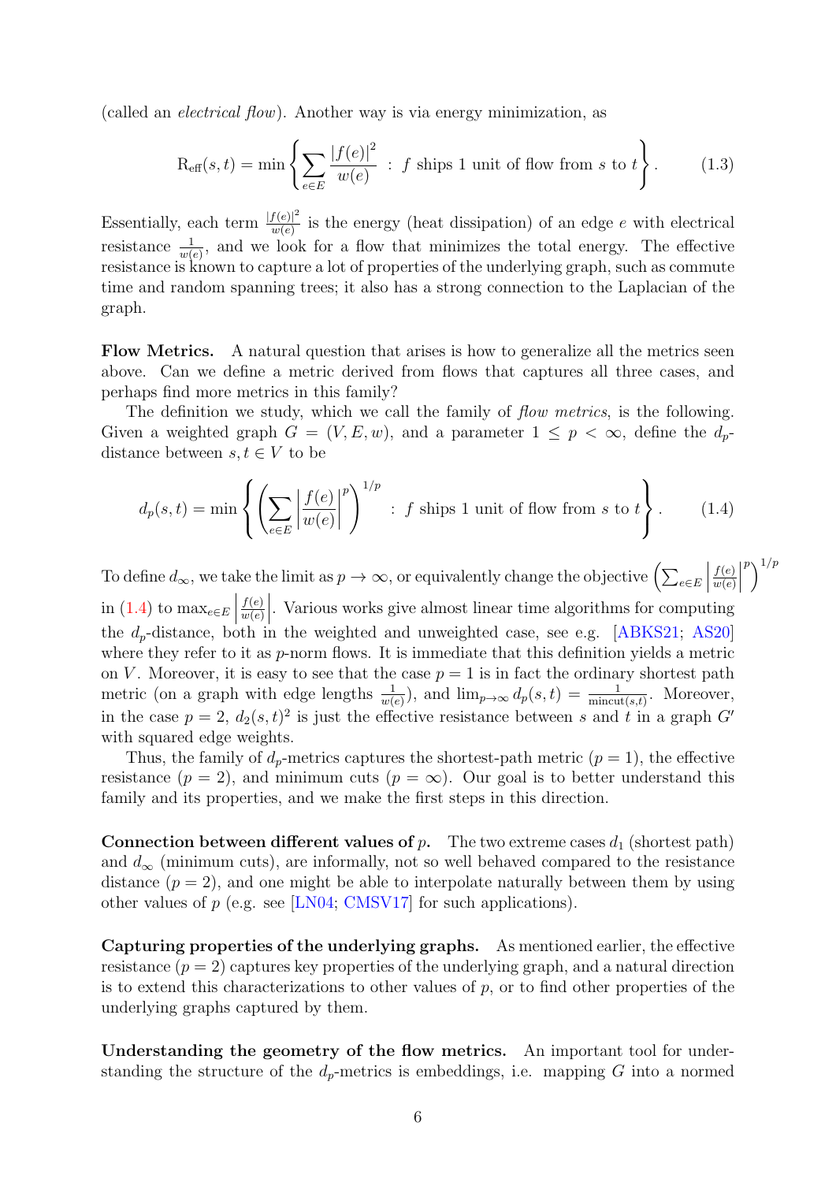(called an *electrical flow*). Another way is via energy minimization, as

$$\mathrm{R_{eff}}(s,t) = \min\left\{ \sum_{e\in E} \frac{|f(e)|^2}{w(e)} \;:\; f \text{ ships 1 unit of flow from } s \text{ to } t \right\}. \tag{1.3}$$

Essentially, each term $\frac{|f(e)|^2}{w(e)}$ is the energy (heat dissipation) of an edge $e$ with electrical resistance $\frac{1}{w(e)}$, and we look for a flow that minimizes the total energy. The effective resistance is known to capture a lot of properties of the underlying graph, such as commute time and random spanning trees; it also has a strong connection to the Laplacian of the graph.

**Flow Metrics.** A natural question that arises is how to generalize all the metrics seen above. Can we define a metric derived from flows that captures all three cases, and perhaps find more metrics in this family?

The definition we study, which we call the family of *flow metrics*, is the following. Given a weighted graph $G = (V, E, w)$, and a parameter $1 \le p < \infty$, define the $d_p$-distance between $s, t \in V$ to be

$$d_p(s,t) = \min\left\{ \left( \sum_{e\in E} \left|\frac{f(e)}{w(e)}\right|^p \right)^{1/p} \;:\; f \text{ ships 1 unit of flow from } s \text{ to } t \right\}. \tag{1.4}$$

To define $d_\infty$, we take the limit as $p \to \infty$, or equivalently change the objective $\left(\sum_{e\in E}\left|\frac{f(e)}{w(e)}\right|^p\right)^{1/p}$ in (1.4) to $\max_{e\in E}\left|\frac{f(e)}{w(e)}\right|$. Various works give almost linear time algorithms for computing the $d_p$-distance, both in the weighted and unweighted case, see e.g. [ABKS21; AS20] where they refer to it as $p$-norm flows. It is immediate that this definition yields a metric on $V$. Moreover, it is easy to see that the case $p = 1$ is in fact the ordinary shortest path metric (on a graph with edge lengths $\frac{1}{w(e)}$), and $\lim_{p\to\infty} d_p(s,t) = \frac{1}{\mathrm{mincut}(s,t)}$. Moreover, in the case $p = 2$, $d_2(s,t)^2$ is just the effective resistance between $s$ and $t$ in a graph $G'$ with squared edge weights.

Thus, the family of $d_p$-metrics captures the shortest-path metric ($p = 1$), the effective resistance ($p = 2$), and minimum cuts ($p = \infty$). Our goal is to better understand this family and its properties, and we make the first steps in this direction.

**Connection between different values of $p$.** The two extreme cases $d_1$ (shortest path) and $d_\infty$ (minimum cuts), are informally, not so well behaved compared to the resistance distance ($p = 2$), and one might be able to interpolate naturally between them by using other values of $p$ (e.g. see [LN04; CMSV17] for such applications).

**Capturing properties of the underlying graphs.** As mentioned earlier, the effective resistance ($p = 2$) captures key properties of the underlying graph, and a natural direction is to extend this characterizations to other values of $p$, or to find other properties of the underlying graphs captured by them.

**Understanding the geometry of the flow metrics.** An important tool for understanding the structure of the $d_p$-metrics is embeddings, i.e. mapping $G$ into a normed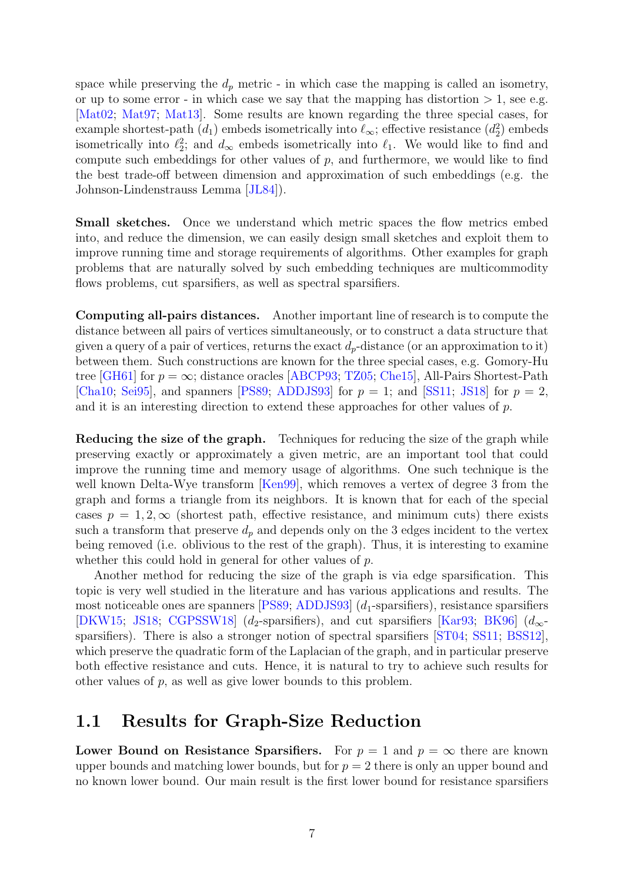space while preserving the $d_p$ metric - in which case the mapping is called an isometry, or up to some error - in which case we say that the mapping has distortion $> 1$, see e.g. [Mat02; Mat97; Mat13]. Some results are known regarding the three special cases, for example shortest-path ($d_1$) embeds isometrically into $\ell_\infty$; effective resistance ($d_2^2$) embeds isometrically into $\ell_2^2$; and $d_\infty$ embeds isometrically into $\ell_1$. We would like to find and compute such embeddings for other values of $p$, and furthermore, we would like to find the best trade-off between dimension and approximation of such embeddings (e.g. the Johnson-Lindenstrauss Lemma [JL84]).

**Small sketches.** Once we understand which metric spaces the flow metrics embed into, and reduce the dimension, we can easily design small sketches and exploit them to improve running time and storage requirements of algorithms. Other examples for graph problems that are naturally solved by such embedding techniques are multicommodity flows problems, cut sparsifiers, as well as spectral sparsifiers.

**Computing all-pairs distances.** Another important line of research is to compute the distance between all pairs of vertices simultaneously, or to construct a data structure that given a query of a pair of vertices, returns the exact $d_p$-distance (or an approximation to it) between them. Such constructions are known for the three special cases, e.g. Gomory-Hu tree [GH61] for $p = \infty$; distance oracles [ABCP93; TZ05; Che15], All-Pairs Shortest-Path [Cha10; Sei95], and spanners [PS89; ADDJS93] for $p = 1$; and [SS11; JS18] for $p = 2$, and it is an interesting direction to extend these approaches for other values of $p$.

**Reducing the size of the graph.** Techniques for reducing the size of the graph while preserving exactly or approximately a given metric, are an important tool that could improve the running time and memory usage of algorithms. One such technique is the well known Delta-Wye transform [Ken99], which removes a vertex of degree 3 from the graph and forms a triangle from its neighbors. It is known that for each of the special cases $p = 1, 2, \infty$ (shortest path, effective resistance, and minimum cuts) there exists such a transform that preserve $d_p$ and depends only on the 3 edges incident to the vertex being removed (i.e. oblivious to the rest of the graph). Thus, it is interesting to examine whether this could hold in general for other values of $p$.

Another method for reducing the size of the graph is via edge sparsification. This topic is very well studied in the literature and has various applications and results. The most noticeable ones are spanners [PS89; ADDJS93] ($d_1$-sparsifiers), resistance sparsifiers [DKW15; JS18; CGPSSW18] ($d_2$-sparsifiers), and cut sparsifiers [Kar93; BK96] ($d_\infty$-sparsifiers). There is also a stronger notion of spectral sparsifiers [ST04; SS11; BSS12], which preserve the quadratic form of the Laplacian of the graph, and in particular preserve both effective resistance and cuts. Hence, it is natural to try to achieve such results for other values of $p$, as well as give lower bounds to this problem.

## 1.1 Results for Graph-Size Reduction

**Lower Bound on Resistance Sparsifiers.** For $p = 1$ and $p = \infty$ there are known upper bounds and matching lower bounds, but for $p = 2$ there is only an upper bound and no known lower bound. Our main result is the first lower bound for resistance sparsifiers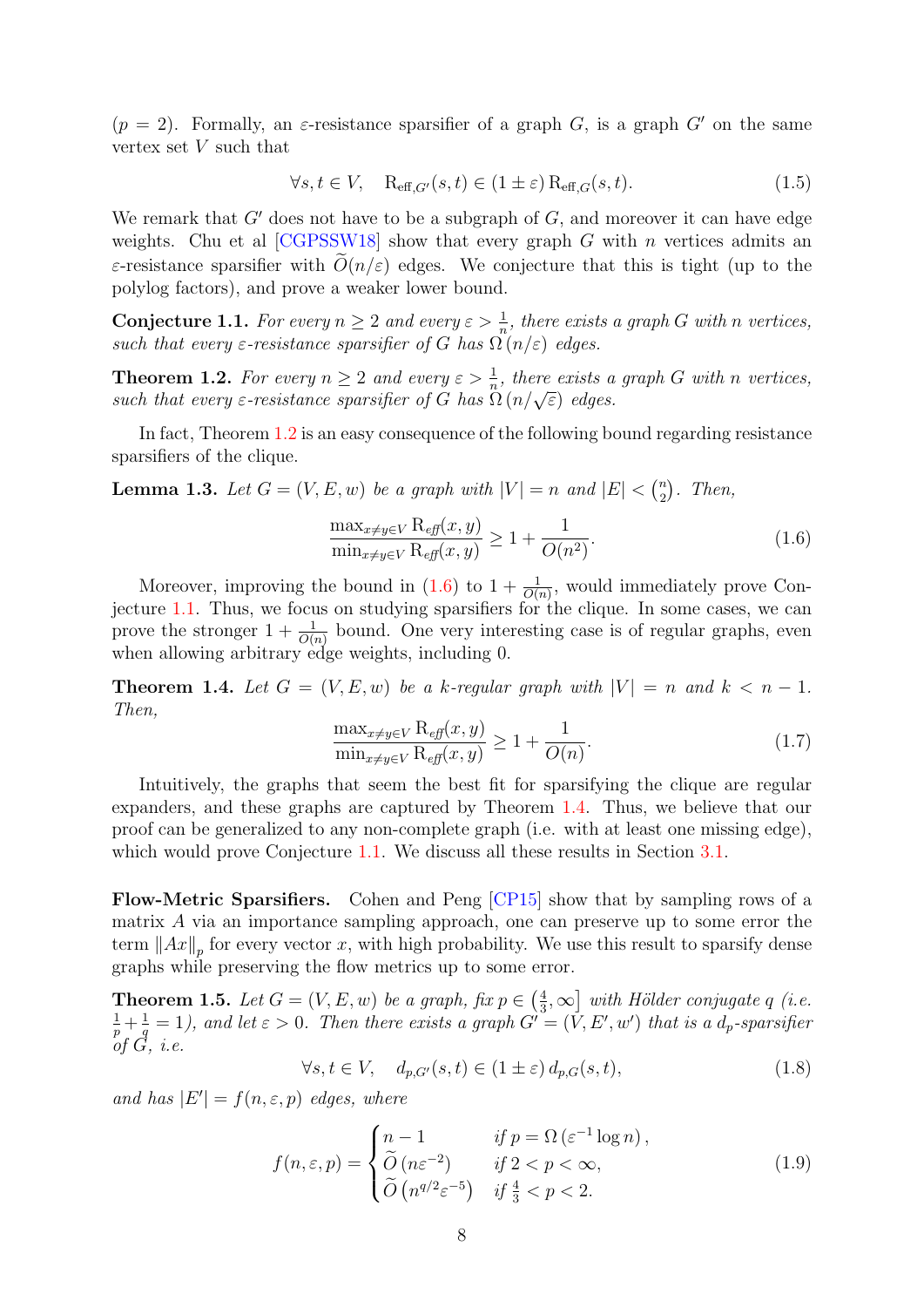($p = 2$). Formally, an $\varepsilon$-resistance sparsifier of a graph $G$, is a graph $G'$ on the same vertex set $V$ such that

$$\forall s, t \in V, \quad \mathrm{R}_{\mathrm{eff},G'}(s,t) \in (1 \pm \varepsilon)\, \mathrm{R}_{\mathrm{eff},G}(s,t). \tag{1.5}$$

We remark that $G'$ does not have to be a subgraph of $G$, and moreover it can have edge weights. Chu et al [CGPSSW18] show that every graph $G$ with $n$ vertices admits an $\varepsilon$-resistance sparsifier with $\widetilde{O}(n/\varepsilon)$ edges. We conjecture that this is tight (up to the polylog factors), and prove a weaker lower bound.

**Conjecture 1.1.** *For every $n \geq 2$ and every $\varepsilon > \frac{1}{n}$, there exists a graph $G$ with $n$ vertices, such that every $\varepsilon$-resistance sparsifier of $G$ has $\Omega(n/\varepsilon)$ edges.*

**Theorem 1.2.** *For every $n \geq 2$ and every $\varepsilon > \frac{1}{n}$, there exists a graph $G$ with $n$ vertices, such that every $\varepsilon$-resistance sparsifier of $G$ has $\Omega(n/\sqrt{\varepsilon})$ edges.*

In fact, Theorem 1.2 is an easy consequence of the following bound regarding resistance sparsifiers of the clique.

**Lemma 1.3.** *Let $G = (V, E, w)$ be a graph with $|V| = n$ and $|E| < \binom{n}{2}$. Then,*

$$\frac{\max_{x \neq y \in V} \mathrm{R}_{\mathit{eff}}(x,y)}{\min_{x \neq y \in V} \mathrm{R}_{\mathit{eff}}(x,y)} \geq 1 + \frac{1}{O(n^2)}. \tag{1.6}$$

Moreover, improving the bound in (1.6) to $1 + \frac{1}{O(n)}$, would immediately prove Conjecture 1.1. Thus, we focus on studying sparsifiers for the clique. In some cases, we can prove the stronger $1 + \frac{1}{O(n)}$ bound. One very interesting case is of regular graphs, even when allowing arbitrary edge weights, including 0.

**Theorem 1.4.** *Let $G = (V, E, w)$ be a $k$-regular graph with $|V| = n$ and $k < n - 1$. Then,*

$$\frac{\max_{x \neq y \in V} \mathrm{R}_{\mathit{eff}}(x,y)}{\min_{x \neq y \in V} \mathrm{R}_{\mathit{eff}}(x,y)} \geq 1 + \frac{1}{O(n)}. \tag{1.7}$$

Intuitively, the graphs that seem the best fit for sparsifying the clique are regular expanders, and these graphs are captured by Theorem 1.4. Thus, we believe that our proof can be generalized to any non-complete graph (i.e. with at least one missing edge), which would prove Conjecture 1.1. We discuss all these results in Section 3.1.

**Flow-Metric Sparsifiers.** Cohen and Peng [CP15] show that by sampling rows of a matrix $A$ via an importance sampling approach, one can preserve up to some error the term $\|Ax\|_p$ for every vector $x$, with high probability. We use this result to sparsify dense graphs while preserving the flow metrics up to some error.

**Theorem 1.5.** *Let $G = (V, E, w)$ be a graph, fix $p \in \left(\frac{4}{3}, \infty\right]$ with Hölder conjugate $q$ (i.e. $\frac{1}{p} + \frac{1}{q} = 1$), and let $\varepsilon > 0$. Then there exists a graph $G' = (V, E', w')$ that is a $d_p$-sparsifier of $G$, i.e.*

$$\forall s, t \in V, \quad d_{p,G'}(s,t) \in (1 \pm \varepsilon)\, d_{p,G}(s,t), \tag{1.8}$$

*and has $|E'| = f(n, \varepsilon, p)$ edges, where*

$$f(n, \varepsilon, p) = \begin{cases} n - 1 & \text{if } p = \Omega\left(\varepsilon^{-1} \log n\right), \\ \widetilde{O}\left(n \varepsilon^{-2}\right) & \text{if } 2 < p < \infty, \\ \widetilde{O}\left(n^{q/2} \varepsilon^{-5}\right) & \text{if } \frac{4}{3} < p < 2. \end{cases} \tag{1.9}$$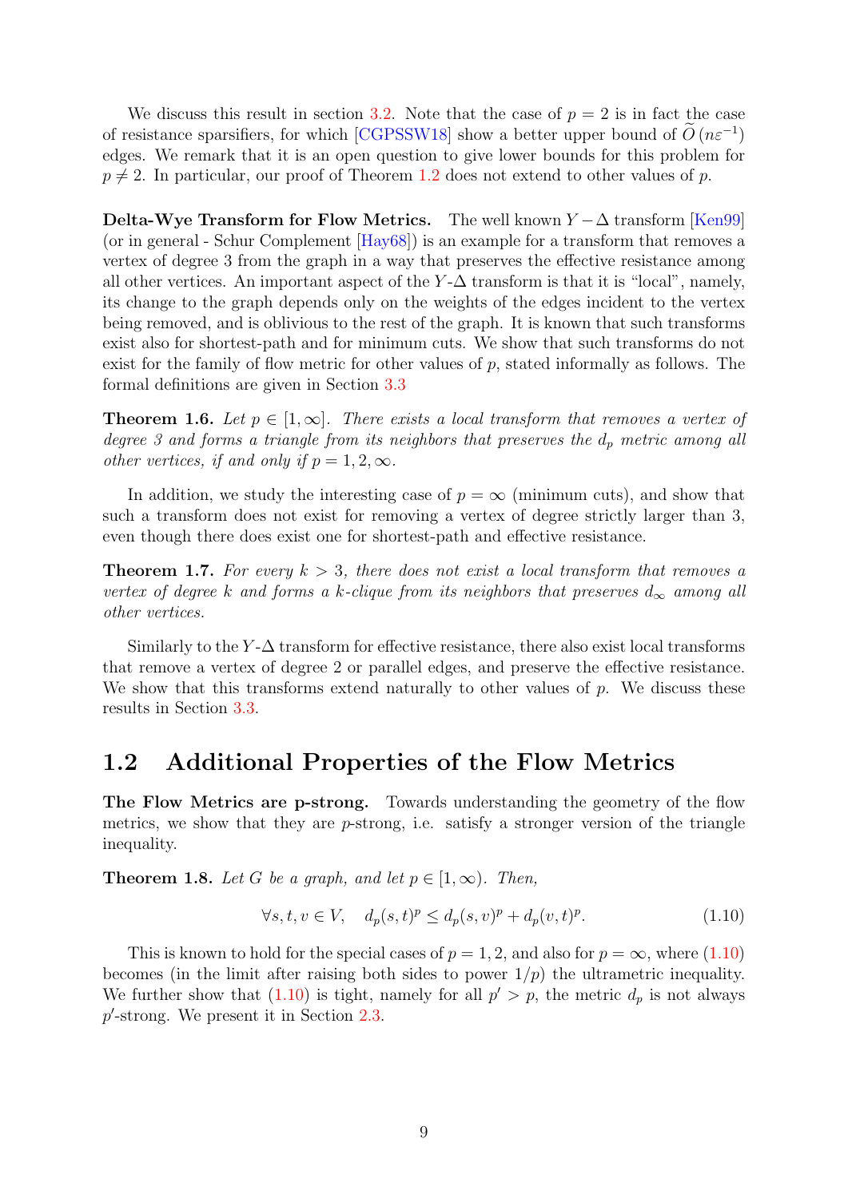We discuss this result in section 3.2. Note that the case of $p = 2$ is in fact the case of resistance sparsifiers, for which [CGPSSW18] show a better upper bound of $\widetilde{O}(n\varepsilon^{-1})$ edges. We remark that it is an open question to give lower bounds for this problem for $p \neq 2$. In particular, our proof of Theorem 1.2 does not extend to other values of $p$.

**Delta-Wye Transform for Flow Metrics.** The well known $Y-\Delta$ transform [Ken99] (or in general - Schur Complement [Hay68]) is an example for a transform that removes a vertex of degree 3 from the graph in a way that preserves the effective resistance among all other vertices. An important aspect of the $Y$-$\Delta$ transform is that it is "local", namely, its change to the graph depends only on the weights of the edges incident to the vertex being removed, and is oblivious to the rest of the graph. It is known that such transforms exist also for shortest-path and for minimum cuts. We show that such transforms do not exist for the family of flow metric for other values of $p$, stated informally as follows. The formal definitions are given in Section 3.3

**Theorem 1.6.** *Let $p \in [1, \infty]$. There exists a local transform that removes a vertex of degree 3 and forms a triangle from its neighbors that preserves the $d_p$ metric among all other vertices, if and only if $p = 1, 2, \infty$.*

In addition, we study the interesting case of $p = \infty$ (minimum cuts), and show that such a transform does not exist for removing a vertex of degree strictly larger than 3, even though there does exist one for shortest-path and effective resistance.

**Theorem 1.7.** *For every $k > 3$, there does not exist a local transform that removes a vertex of degree $k$ and forms a $k$-clique from its neighbors that preserves $d_\infty$ among all other vertices.*

Similarly to the $Y$-$\Delta$ transform for effective resistance, there also exist local transforms that remove a vertex of degree 2 or parallel edges, and preserve the effective resistance. We show that this transforms extend naturally to other values of $p$. We discuss these results in Section 3.3.

## 1.2 Additional Properties of the Flow Metrics

**The Flow Metrics are p-strong.** Towards understanding the geometry of the flow metrics, we show that they are $p$-strong, i.e. satisfy a stronger version of the triangle inequality.

**Theorem 1.8.** *Let $G$ be a graph, and let $p \in [1, \infty)$. Then,*

$$\forall s, t, v \in V, \quad d_p(s,t)^p \leq d_p(s,v)^p + d_p(v,t)^p. \tag{1.10}$$

This is known to hold for the special cases of $p = 1, 2$, and also for $p = \infty$, where (1.10) becomes (in the limit after raising both sides to power $1/p$) the ultrametric inequality. We further show that (1.10) is tight, namely for all $p' > p$, the metric $d_p$ is not always $p'$-strong. We present it in Section 2.3.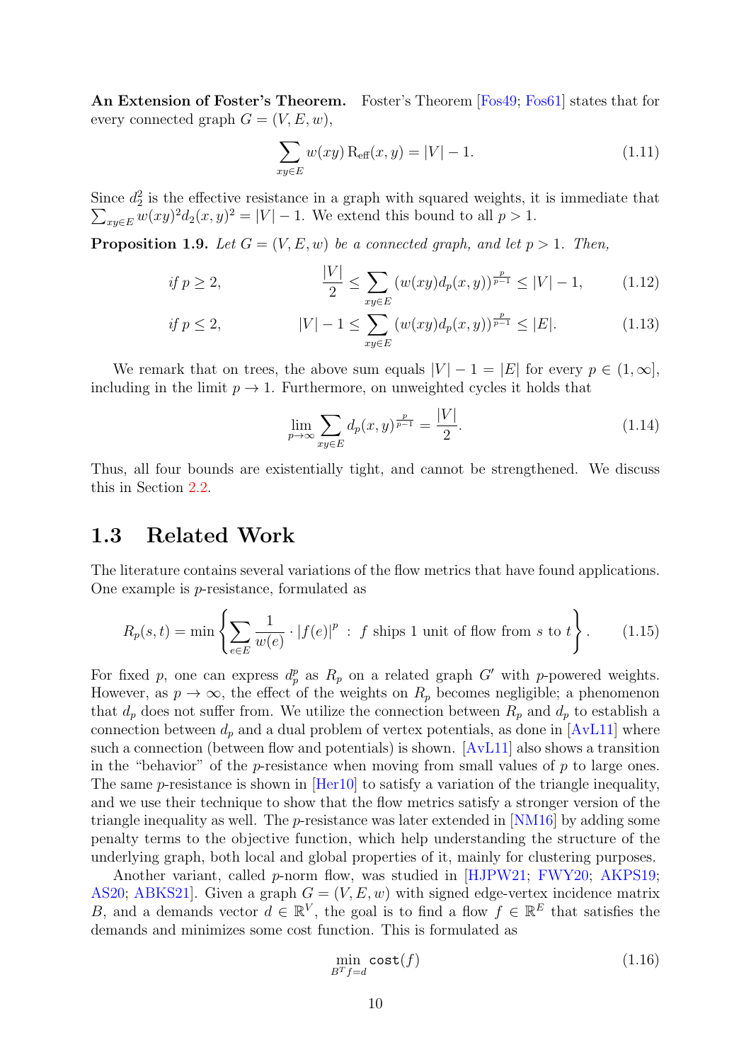**An Extension of Foster's Theorem.** Foster's Theorem [Fos49; Fos61] states that for every connected graph $G = (V, E, w)$,

$$\sum_{xy \in E} w(xy)\, \mathrm{R_{eff}}(x, y) = |V| - 1. \tag{1.11}$$

Since $d_2^2$ is the effective resistance in a graph with squared weights, it is immediate that $\sum_{xy \in E} w(xy)^2 d_2(x, y)^2 = |V| - 1$. We extend this bound to all $p > 1$.

**Proposition 1.9.** *Let $G = (V, E, w)$ be a connected graph, and let $p > 1$. Then,*

$$\text{if } p \geq 2, \qquad \frac{|V|}{2} \leq \sum_{xy \in E} (w(xy) d_p(x, y))^{\frac{p}{p-1}} \leq |V| - 1, \tag{1.12}$$

$$\text{if } p \leq 2, \qquad |V| - 1 \leq \sum_{xy \in E} (w(xy) d_p(x, y))^{\frac{p}{p-1}} \leq |E|. \tag{1.13}$$

We remark that on trees, the above sum equals $|V| - 1 = |E|$ for every $p \in (1, \infty]$, including in the limit $p \to 1$. Furthermore, on unweighted cycles it holds that

$$\lim_{p \to \infty} \sum_{xy \in E} d_p(x, y)^{\frac{p}{p-1}} = \frac{|V|}{2}. \tag{1.14}$$

Thus, all four bounds are existentially tight, and cannot be strengthened. We discuss this in Section 2.2.

## 1.3 Related Work

The literature contains several variations of the flow metrics that have found applications. One example is $p$-resistance, formulated as

$$R_p(s, t) = \min \left\{ \sum_{e \in E} \frac{1}{w(e)} \cdot |f(e)|^p \ : \ f \text{ ships 1 unit of flow from } s \text{ to } t \right\}. \tag{1.15}$$

For fixed $p$, one can express $d_p^p$ as $R_p$ on a related graph $G'$ with $p$-powered weights. However, as $p \to \infty$, the effect of the weights on $R_p$ becomes negligible; a phenomenon that $d_p$ does not suffer from. We utilize the connection between $R_p$ and $d_p$ to establish a connection between $d_p$ and a dual problem of vertex potentials, as done in [AvL11] where such a connection (between flow and potentials) is shown. [AvL11] also shows a transition in the "behavior" of the $p$-resistance when moving from small values of $p$ to large ones. The same $p$-resistance is shown in [Her10] to satisfy a variation of the triangle inequality, and we use their technique to show that the flow metrics satisfy a stronger version of the triangle inequality as well. The $p$-resistance was later extended in [NM16] by adding some penalty terms to the objective function, which help understanding the structure of the underlying graph, both local and global properties of it, mainly for clustering purposes.

Another variant, called $p$-norm flow, was studied in [HJPW21; FWY20; AKPS19; AS20; ABKS21]. Given a graph $G = (V, E, w)$ with signed edge-vertex incidence matrix $B$, and a demands vector $d \in \mathbb{R}^V$, the goal is to find a flow $f \in \mathbb{R}^E$ that satisfies the demands and minimizes some cost function. This is formulated as

$$\min_{B^T f = d} \mathtt{cost}(f) \tag{1.16}$$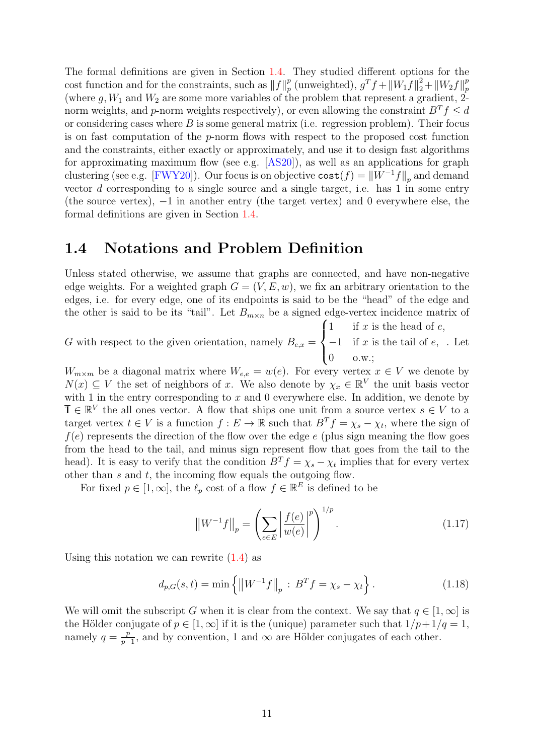The formal definitions are given in Section 1.4. They studied different options for the cost function and for the constraints, such as $\|f\|_p^p$ (unweighted), $g^T f + \|W_1 f\|_2^2 + \|W_2 f\|_p^p$ (where $g, W_1$ and $W_2$ are some more variables of the problem that represent a gradient, 2-norm weights, and $p$-norm weights respectively), or even allowing the constraint $B^T f \le d$ or considering cases where $B$ is some general matrix (i.e. regression problem). Their focus is on fast computation of the $p$-norm flows with respect to the proposed cost function and the constraints, either exactly or approximately, and use it to design fast algorithms for approximating maximum flow (see e.g. [AS20]), as well as an applications for graph clustering (see e.g. [FWY20]). Our focus is on objective $\mathtt{cost}(f) = \|W^{-1}f\|_p$ and demand vector $d$ corresponding to a single source and a single target, i.e. has 1 in some entry (the source vertex), $-1$ in another entry (the target vertex) and 0 everywhere else, the formal definitions are given in Section 1.4.

## 1.4 Notations and Problem Definition

Unless stated otherwise, we assume that graphs are connected, and have non-negative edge weights. For a weighted graph $G = (V, E, w)$, we fix an arbitrary orientation to the edges, i.e. for every edge, one of its endpoints is said to be the "head" of the edge and the other is said to be its "tail". Let $B_{m\times n}$ be a signed edge-vertex incidence matrix of $G$ with respect to the given orientation, namely $B_{e,x} = \begin{cases} 1 & \text{if } x \text{ is the head of } e, \\ -1 & \text{if } x \text{ is the tail of } e, \\ 0 & \text{o.w.;} \end{cases}$. Let $W_{m\times m}$ be a diagonal matrix where $W_{e,e} = w(e)$. For every vertex $x \in V$ we denote by $N(x) \subseteq V$ the set of neighbors of $x$. We also denote by $\chi_x \in \mathbb{R}^V$ the unit basis vector with 1 in the entry corresponding to $x$ and 0 everywhere else. In addition, we denote by $\overline{\mathbb{1}} \in \mathbb{R}^V$ the all ones vector. A flow that ships one unit from a source vertex $s \in V$ to a target vertex $t \in V$ is a function $f : E \to \mathbb{R}$ such that $B^T f = \chi_s - \chi_t$, where the sign of $f(e)$ represents the direction of the flow over the edge $e$ (plus sign meaning the flow goes from the head to the tail, and minus sign represent flow that goes from the tail to the head). It is easy to verify that the condition $B^T f = \chi_s - \chi_t$ implies that for every vertex other than $s$ and $t$, the incoming flow equals the outgoing flow.

For fixed $p \in [1, \infty]$, the $\ell_p$ cost of a flow $f \in \mathbb{R}^E$ is defined to be

$$\left\|W^{-1}f\right\|_p = \left(\sum_{e\in E}\left|\frac{f(e)}{w(e)}\right|^p\right)^{1/p}. \tag{1.17}$$

Using this notation we can rewrite (1.4) as

$$d_{p,G}(s,t) = \min\left\{\left\|W^{-1}f\right\|_p \,:\, B^T f = \chi_s - \chi_t\right\}. \tag{1.18}$$

We will omit the subscript $G$ when it is clear from the context. We say that $q \in [1, \infty]$ is the Hölder conjugate of $p \in [1, \infty]$ if it is the (unique) parameter such that $1/p + 1/q = 1$, namely $q = \frac{p}{p-1}$, and by convention, 1 and $\infty$ are Hölder conjugates of each other.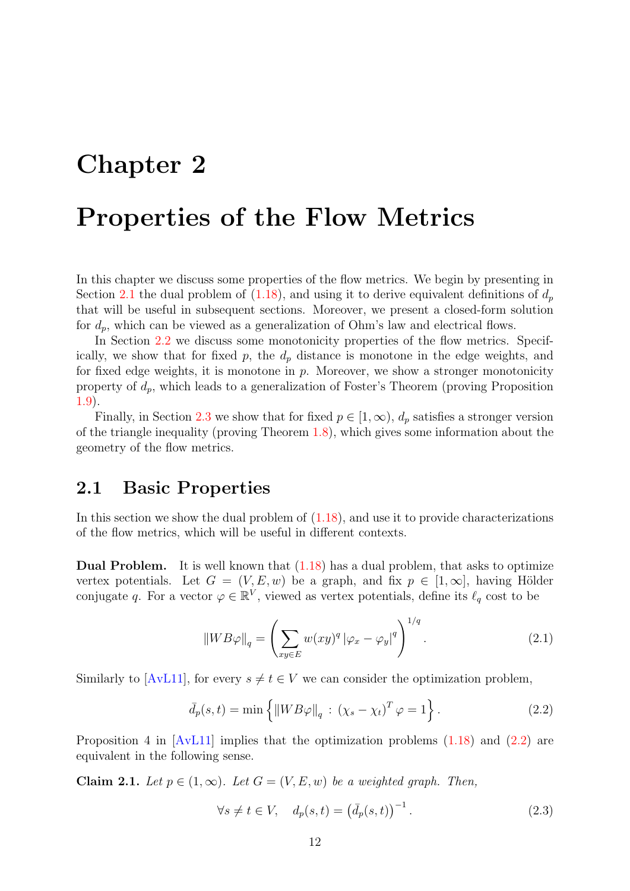# Chapter 2

# Properties of the Flow Metrics

In this chapter we discuss some properties of the flow metrics. We begin by presenting in Section 2.1 the dual problem of (1.18), and using it to derive equivalent definitions of $d_p$ that will be useful in subsequent sections. Moreover, we present a closed-form solution for $d_p$, which can be viewed as a generalization of Ohm's law and electrical flows.

In Section 2.2 we discuss some monotonicity properties of the flow metrics. Specifically, we show that for fixed $p$, the $d_p$ distance is monotone in the edge weights, and for fixed edge weights, it is monotone in $p$. Moreover, we show a stronger monotonicity property of $d_p$, which leads to a generalization of Foster's Theorem (proving Proposition 1.9).

Finally, in Section 2.3 we show that for fixed $p \in [1, \infty)$, $d_p$ satisfies a stronger version of the triangle inequality (proving Theorem 1.8), which gives some information about the geometry of the flow metrics.

## 2.1 Basic Properties

In this section we show the dual problem of (1.18), and use it to provide characterizations of the flow metrics, which will be useful in different contexts.

**Dual Problem.** It is well known that (1.18) has a dual problem, that asks to optimize vertex potentials. Let $G = (V, E, w)$ be a graph, and fix $p \in [1, \infty]$, having Hölder conjugate $q$. For a vector $\varphi \in \mathbb{R}^V$, viewed as vertex potentials, define its $\ell_q$ cost to be

$$\|WB\varphi\|_q = \left( \sum_{xy \in E} w(xy)^q \left| \varphi_x - \varphi_y \right|^q \right)^{1/q}. \tag{2.1}$$

Similarly to [AvL11], for every $s \neq t \in V$ we can consider the optimization problem,

$$\bar{d}_p(s,t) = \min \left\{ \|WB\varphi\|_q \,:\, (\chi_s - \chi_t)^T \varphi = 1 \right\}. \tag{2.2}$$

Proposition 4 in [AvL11] implies that the optimization problems (1.18) and (2.2) are equivalent in the following sense.

**Claim 2.1.** *Let $p \in (1, \infty)$. Let $G = (V, E, w)$ be a weighted graph. Then,*

$$\forall s \neq t \in V, \quad d_p(s,t) = \left( \bar{d}_p(s,t) \right)^{-1}. \tag{2.3}$$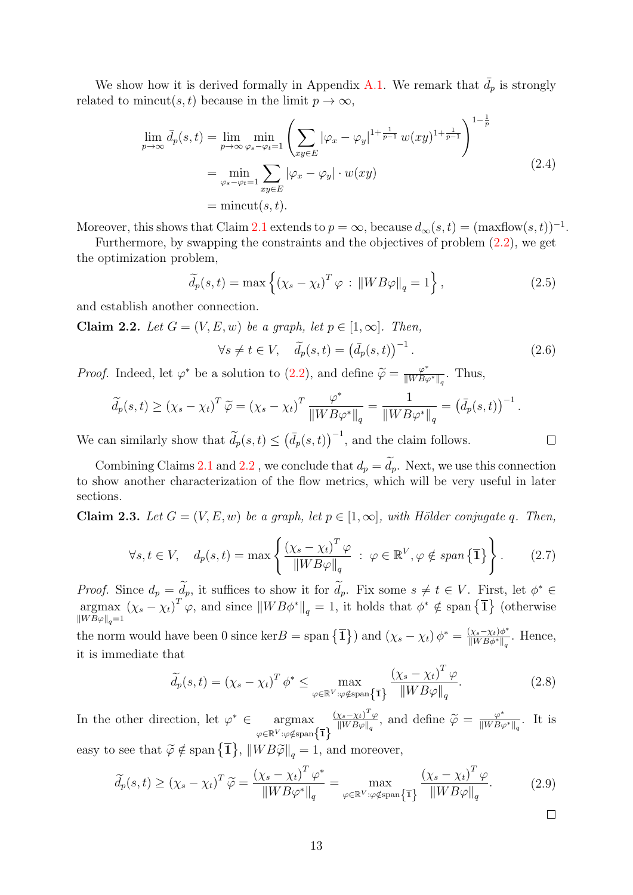We show how it is derived formally in Appendix A.1. We remark that $\bar{d}_p$ is strongly related to $\text{mincut}(s,t)$ because in the limit $p \to \infty$,

$$\begin{aligned}
\lim_{p\to\infty} \bar{d}_p(s,t) &= \lim_{p\to\infty} \min_{\varphi_s - \varphi_t = 1} \left( \sum_{xy\in E} \left|\varphi_x - \varphi_y\right|^{1+\frac{1}{p-1}} w(xy)^{1+\frac{1}{p-1}} \right)^{1-\frac{1}{p}} \\
&= \min_{\varphi_s - \varphi_t = 1} \sum_{xy\in E} \left|\varphi_x - \varphi_y\right| \cdot w(xy) \\
&= \text{mincut}(s,t).
\end{aligned} \tag{2.4}$$

Moreover, this shows that Claim 2.1 extends to $p = \infty$, because $d_\infty(s,t) = (\text{maxflow}(s,t))^{-1}$.

Furthermore, by swapping the constraints and the objectives of problem (2.2), we get the optimization problem,

$$\widetilde{d}_p(s,t) = \max\left\{ \left(\chi_s - \chi_t\right)^T \varphi \,:\, \left\|WB\varphi\right\|_q = 1 \right\}, \tag{2.5}$$

and establish another connection.

**Claim 2.2.** *Let $G = (V, E, w)$ be a graph, let $p \in [1, \infty]$. Then,*

$$\forall s \neq t \in V, \quad \widetilde{d}_p(s,t) = \left(\bar{d}_p(s,t)\right)^{-1}. \tag{2.6}$$

*Proof.* Indeed, let $\varphi^*$ be a solution to (2.2), and define $\widetilde{\varphi} = \frac{\varphi^*}{\left\|WB\varphi^*\right\|_q}$. Thus,

$$\widetilde{d}_p(s,t) \geq \left(\chi_s - \chi_t\right)^T \widetilde{\varphi} = \left(\chi_s - \chi_t\right)^T \frac{\varphi^*}{\left\|WB\varphi^*\right\|_q} = \frac{1}{\left\|WB\varphi^*\right\|_q} = \left(\bar{d}_p(s,t)\right)^{-1}.$$

We can similarly show that $\widetilde{d}_p(s,t) \leq \left(\bar{d}_p(s,t)\right)^{-1}$, and the claim follows. ∎

Combining Claims 2.1 and 2.2 , we conclude that $d_p = \widetilde{d}_p$. Next, we use this connection to show another characterization of the flow metrics, which will be very useful in later sections.

**Claim 2.3.** *Let $G = (V, E, w)$ be a graph, let $p \in [1, \infty]$, with Hölder conjugate $q$. Then,*

$$\forall s,t \in V, \quad d_p(s,t) = \max\left\{ \frac{\left(\chi_s - \chi_t\right)^T \varphi}{\left\|WB\varphi\right\|_q} \,:\, \varphi \in \mathbb{R}^V, \varphi \notin \textit{span}\left\{\bar{\mathbb{1}}\right\} \right\}. \tag{2.7}$$

*Proof.* Since $d_p = \widetilde{d}_p$, it suffices to show it for $\widetilde{d}_p$. Fix some $s \neq t \in V$. First, let $\phi^* \in \underset{\left\|WB\varphi\right\|_q = 1}{\text{argmax}} \left(\chi_s - \chi_t\right)^T \varphi$, and since $\left\|WB\phi^*\right\|_q = 1$, it holds that $\phi^* \notin \text{span}\left\{\bar{\mathbb{1}}\right\}$ (otherwise the norm would have been 0 since $\ker B = \text{span}\left\{\bar{\mathbb{1}}\right\}$) and $\left(\chi_s - \chi_t\right)\phi^* = \frac{(\chi_s - \chi_t)\phi^*}{\left\|WB\phi^*\right\|_q}$. Hence, it is immediate that

$$\widetilde{d}_p(s,t) = \left(\chi_s - \chi_t\right)^T \phi^* \leq \max_{\varphi\in\mathbb{R}^V : \varphi \notin \text{span}\left\{\bar{\mathbb{1}}\right\}} \frac{\left(\chi_s - \chi_t\right)^T \varphi}{\left\|WB\varphi\right\|_q}. \tag{2.8}$$

In the other direction, let $\varphi^* \in \underset{\varphi\in\mathbb{R}^V : \varphi \notin \text{span}\left\{\bar{\mathbb{1}}\right\}}{\text{argmax}} \frac{(\chi_s - \chi_t)^T \varphi}{\left\|WB\varphi\right\|_q}$, and define $\widetilde{\varphi} = \frac{\varphi^*}{\left\|WB\varphi^*\right\|_q}$. It is easy to see that $\widetilde{\varphi} \notin \text{span}\left\{\bar{\mathbb{1}}\right\}$, $\left\|WB\widetilde{\varphi}\right\|_q = 1$, and moreover,

$$\widetilde{d}_p(s,t) \geq \left(\chi_s - \chi_t\right)^T \widetilde{\varphi} = \frac{\left(\chi_s - \chi_t\right)^T \varphi^*}{\left\|WB\varphi^*\right\|_q} = \max_{\varphi\in\mathbb{R}^V : \varphi \notin \text{span}\left\{\bar{\mathbb{1}}\right\}} \frac{\left(\chi_s - \chi_t\right)^T \varphi}{\left\|WB\varphi\right\|_q}. \tag{2.9}$$

∎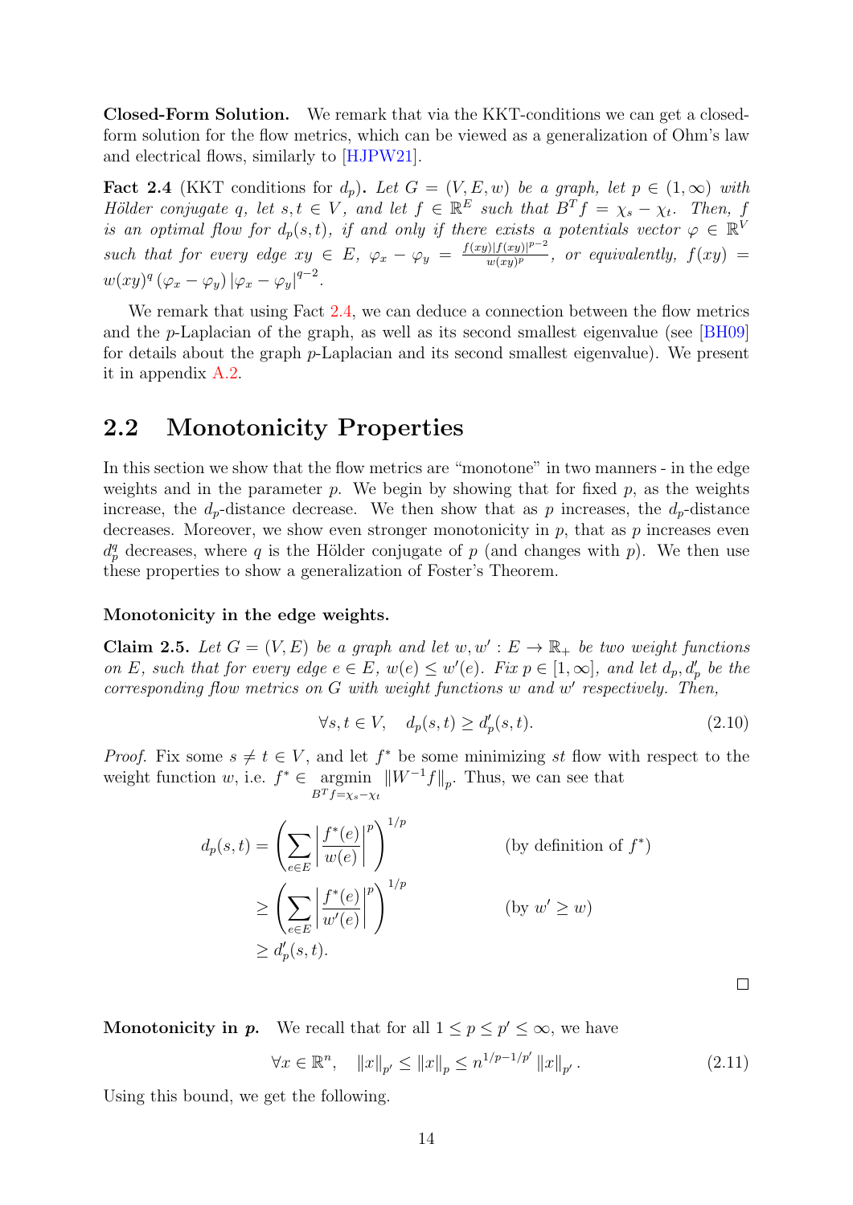**Closed-Form Solution.** We remark that via the KKT-conditions we can get a closed-form solution for the flow metrics, which can be viewed as a generalization of Ohm's law and electrical flows, similarly to [HJPW21].

**Fact 2.4** (KKT conditions for $d_p$)**.** *Let $G = (V, E, w)$ be a graph, let $p \in (1, \infty)$ with Hölder conjugate $q$, let $s, t \in V$, and let $f \in \mathbb{R}^E$ such that $B^T f = \chi_s - \chi_t$. Then, $f$ is an optimal flow for $d_p(s,t)$, if and only if there exists a potentials vector $\varphi \in \mathbb{R}^V$ such that for every edge $xy \in E$, $\varphi_x - \varphi_y = \frac{f(xy)|f(xy)|^{p-2}}{w(xy)^p}$, or equivalently, $f(xy) = w(xy)^q (\varphi_x - \varphi_y) |\varphi_x - \varphi_y|^{q-2}$.*

We remark that using Fact 2.4, we can deduce a connection between the flow metrics and the $p$-Laplacian of the graph, as well as its second smallest eigenvalue (see [BH09] for details about the graph $p$-Laplacian and its second smallest eigenvalue). We present it in appendix A.2.

## 2.2 Monotonicity Properties

In this section we show that the flow metrics are "monotone" in two manners - in the edge weights and in the parameter $p$. We begin by showing that for fixed $p$, as the weights increase, the $d_p$-distance decrease. We then show that as $p$ increases, the $d_p$-distance decreases. Moreover, we show even stronger monotonicity in $p$, that as $p$ increases even $d_p^q$ decreases, where $q$ is the Hölder conjugate of $p$ (and changes with $p$). We then use these properties to show a generalization of Foster's Theorem.

**Monotonicity in the edge weights.**

**Claim 2.5.** *Let $G = (V, E)$ be a graph and let $w, w' : E \to \mathbb{R}_+$ be two weight functions on $E$, such that for every edge $e \in E$, $w(e) \le w'(e)$. Fix $p \in [1, \infty]$, and let $d_p, d'_p$ be the corresponding flow metrics on $G$ with weight functions $w$ and $w'$ respectively. Then,*

$$\forall s, t \in V, \quad d_p(s,t) \ge d'_p(s,t). \tag{2.10}$$

*Proof.* Fix some $s \ne t \in V$, and let $f^*$ be some minimizing $st$ flow with respect to the weight function $w$, i.e. $f^* \in \underset{B^T f = \chi_s - \chi_t}{\text{argmin}} \left\| W^{-1} f \right\|_p$. Thus, we can see that

$$\begin{aligned}
d_p(s,t) &= \left( \sum_{e \in E} \left| \frac{f^*(e)}{w(e)} \right|^p \right)^{1/p} && \text{(by definition of } f^*\text{)} \\
&\ge \left( \sum_{e \in E} \left| \frac{f^*(e)}{w'(e)} \right|^p \right)^{1/p} && \text{(by } w' \ge w\text{)} \\
&\ge d'_p(s,t).
\end{aligned}$$

$\square$

**Monotonicity in $p$.** We recall that for all $1 \le p \le p' \le \infty$, we have

$$\forall x \in \mathbb{R}^n, \quad \|x\|_{p'} \le \|x\|_p \le n^{1/p - 1/p'} \|x\|_{p'}. \tag{2.11}$$

Using this bound, we get the following.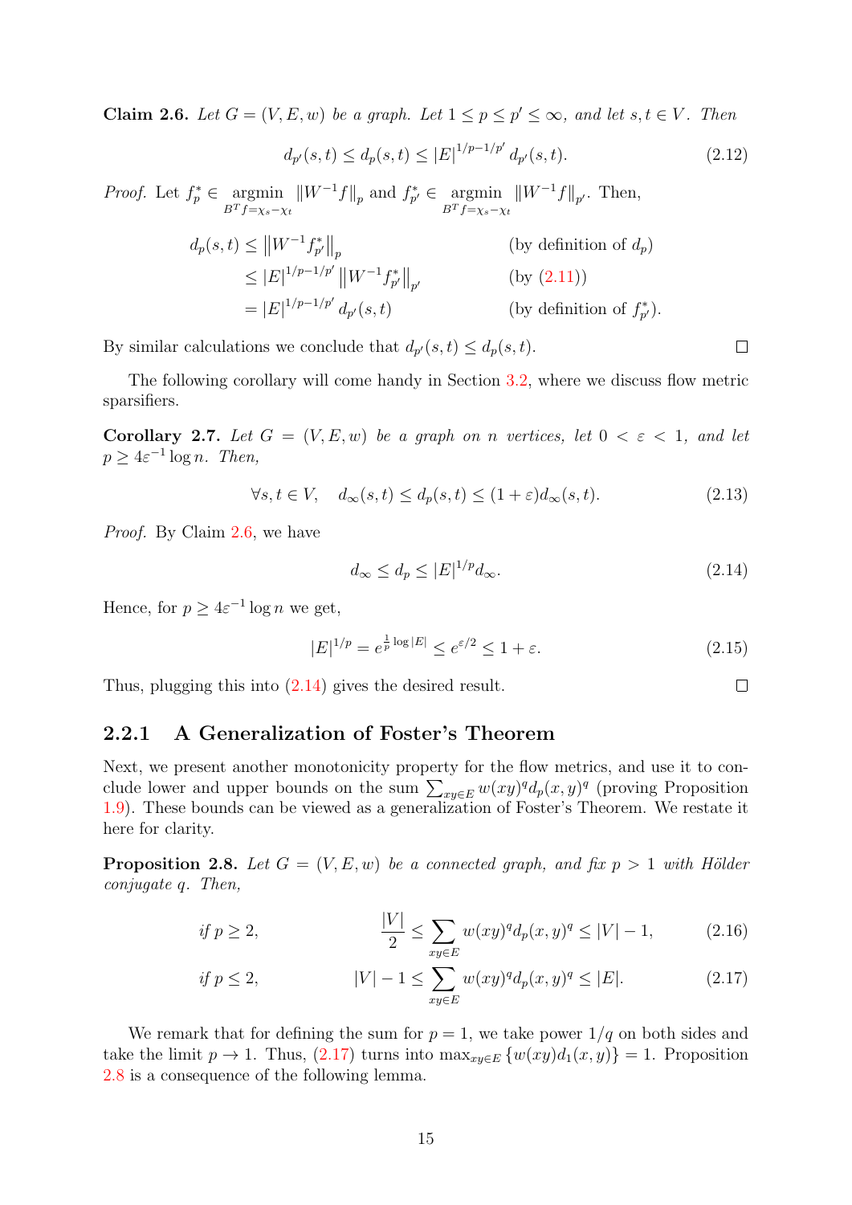**Claim 2.6.** *Let $G = (V, E, w)$ be a graph. Let $1 \le p \le p' \le \infty$, and let $s, t \in V$. Then*

$$d_{p'}(s,t) \le d_p(s,t) \le |E|^{1/p - 1/p'} d_{p'}(s,t). \tag{2.12}$$

*Proof.* Let $f_p^* \in \underset{B^T f = \chi_s - \chi_t}{\operatorname{argmin}} \|W^{-1} f\|_p$ and $f_{p'}^* \in \underset{B^T f = \chi_s - \chi_t}{\operatorname{argmin}} \|W^{-1} f\|_{p'}$. Then,

$$\begin{aligned}
d_p(s,t) &\le \left\|W^{-1} f_{p'}^*\right\|_p && \text{(by definition of } d_p\text{)} \\
&\le |E|^{1/p - 1/p'} \left\|W^{-1} f_{p'}^*\right\|_{p'} && \text{(by (2.11))} \\
&= |E|^{1/p - 1/p'} d_{p'}(s,t) && \text{(by definition of } f_{p'}^*\text{)}.
\end{aligned}$$

By similar calculations we conclude that $d_{p'}(s,t) \le d_p(s,t)$. ◻

The following corollary will come handy in Section 3.2, where we discuss flow metric sparsifiers.

**Corollary 2.7.** *Let $G = (V, E, w)$ be a graph on $n$ vertices, let $0 < \varepsilon < 1$, and let $p \ge 4\varepsilon^{-1} \log n$. Then,*

$$\forall s, t \in V, \quad d_\infty(s,t) \le d_p(s,t) \le (1+\varepsilon) d_\infty(s,t). \tag{2.13}$$

*Proof.* By Claim 2.6, we have

$$d_\infty \le d_p \le |E|^{1/p} d_\infty. \tag{2.14}$$

Hence, for $p \ge 4\varepsilon^{-1} \log n$ we get,

$$|E|^{1/p} = e^{\frac{1}{p} \log |E|} \le e^{\varepsilon/2} \le 1 + \varepsilon. \tag{2.15}$$

Thus, plugging this into (2.14) gives the desired result. ◻

### 2.2.1 A Generalization of Foster's Theorem

Next, we present another monotonicity property for the flow metrics, and use it to conclude lower and upper bounds on the sum $\sum_{xy \in E} w(xy)^q d_p(x,y)^q$ (proving Proposition 1.9). These bounds can be viewed as a generalization of Foster's Theorem. We restate it here for clarity.

**Proposition 2.8.** *Let $G = (V, E, w)$ be a connected graph, and fix $p > 1$ with Hölder conjugate $q$. Then,*

$$\text{if } p \ge 2, \qquad \frac{|V|}{2} \le \sum_{xy \in E} w(xy)^q d_p(x,y)^q \le |V| - 1, \tag{2.16}$$

$$\text{if } p \le 2, \qquad |V| - 1 \le \sum_{xy \in E} w(xy)^q d_p(x,y)^q \le |E|. \tag{2.17}$$

We remark that for defining the sum for $p = 1$, we take power $1/q$ on both sides and take the limit $p \to 1$. Thus, (2.17) turns into $\max_{xy \in E} \{w(xy) d_1(x,y)\} = 1$. Proposition 2.8 is a consequence of the following lemma.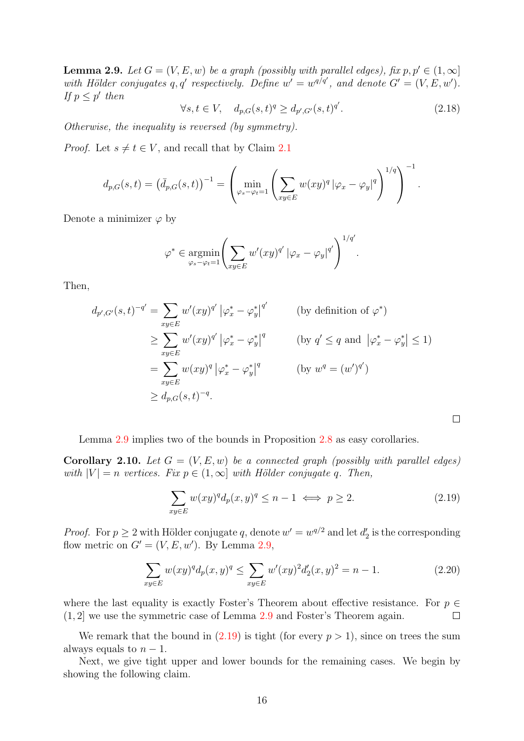**Lemma 2.9.** *Let $G = (V, E, w)$ be a graph (possibly with parallel edges), fix $p, p' \in (1, \infty]$ with Hölder conjugates $q, q'$ respectively. Define $w' = w^{q/q'}$, and denote $G' = (V, E, w')$. If $p \le p'$ then*

$$\forall s, t \in V, \quad d_{p,G}(s,t)^q \ge d_{p',G'}(s,t)^{q'}. \tag{2.18}$$

*Otherwise, the inequality is reversed (by symmetry).*

*Proof.* Let $s \ne t \in V$, and recall that by Claim 2.1

$$d_{p,G}(s,t) = \left(\bar{d}_{p,G}(s,t)\right)^{-1} = \left( \min_{\varphi_s - \varphi_t = 1} \left( \sum_{xy \in E} w(xy)^q \left|\varphi_x - \varphi_y\right|^q \right)^{1/q} \right)^{-1}.$$

Denote a minimizer $\varphi$ by

$$\varphi^* \in \underset{\varphi_s - \varphi_t = 1}{\operatorname{argmin}} \left( \sum_{xy \in E} w'(xy)^{q'} \left|\varphi_x - \varphi_y\right|^{q'} \right)^{1/q'}.$$

Then,

$$\begin{aligned}
d_{p',G'}(s,t)^{-q'} &= \sum_{xy \in E} w'(xy)^{q'} \left|\varphi^*_x - \varphi^*_y\right|^{q'} && \text{(by definition of } \varphi^*) \\
&\ge \sum_{xy \in E} w'(xy)^{q'} \left|\varphi^*_x - \varphi^*_y\right|^{q} && \text{(by } q' \le q \text{ and } \left|\varphi^*_x - \varphi^*_y\right| \le 1) \\
&= \sum_{xy \in E} w(xy)^{q} \left|\varphi^*_x - \varphi^*_y\right|^{q} && \text{(by } w^q = (w')^{q'}) \\
&\ge d_{p,G}(s,t)^{-q}.
\end{aligned}$$

$\square$

Lemma 2.9 implies two of the bounds in Proposition 2.8 as easy corollaries.

**Corollary 2.10.** *Let $G = (V, E, w)$ be a connected graph (possibly with parallel edges) with $|V| = n$ vertices. Fix $p \in (1, \infty]$ with Hölder conjugate $q$. Then,*

$$\sum_{xy \in E} w(xy)^q d_p(x,y)^q \le n - 1 \iff p \ge 2. \tag{2.19}$$

*Proof.* For $p \ge 2$ with Hölder conjugate $q$, denote $w' = w^{q/2}$ and let $d'_2$ is the corresponding flow metric on $G' = (V, E, w')$. By Lemma 2.9,

$$\sum_{xy \in E} w(xy)^q d_p(x,y)^q \le \sum_{xy \in E} w'(xy)^2 d'_2(x,y)^2 = n - 1. \tag{2.20}$$

where the last equality is exactly Foster's Theorem about effective resistance. For $p \in (1, 2]$ we use the symmetric case of Lemma 2.9 and Foster's Theorem again. $\square$

We remark that the bound in (2.19) is tight (for every $p > 1$), since on trees the sum always equals to $n - 1$.

Next, we give tight upper and lower bounds for the remaining cases. We begin by showing the following claim.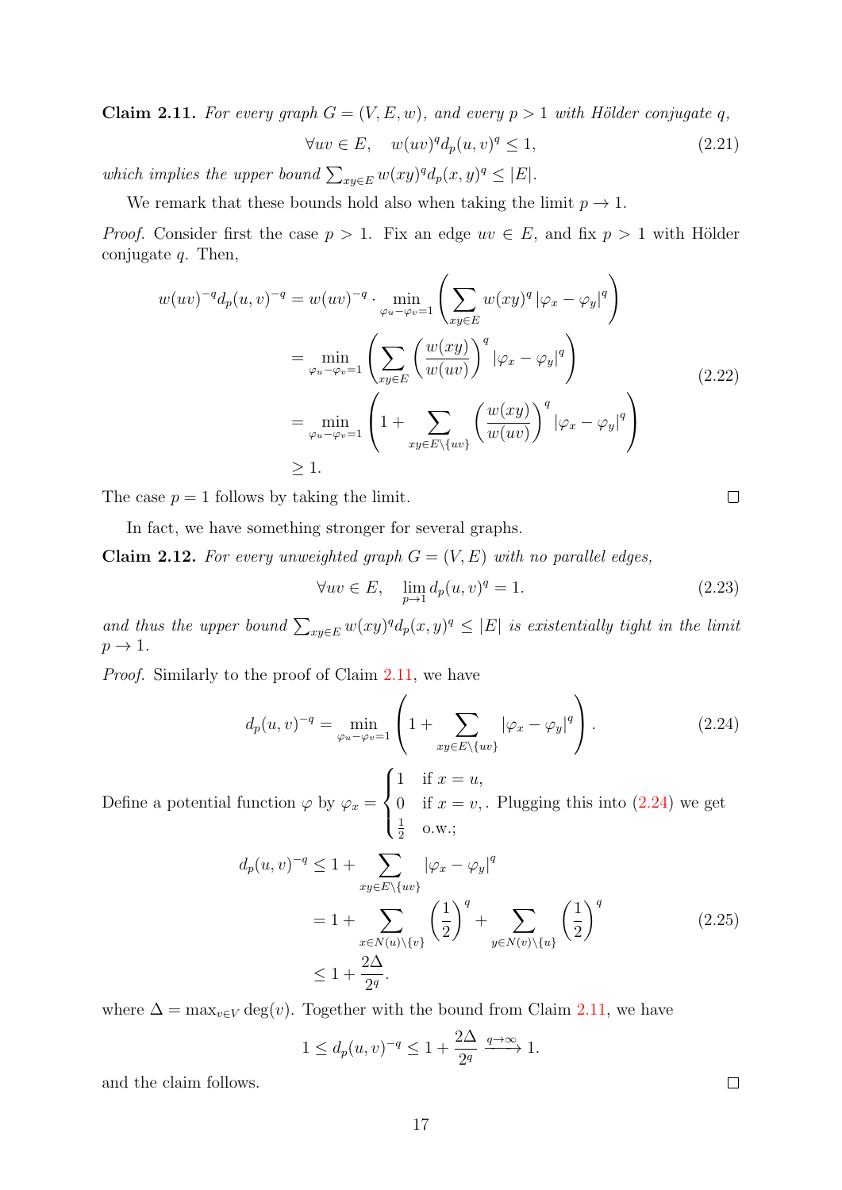**Claim 2.11.** *For every graph $G = (V, E, w)$, and every $p > 1$ with Hölder conjugate $q$,*

$$\forall uv \in E, \quad w(uv)^q d_p(u,v)^q \leq 1, \tag{2.21}$$

*which implies the upper bound $\sum_{xy \in E} w(xy)^q d_p(x,y)^q \leq |E|$.*

We remark that these bounds hold also when taking the limit $p \to 1$.

*Proof.* Consider first the case $p > 1$. Fix an edge $uv \in E$, and fix $p > 1$ with Hölder conjugate $q$. Then,

$$\begin{aligned}
w(uv)^{-q} d_p(u,v)^{-q} &= w(uv)^{-q} \cdot \min_{\varphi_u - \varphi_v = 1} \left( \sum_{xy \in E} w(xy)^q \left| \varphi_x - \varphi_y \right|^q \right) \\
&= \min_{\varphi_u - \varphi_v = 1} \left( \sum_{xy \in E} \left( \frac{w(xy)}{w(uv)} \right)^q \left| \varphi_x - \varphi_y \right|^q \right) \\
&= \min_{\varphi_u - \varphi_v = 1} \left( 1 + \sum_{xy \in E \setminus \{uv\}} \left( \frac{w(xy)}{w(uv)} \right)^q \left| \varphi_x - \varphi_y \right|^q \right) \\
&\geq 1.
\end{aligned} \tag{2.22}$$

The case $p = 1$ follows by taking the limit. ∎

In fact, we have something stronger for several graphs.

**Claim 2.12.** *For every unweighted graph $G = (V, E)$ with no parallel edges,*

$$\forall uv \in E, \quad \lim_{p \to 1} d_p(u,v)^q = 1. \tag{2.23}$$

*and thus the upper bound $\sum_{xy \in E} w(xy)^q d_p(x,y)^q \leq |E|$ is existentially tight in the limit $p \to 1$.*

*Proof.* Similarly to the proof of Claim 2.11, we have

$$d_p(u,v)^{-q} = \min_{\varphi_u - \varphi_v = 1} \left( 1 + \sum_{xy \in E \setminus \{uv\}} \left| \varphi_x - \varphi_y \right|^q \right). \tag{2.24}$$

Define a potential function $\varphi$ by $\varphi_x = \begin{cases} 1 & \text{if } x = u, \\ 0 & \text{if } x = v, \\ \frac{1}{2} & \text{o.w.;} \end{cases}$. Plugging this into (2.24) we get

$$\begin{aligned}
d_p(u,v)^{-q} &\leq 1 + \sum_{xy \in E \setminus \{uv\}} \left| \varphi_x - \varphi_y \right|^q \\
&= 1 + \sum_{x \in N(u) \setminus \{v\}} \left( \frac{1}{2} \right)^q + \sum_{y \in N(v) \setminus \{u\}} \left( \frac{1}{2} \right)^q \\
&\leq 1 + \frac{2\Delta}{2^q}.
\end{aligned} \tag{2.25}$$

where $\Delta = \max_{v \in V} \deg(v)$. Together with the bound from Claim 2.11, we have

$$1 \leq d_p(u,v)^{-q} \leq 1 + \frac{2\Delta}{2^q} \xrightarrow{q \to \infty} 1.$$

and the claim follows. ∎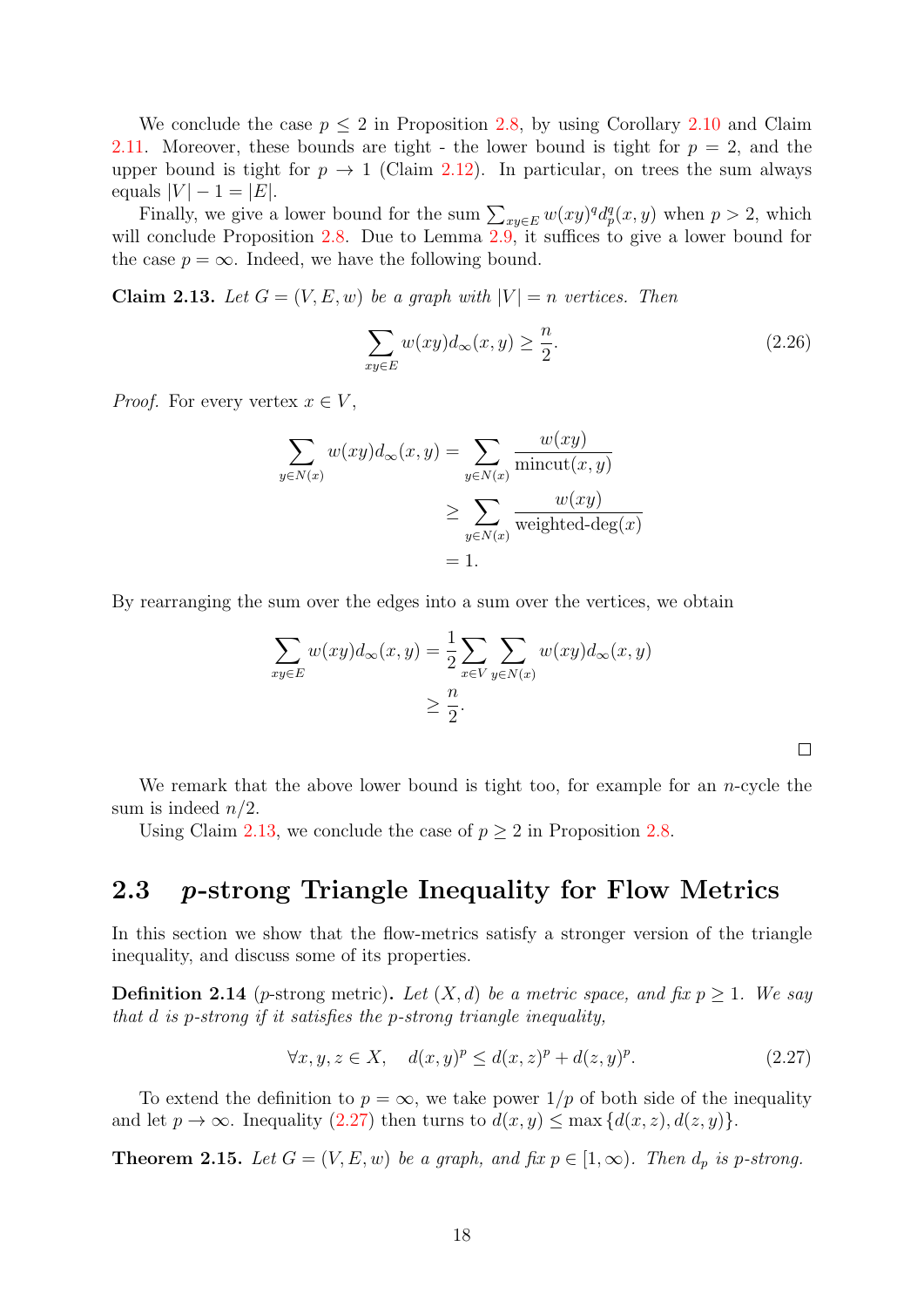We conclude the case $p \leq 2$ in Proposition 2.8, by using Corollary 2.10 and Claim 2.11. Moreover, these bounds are tight - the lower bound is tight for $p = 2$, and the upper bound is tight for $p \to 1$ (Claim 2.12). In particular, on trees the sum always equals $|V| - 1 = |E|$.

Finally, we give a lower bound for the sum $\sum_{xy \in E} w(xy)^q d_p^q(x, y)$ when $p > 2$, which will conclude Proposition 2.8. Due to Lemma 2.9, it suffices to give a lower bound for the case $p = \infty$. Indeed, we have the following bound.

**Claim 2.13.** *Let $G = (V, E, w)$ be a graph with $|V| = n$ vertices. Then*

$$\sum_{xy \in E} w(xy) d_\infty(x, y) \geq \frac{n}{2}. \tag{2.26}$$

*Proof.* For every vertex $x \in V$,

$$\begin{aligned}
\sum_{y \in N(x)} w(xy) d_\infty(x, y) &= \sum_{y \in N(x)} \frac{w(xy)}{\text{mincut}(x, y)} \\
&\geq \sum_{y \in N(x)} \frac{w(xy)}{\text{weighted-deg}(x)} \\
&= 1.
\end{aligned}$$

By rearranging the sum over the edges into a sum over the vertices, we obtain

$$\begin{aligned}
\sum_{xy \in E} w(xy) d_\infty(x, y) &= \frac{1}{2} \sum_{x \in V} \sum_{y \in N(x)} w(xy) d_\infty(x, y) \\
&\geq \frac{n}{2}.
\end{aligned}$$

$\square$

We remark that the above lower bound is tight too, for example for an $n$-cycle the sum is indeed $n/2$.

Using Claim 2.13, we conclude the case of $p \geq 2$ in Proposition 2.8.

## 2.3 $p$-strong Triangle Inequality for Flow Metrics

In this section we show that the flow-metrics satisfy a stronger version of the triangle inequality, and discuss some of its properties.

**Definition 2.14** ($p$-strong metric)**.** *Let $(X, d)$ be a metric space, and fix $p \geq 1$. We say that $d$ is $p$-strong if it satisfies the $p$-strong triangle inequality,*

$$\forall x, y, z \in X, \quad d(x, y)^p \leq d(x, z)^p + d(z, y)^p. \tag{2.27}$$

To extend the definition to $p = \infty$, we take power $1/p$ of both side of the inequality and let $p \to \infty$. Inequality (2.27) then turns to $d(x, y) \leq \max \{d(x, z), d(z, y)\}$.

**Theorem 2.15.** *Let $G = (V, E, w)$ be a graph, and fix $p \in [1, \infty)$. Then $d_p$ is $p$-strong.*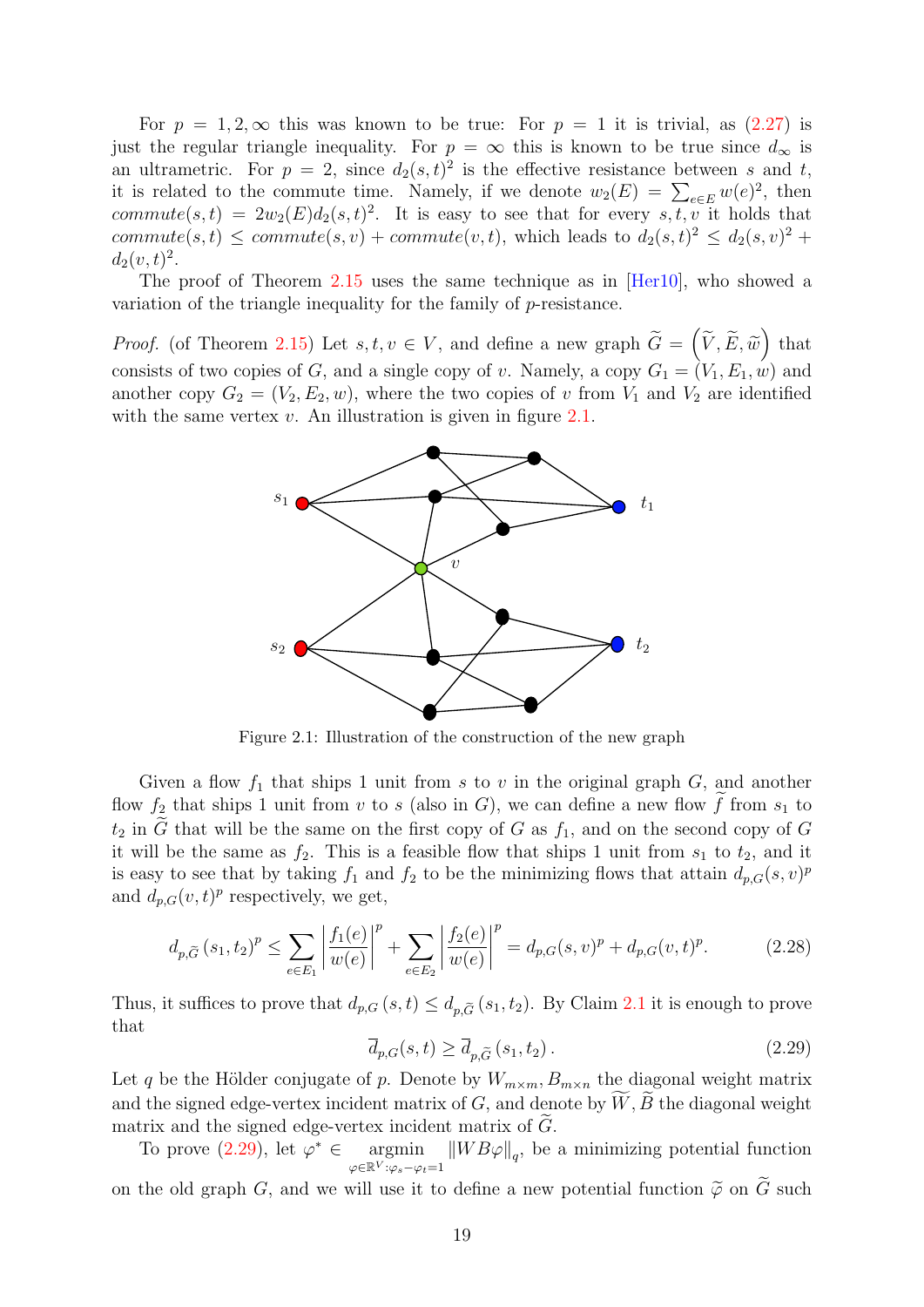For $p = 1, 2, \infty$ this was known to be true: For $p = 1$ it is trivial, as (2.27) is just the regular triangle inequality. For $p = \infty$ this is known to be true since $d_\infty$ is an ultrametric. For $p = 2$, since $d_2(s,t)^2$ is the effective resistance between $s$ and $t$, it is related to the commute time. Namely, if we denote $w_2(E) = \sum_{e\in E} w(e)^2$, then $commute(s,t) = 2w_2(E)d_2(s,t)^2$. It is easy to see that for every $s, t, v$ it holds that $commute(s,t) \leq commute(s,v) + commute(v,t)$, which leads to $d_2(s,t)^2 \leq d_2(s,v)^2 + d_2(v,t)^2$.

The proof of Theorem 2.15 uses the same technique as in [Her10], who showed a variation of the triangle inequality for the family of $p$-resistance.

*Proof.* (of Theorem 2.15) Let $s, t, v \in V$, and define a new graph $\widetilde{G} = \left(\widetilde{V}, \widetilde{E}, \widetilde{w}\right)$ that consists of two copies of $G$, and a single copy of $v$. Namely, a copy $G_1 = (V_1, E_1, w)$ and another copy $G_2 = (V_2, E_2, w)$, where the two copies of $v$ from $V_1$ and $V_2$ are identified with the same vertex $v$. An illustration is given in figure 2.1.

Figure 2.1: Illustration of the construction of the new graph

Given a flow $f_1$ that ships 1 unit from $s$ to $v$ in the original graph $G$, and another flow $f_2$ that ships 1 unit from $v$ to $s$ (also in $G$), we can define a new flow $\widetilde{f}$ from $s_1$ to $t_2$ in $\widetilde{G}$ that will be the same on the first copy of $G$ as $f_1$, and on the second copy of $G$ it will be the same as $f_2$. This is a feasible flow that ships 1 unit from $s_1$ to $t_2$, and it is easy to see that by taking $f_1$ and $f_2$ to be the minimizing flows that attain $d_{p,G}(s,v)^p$ and $d_{p,G}(v,t)^p$ respectively, we get,

$$d_{p,\widetilde{G}}(s_1,t_2)^p \leq \sum_{e\in E_1} \left|\frac{f_1(e)}{w(e)}\right|^p + \sum_{e\in E_2} \left|\frac{f_2(e)}{w(e)}\right|^p = d_{p,G}(s,v)^p + d_{p,G}(v,t)^p. \tag{2.28}$$

Thus, it suffices to prove that $d_{p,G}(s,t) \leq d_{p,\widetilde{G}}(s_1,t_2)$. By Claim 2.1 it is enough to prove that

$$\overline{d}_{p,G}(s,t) \geq \overline{d}_{p,\widetilde{G}}(s_1,t_2). \tag{2.29}$$

Let $q$ be the Hölder conjugate of $p$. Denote by $W_{m\times m}, B_{m\times n}$ the diagonal weight matrix and the signed edge-vertex incident matrix of $G$, and denote by $\widetilde{W}, \widetilde{B}$ the diagonal weight matrix and the signed edge-vertex incident matrix of $\widetilde{G}$.

To prove (2.29), let $\varphi^* \in \underset{\varphi\in\mathbb{R}^V:\varphi_s-\varphi_t=1}{\operatorname{argmin}} \|WB\varphi\|_q$, be a minimizing potential function on the old graph $G$, and we will use it to define a new potential function $\widetilde{\varphi}$ on $\widetilde{G}$ such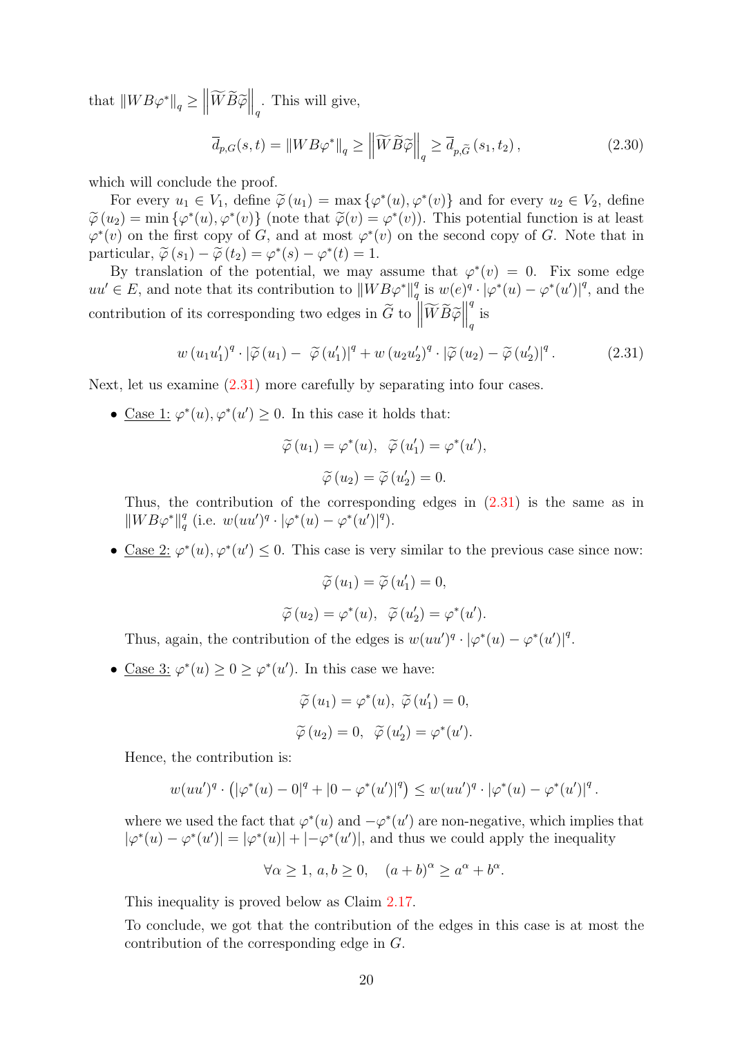that $\|WB\varphi^*\|_q \geq \left\|\widetilde{W}\widetilde{B}\widetilde{\varphi}\right\|_q$. This will give,

$$\overline{d}_{p,G}(s,t) = \|WB\varphi^*\|_q \geq \left\|\widetilde{W}\widetilde{B}\widetilde{\varphi}\right\|_q \geq \overline{d}_{p,\widetilde{G}}(s_1,t_2)\,, \tag{2.30}$$

which will conclude the proof.

For every $u_1 \in V_1$, define $\widetilde{\varphi}(u_1) = \max\{\varphi^*(u), \varphi^*(v)\}$ and for every $u_2 \in V_2$, define $\widetilde{\varphi}(u_2) = \min\{\varphi^*(u), \varphi^*(v)\}$ (note that $\widetilde{\varphi}(v) = \varphi^*(v)$). This potential function is at least $\varphi^*(v)$ on the first copy of $G$, and at most $\varphi^*(v)$ on the second copy of $G$. Note that in particular, $\widetilde{\varphi}(s_1) - \widetilde{\varphi}(t_2) = \varphi^*(s) - \varphi^*(t) = 1$.

By translation of the potential, we may assume that $\varphi^*(v) = 0$. Fix some edge $uu' \in E$, and note that its contribution to $\|WB\varphi^*\|_q^q$ is $w(e)^q \cdot |\varphi^*(u) - \varphi^*(u')|^q$, and the contribution of its corresponding two edges in $\widetilde{G}$ to $\left\|\widetilde{W}\widetilde{B}\widetilde{\varphi}\right\|_q^q$ is

$$w(u_1u_1')^q \cdot |\widetilde{\varphi}(u_1) - \widetilde{\varphi}(u_1')|^q + w(u_2u_2')^q \cdot |\widetilde{\varphi}(u_2) - \widetilde{\varphi}(u_2')|^q\,. \tag{2.31}$$

Next, let us examine (2.31) more carefully by separating into four cases.

- Case 1: $\varphi^*(u), \varphi^*(u') \geq 0$. In this case it holds that:

  $$\widetilde{\varphi}(u_1) = \varphi^*(u),\;\; \widetilde{\varphi}(u_1') = \varphi^*(u'),$$
  $$\widetilde{\varphi}(u_2) = \widetilde{\varphi}(u_2') = 0.$$

  Thus, the contribution of the corresponding edges in (2.31) is the same as in $\|WB\varphi^*\|_q^q$ (i.e. $w(uu')^q \cdot |\varphi^*(u) - \varphi^*(u')|^q$).

- Case 2: $\varphi^*(u), \varphi^*(u') \leq 0$. This case is very similar to the previous case since now:

  $$\widetilde{\varphi}(u_1) = \widetilde{\varphi}(u_1') = 0,$$
  $$\widetilde{\varphi}(u_2) = \varphi^*(u),\;\; \widetilde{\varphi}(u_2') = \varphi^*(u').$$

  Thus, again, the contribution of the edges is $w(uu')^q \cdot |\varphi^*(u) - \varphi^*(u')|^q$.

- Case 3: $\varphi^*(u) \geq 0 \geq \varphi^*(u')$. In this case we have:

  $$\widetilde{\varphi}(u_1) = \varphi^*(u),\; \widetilde{\varphi}(u_1') = 0,$$
  $$\widetilde{\varphi}(u_2) = 0,\;\; \widetilde{\varphi}(u_2') = \varphi^*(u').$$

  Hence, the contribution is:

  $$w(uu')^q \cdot \left(|\varphi^*(u) - 0|^q + |0 - \varphi^*(u')|^q\right) \leq w(uu')^q \cdot |\varphi^*(u) - \varphi^*(u')|^q\,.$$

  where we used the fact that $\varphi^*(u)$ and $-\varphi^*(u')$ are non-negative, which implies that $|\varphi^*(u) - \varphi^*(u')| = |\varphi^*(u)| + |-\varphi^*(u')|$, and thus we could apply the inequality

  $$\forall \alpha \geq 1,\, a, b \geq 0, \quad (a+b)^\alpha \geq a^\alpha + b^\alpha.$$

  This inequality is proved below as Claim 2.17.

  To conclude, we got that the contribution of the edges in this case is at most the contribution of the corresponding edge in $G$.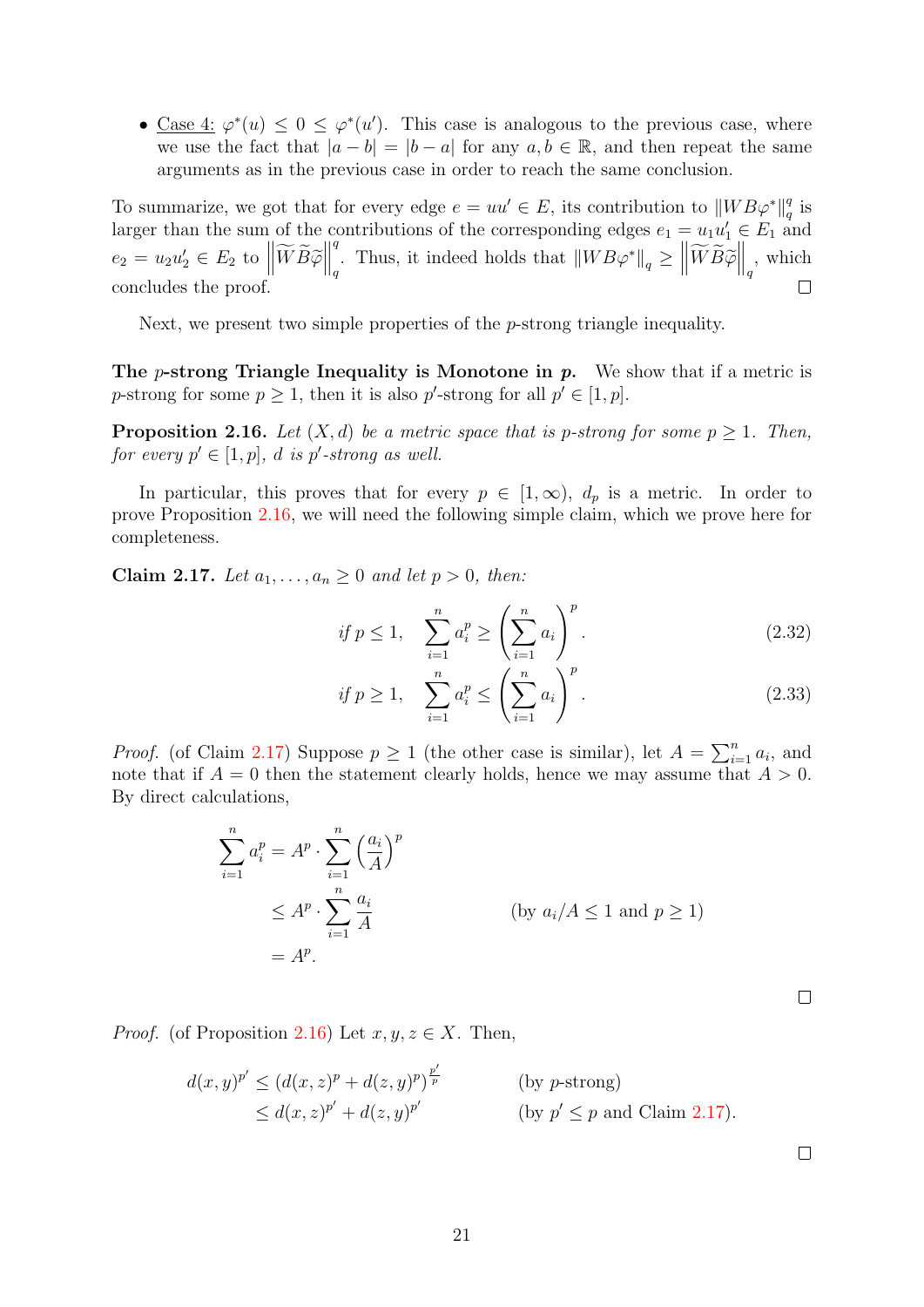- <u>Case 4:</u> $\varphi^*(u) \le 0 \le \varphi^*(u')$. This case is analogous to the previous case, where we use the fact that $|a-b| = |b-a|$ for any $a, b \in \mathbb{R}$, and then repeat the same arguments as in the previous case in order to reach the same conclusion.

To summarize, we got that for every edge $e = uu' \in E$, its contribution to $\|WB\varphi^*\|_q^q$ is larger than the sum of the contributions of the corresponding edges $e_1 = u_1u_1' \in E_1$ and $e_2 = u_2u_2' \in E_2$ to $\left\|\widetilde{W}\widetilde{B}\widetilde{\varphi}\right\|_q^q$. Thus, it indeed holds that $\|WB\varphi^*\|_q \ge \left\|\widetilde{W}\widetilde{B}\widetilde{\varphi}\right\|_q$, which concludes the proof. $\square$

Next, we present two simple properties of the $p$-strong triangle inequality.

**The $p$-strong Triangle Inequality is Monotone in $p$.** We show that if a metric is $p$-strong for some $p \ge 1$, then it is also $p'$-strong for all $p' \in [1, p]$.

**Proposition 2.16.** *Let $(X, d)$ be a metric space that is $p$-strong for some $p \ge 1$. Then, for every $p' \in [1, p]$, $d$ is $p'$-strong as well.*

In particular, this proves that for every $p \in [1, \infty)$, $d_p$ is a metric. In order to prove Proposition 2.16, we will need the following simple claim, which we prove here for completeness.

**Claim 2.17.** *Let $a_1, \ldots, a_n \ge 0$ and let $p > 0$, then:*

$$\text{if } p \le 1, \quad \sum_{i=1}^n a_i^p \ge \left(\sum_{i=1}^n a_i\right)^p. \tag{2.32}$$

$$\text{if } p \ge 1, \quad \sum_{i=1}^n a_i^p \le \left(\sum_{i=1}^n a_i\right)^p. \tag{2.33}$$

*Proof.* (of Claim 2.17) Suppose $p \ge 1$ (the other case is similar), let $A = \sum_{i=1}^n a_i$, and note that if $A = 0$ then the statement clearly holds, hence we may assume that $A > 0$. By direct calculations,

$$\begin{aligned}
\sum_{i=1}^n a_i^p &= A^p \cdot \sum_{i=1}^n \left(\frac{a_i}{A}\right)^p \\
&\le A^p \cdot \sum_{i=1}^n \frac{a_i}{A} && \text{(by } a_i/A \le 1 \text{ and } p \ge 1\text{)} \\
&= A^p.
\end{aligned}$$

$\square$

*Proof.* (of Proposition 2.16) Let $x, y, z \in X$. Then,

$$\begin{aligned}
d(x,y)^{p'} &\le \left(d(x,z)^p + d(z,y)^p\right)^{\frac{p'}{p}} && \text{(by } p\text{-strong)} \\
&\le d(x,z)^{p'} + d(z,y)^{p'} && \text{(by } p' \le p \text{ and Claim 2.17).}
\end{aligned}$$

$\square$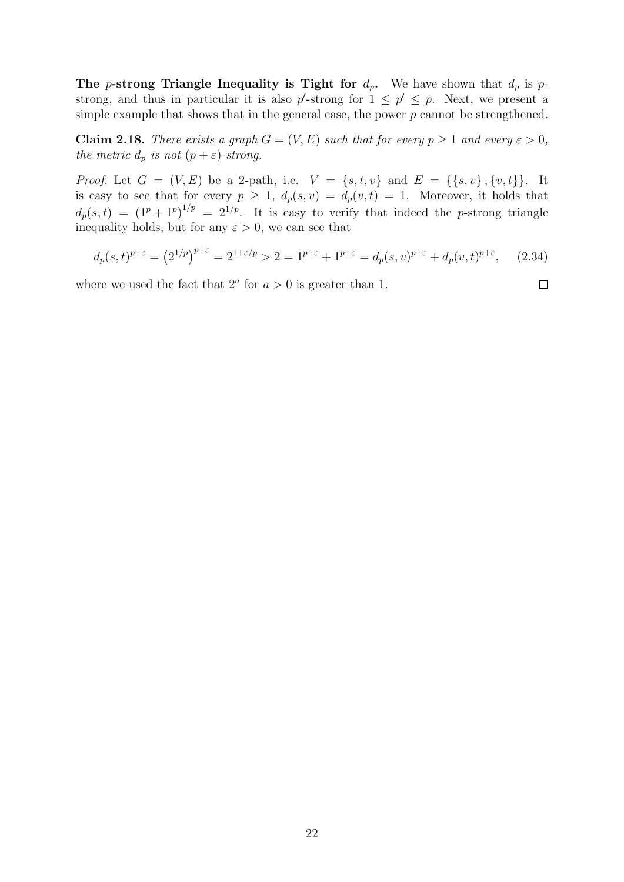**The $p$-strong Triangle Inequality is Tight for $d_p$.** We have shown that $d_p$ is $p$-strong, and thus in particular it is also $p'$-strong for $1 \leq p' \leq p$. Next, we present a simple example that shows that in the general case, the power $p$ cannot be strengthened.

**Claim 2.18.** *There exists a graph $G = (V, E)$ such that for every $p \geq 1$ and every $\varepsilon > 0$, the metric $d_p$ is not $(p + \varepsilon)$-strong.*

*Proof.* Let $G = (V, E)$ be a 2-path, i.e. $V = \{s, t, v\}$ and $E = \{\{s, v\}, \{v, t\}\}$. It is easy to see that for every $p \geq 1$, $d_p(s, v) = d_p(v, t) = 1$. Moreover, it holds that $d_p(s, t) = (1^p + 1^p)^{1/p} = 2^{1/p}$. It is easy to verify that indeed the $p$-strong triangle inequality holds, but for any $\varepsilon > 0$, we can see that

$$d_p(s,t)^{p+\varepsilon} = \left(2^{1/p}\right)^{p+\varepsilon} = 2^{1+\varepsilon/p} > 2 = 1^{p+\varepsilon} + 1^{p+\varepsilon} = d_p(s,v)^{p+\varepsilon} + d_p(v,t)^{p+\varepsilon}, \quad (2.34)$$

where we used the fact that $2^a$ for $a > 0$ is greater than 1. $\square$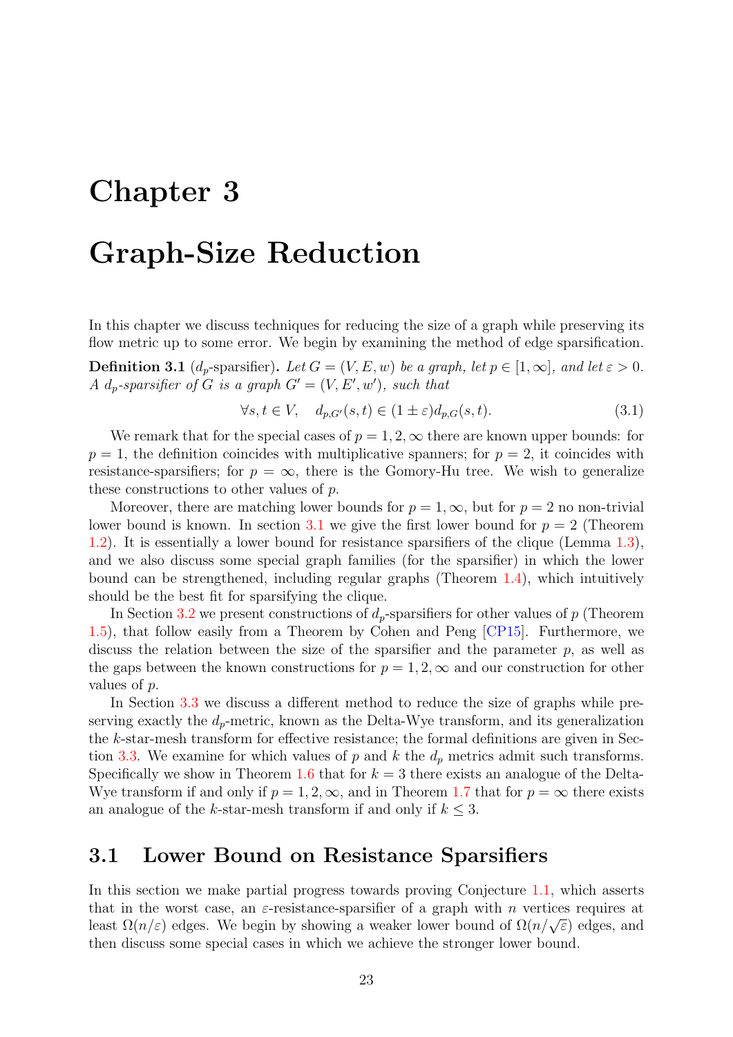# Chapter 3

# Graph-Size Reduction

In this chapter we discuss techniques for reducing the size of a graph while preserving its flow metric up to some error. We begin by examining the method of edge sparsification.

**Definition 3.1** ($d_p$-sparsifier)**.** *Let $G = (V, E, w)$ be a graph, let $p \in [1, \infty]$, and let $\varepsilon > 0$. A $d_p$-sparsifier of $G$ is a graph $G' = (V, E', w')$, such that*

$$\forall s, t \in V, \quad d_{p,G'}(s,t) \in (1 \pm \varepsilon) d_{p,G}(s,t). \tag{3.1}$$

We remark that for the special cases of $p = 1, 2, \infty$ there are known upper bounds: for $p = 1$, the definition coincides with multiplicative spanners; for $p = 2$, it coincides with resistance-sparsifiers; for $p = \infty$, there is the Gomory-Hu tree. We wish to generalize these constructions to other values of $p$.

Moreover, there are matching lower bounds for $p = 1, \infty$, but for $p = 2$ no non-trivial lower bound is known. In section 3.1 we give the first lower bound for $p = 2$ (Theorem 1.2). It is essentially a lower bound for resistance sparsifiers of the clique (Lemma 1.3), and we also discuss some special graph families (for the sparsifier) in which the lower bound can be strengthened, including regular graphs (Theorem 1.4), which intuitively should be the best fit for sparsifying the clique.

In Section 3.2 we present constructions of $d_p$-sparsifiers for other values of $p$ (Theorem 1.5), that follow easily from a Theorem by Cohen and Peng [CP15]. Furthermore, we discuss the relation between the size of the sparsifier and the parameter $p$, as well as the gaps between the known constructions for $p = 1, 2, \infty$ and our construction for other values of $p$.

In Section 3.3 we discuss a different method to reduce the size of graphs while preserving exactly the $d_p$-metric, known as the Delta-Wye transform, and its generalization the $k$-star-mesh transform for effective resistance; the formal definitions are given in Section 3.3. We examine for which values of $p$ and $k$ the $d_p$ metrics admit such transforms. Specifically we show in Theorem 1.6 that for $k = 3$ there exists an analogue of the Delta-Wye transform if and only if $p = 1, 2, \infty$, and in Theorem 1.7 that for $p = \infty$ there exists an analogue of the $k$-star-mesh transform if and only if $k \leq 3$.

## 3.1 Lower Bound on Resistance Sparsifiers

In this section we make partial progress towards proving Conjecture 1.1, which asserts that in the worst case, an $\varepsilon$-resistance-sparsifier of a graph with $n$ vertices requires at least $\Omega(n/\varepsilon)$ edges. We begin by showing a weaker lower bound of $\Omega(n/\sqrt{\varepsilon})$ edges, and then discuss some special cases in which we achieve the stronger lower bound.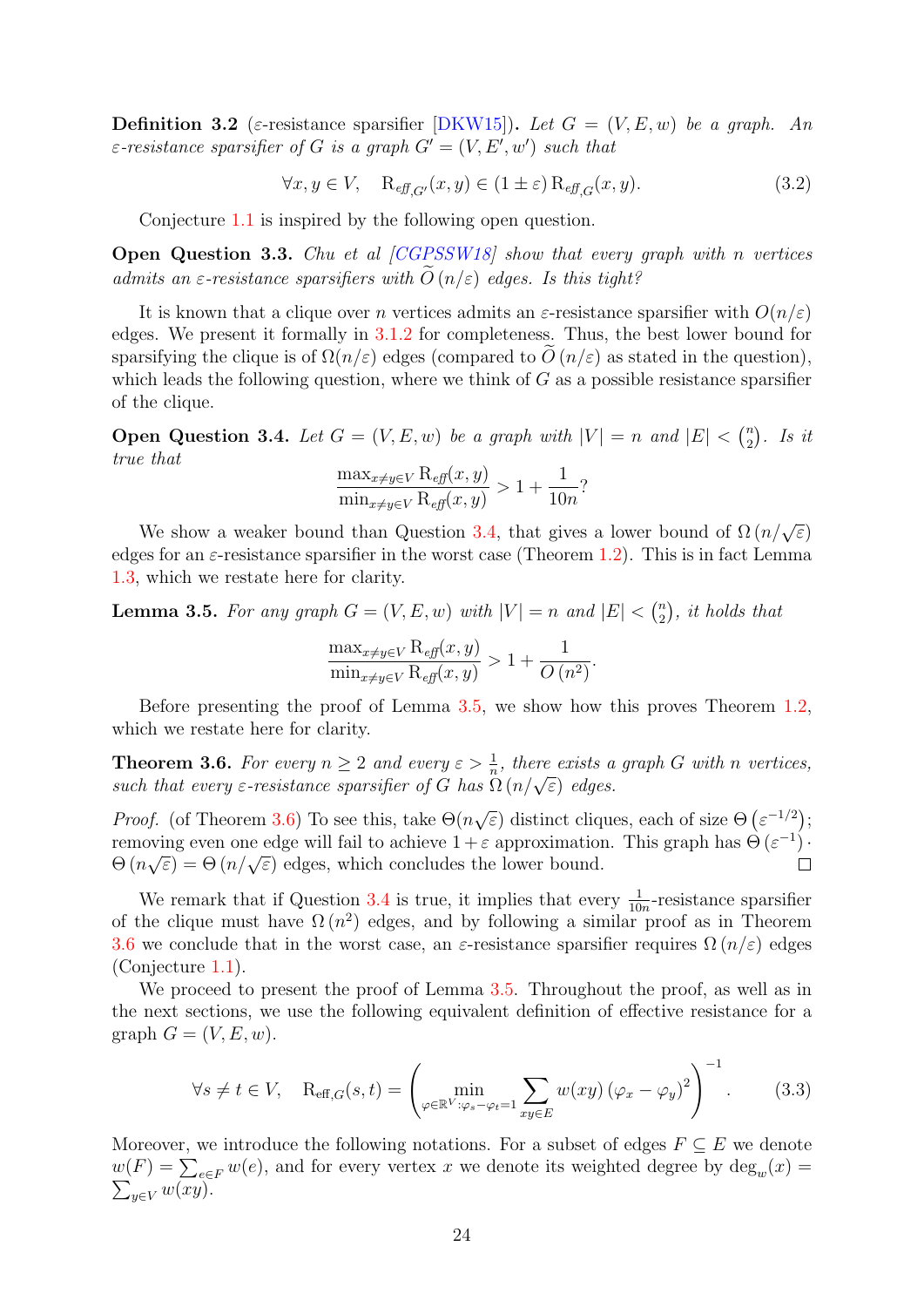**Definition 3.2** (ε-resistance sparsifier [DKW15])**.** *Let $G = (V, E, w)$ be a graph. An ε-resistance sparsifier of $G$ is a graph $G' = (V, E', w')$ such that*

$$\forall x, y \in V, \quad \mathrm{R}_{\mathrm{eff},G'}(x, y) \in (1 \pm \varepsilon)\, \mathrm{R}_{\mathrm{eff},G}(x, y). \tag{3.2}$$

Conjecture 1.1 is inspired by the following open question.

**Open Question 3.3.** *Chu et al [CGPSSW18] show that every graph with $n$ vertices admits an ε-resistance sparsifiers with $\widetilde{O}(n/\varepsilon)$ edges. Is this tight?*

It is known that a clique over $n$ vertices admits an ε-resistance sparsifier with $O(n/\varepsilon)$ edges. We present it formally in 3.1.2 for completeness. Thus, the best lower bound for sparsifying the clique is of $\Omega(n/\varepsilon)$ edges (compared to $\widetilde{O}(n/\varepsilon)$ as stated in the question), which leads the following question, where we think of $G$ as a possible resistance sparsifier of the clique.

**Open Question 3.4.** *Let $G = (V, E, w)$ be a graph with $|V| = n$ and $|E| < \binom{n}{2}$. Is it true that*

$$\frac{\max_{x \neq y \in V} \mathrm{R}_{\mathrm{eff}}(x, y)}{\min_{x \neq y \in V} \mathrm{R}_{\mathrm{eff}}(x, y)} > 1 + \frac{1}{10n}?$$

We show a weaker bound than Question 3.4, that gives a lower bound of $\Omega(n/\sqrt{\varepsilon})$ edges for an ε-resistance sparsifier in the worst case (Theorem 1.2). This is in fact Lemma 1.3, which we restate here for clarity.

**Lemma 3.5.** *For any graph $G = (V, E, w)$ with $|V| = n$ and $|E| < \binom{n}{2}$, it holds that*

$$\frac{\max_{x \neq y \in V} \mathrm{R}_{\mathrm{eff}}(x, y)}{\min_{x \neq y \in V} \mathrm{R}_{\mathrm{eff}}(x, y)} > 1 + \frac{1}{O(n^2)}.$$

Before presenting the proof of Lemma 3.5, we show how this proves Theorem 1.2, which we restate here for clarity.

**Theorem 3.6.** *For every $n \geq 2$ and every $\varepsilon > \frac{1}{n}$, there exists a graph $G$ with $n$ vertices, such that every ε-resistance sparsifier of $G$ has $\Omega(n/\sqrt{\varepsilon})$ edges.*

*Proof.* (of Theorem 3.6) To see this, take $\Theta(n\sqrt{\varepsilon})$ distinct cliques, each of size $\Theta(\varepsilon^{-1/2})$; removing even one edge will fail to achieve $1+\varepsilon$ approximation. This graph has $\Theta(\varepsilon^{-1}) \cdot \Theta(n\sqrt{\varepsilon}) = \Theta(n/\sqrt{\varepsilon})$ edges, which concludes the lower bound. □

We remark that if Question 3.4 is true, it implies that every $\frac{1}{10n}$-resistance sparsifier of the clique must have $\Omega(n^2)$ edges, and by following a similar proof as in Theorem 3.6 we conclude that in the worst case, an ε-resistance sparsifier requires $\Omega(n/\varepsilon)$ edges (Conjecture 1.1).

We proceed to present the proof of Lemma 3.5. Throughout the proof, as well as in the next sections, we use the following equivalent definition of effective resistance for a graph $G = (V, E, w)$.

$$\forall s \neq t \in V, \quad \mathrm{R}_{\mathrm{eff},G}(s, t) = \left( \min_{\varphi \in \mathbb{R}^V : \varphi_s - \varphi_t = 1} \sum_{xy \in E} w(xy) \left(\varphi_x - \varphi_y\right)^2 \right)^{-1}. \tag{3.3}$$

Moreover, we introduce the following notations. For a subset of edges $F \subseteq E$ we denote $w(F) = \sum_{e \in F} w(e)$, and for every vertex $x$ we denote its weighted degree by $\deg_w(x) = \sum_{y \in V} w(xy)$.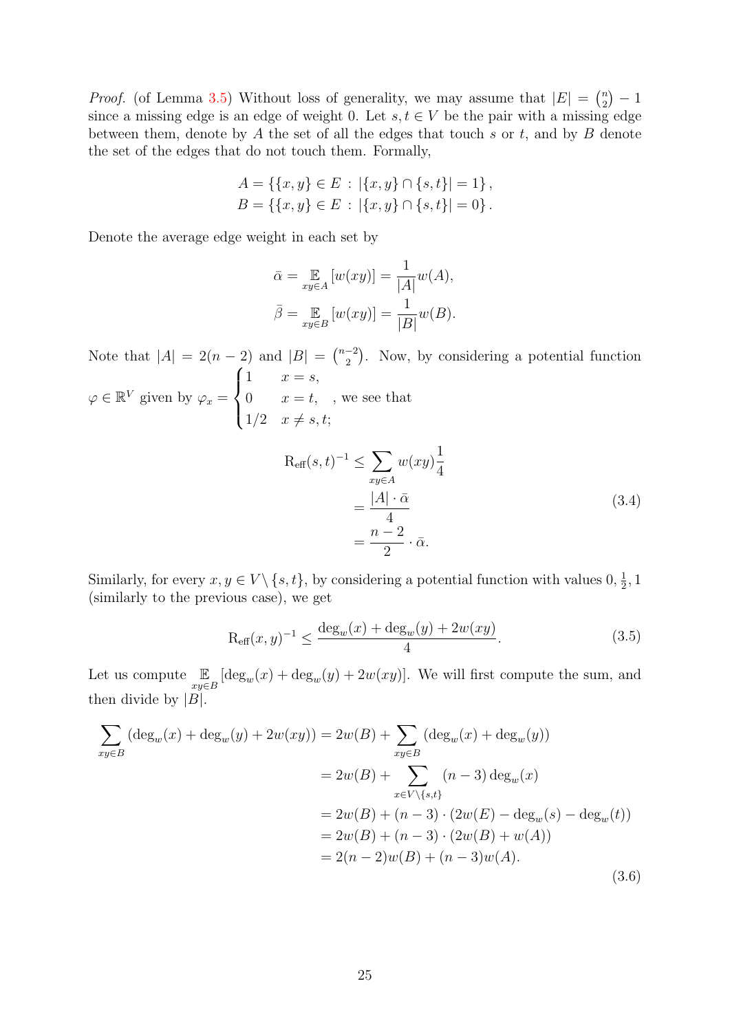*Proof.* (of Lemma 3.5) Without loss of generality, we may assume that $|E| = \binom{n}{2} - 1$ since a missing edge is an edge of weight 0. Let $s, t \in V$ be the pair with a missing edge between them, denote by $A$ the set of all the edges that touch $s$ or $t$, and by $B$ denote the set of the edges that do not touch them. Formally,

$$A = \{\{x,y\} \in E : |\{x,y\} \cap \{s,t\}| = 1\},$$
$$B = \{\{x,y\} \in E : |\{x,y\} \cap \{s,t\}| = 0\}.$$

Denote the average edge weight in each set by

$$\bar{\alpha} = \mathop{\mathbb{E}}_{xy \in A}[w(xy)] = \frac{1}{|A|} w(A),$$
$$\bar{\beta} = \mathop{\mathbb{E}}_{xy \in B}[w(xy)] = \frac{1}{|B|} w(B).$$

Note that $|A| = 2(n-2)$ and $|B| = \binom{n-2}{2}$. Now, by considering a potential function $\varphi \in \mathbb{R}^V$ given by $\varphi_x = \begin{cases} 1 & x = s, \\ 0 & x = t, \\ 1/2 & x \neq s, t; \end{cases}$, we see that

$$\begin{aligned} \mathrm{R_{eff}}(s,t)^{-1} &\le \sum_{xy \in A} w(xy) \frac{1}{4} \\ &= \frac{|A| \cdot \bar{\alpha}}{4} \\ &= \frac{n-2}{2} \cdot \bar{\alpha}. \end{aligned} \tag{3.4}$$

Similarly, for every $x, y \in V \setminus \{s,t\}$, by considering a potential function with values $0, \frac{1}{2}, 1$ (similarly to the previous case), we get

$$\mathrm{R_{eff}}(x,y)^{-1} \le \frac{\deg_w(x) + \deg_w(y) + 2w(xy)}{4}. \tag{3.5}$$

Let us compute $\mathop{\mathbb{E}}_{xy \in B}[\deg_w(x) + \deg_w(y) + 2w(xy)]$. We will first compute the sum, and then divide by $|B|$.

$$\begin{aligned} \sum_{xy \in B} (\deg_w(x) + \deg_w(y) + 2w(xy)) &= 2w(B) + \sum_{xy \in B} (\deg_w(x) + \deg_w(y)) \\ &= 2w(B) + \sum_{x \in V \setminus \{s,t\}} (n-3) \deg_w(x) \\ &= 2w(B) + (n-3) \cdot (2w(E) - \deg_w(s) - \deg_w(t)) \\ &= 2w(B) + (n-3) \cdot (2w(B) + w(A)) \\ &= 2(n-2) w(B) + (n-3) w(A). \end{aligned} \tag{3.6}$$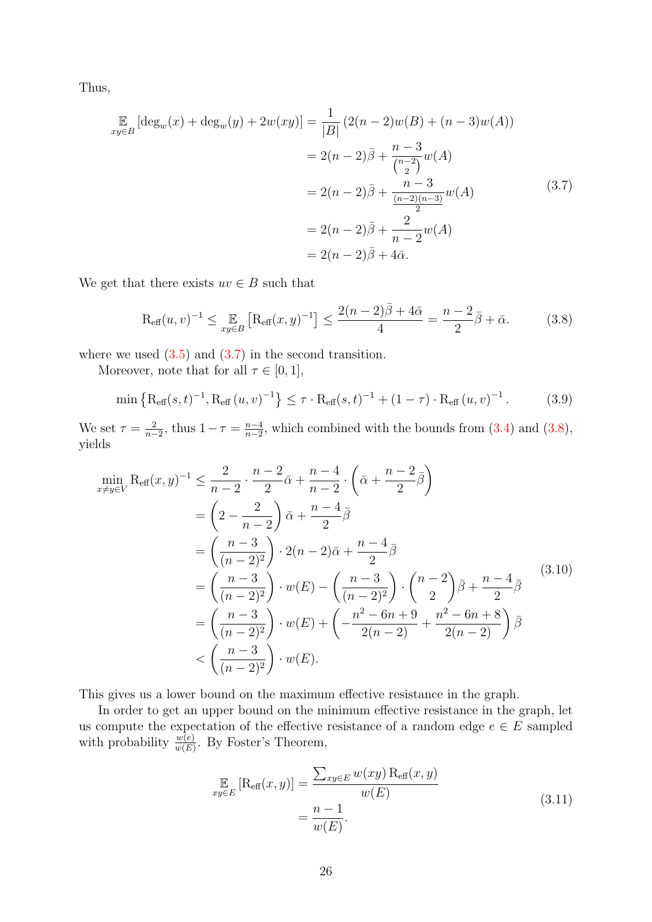Thus,

$$
\begin{aligned}
\mathop{\mathbb{E}}_{xy \in B}\left[\deg_w(x) + \deg_w(y) + 2w(xy)\right] &= \frac{1}{|B|}\left(2(n-2)w(B) + (n-3)w(A)\right) \\
&= 2(n-2)\bar{\beta} + \frac{n-3}{\binom{n-2}{2}} w(A) \\
&= 2(n-2)\bar{\beta} + \frac{n-3}{\frac{(n-2)(n-3)}{2}} w(A) \\
&= 2(n-2)\bar{\beta} + \frac{2}{n-2} w(A) \\
&= 2(n-2)\bar{\beta} + 4\bar{\alpha}.
\end{aligned} \tag{3.7}
$$

We get that there exists $uv \in B$ such that

$$
\mathrm{R_{eff}}(u,v)^{-1} \leq \mathop{\mathbb{E}}_{xy \in B}\left[\mathrm{R_{eff}}(x,y)^{-1}\right] \leq \frac{2(n-2)\bar{\beta} + 4\bar{\alpha}}{4} = \frac{n-2}{2}\bar{\beta} + \bar{\alpha}. \tag{3.8}
$$

where we used (3.5) and (3.7) in the second transition.

Moreover, note that for all $\tau \in [0,1]$,

$$
\min\left\{\mathrm{R_{eff}}(s,t)^{-1}, \mathrm{R_{eff}}(u,v)^{-1}\right\} \leq \tau \cdot \mathrm{R_{eff}}(s,t)^{-1} + (1-\tau) \cdot \mathrm{R_{eff}}(u,v)^{-1}. \tag{3.9}
$$

We set $\tau = \frac{2}{n-2}$, thus $1 - \tau = \frac{n-4}{n-2}$, which combined with the bounds from (3.4) and (3.8), yields

$$
\begin{aligned}
\min_{x \neq y \in V} \mathrm{R_{eff}}(x,y)^{-1} &\leq \frac{2}{n-2} \cdot \frac{n-2}{2}\bar{\alpha} + \frac{n-4}{n-2} \cdot \left(\bar{\alpha} + \frac{n-2}{2}\bar{\beta}\right) \\
&= \left(2 - \frac{2}{n-2}\right)\bar{\alpha} + \frac{n-4}{2}\bar{\beta} \\
&= \left(\frac{n-3}{(n-2)^2}\right) \cdot 2(n-2)\bar{\alpha} + \frac{n-4}{2}\bar{\beta} \\
&= \left(\frac{n-3}{(n-2)^2}\right) \cdot w(E) - \left(\frac{n-3}{(n-2)^2}\right) \cdot \binom{n-2}{2}\bar{\beta} + \frac{n-4}{2}\bar{\beta} \\
&= \left(\frac{n-3}{(n-2)^2}\right) \cdot w(E) + \left(-\frac{n^2-6n+9}{2(n-2)} + \frac{n^2-6n+8}{2(n-2)}\right)\bar{\beta} \\
&< \left(\frac{n-3}{(n-2)^2}\right) \cdot w(E).
\end{aligned} \tag{3.10}
$$

This gives us a lower bound on the maximum effective resistance in the graph.

In order to get an upper bound on the minimum effective resistance in the graph, let us compute the expectation of the effective resistance of a random edge $e \in E$ sampled with probability $\frac{w(e)}{w(E)}$. By Foster's Theorem,

$$
\begin{aligned}
\mathop{\mathbb{E}}_{xy \in E}\left[\mathrm{R_{eff}}(x,y)\right] &= \frac{\sum_{xy \in E} w(xy)\,\mathrm{R_{eff}}(x,y)}{w(E)} \\
&= \frac{n-1}{w(E)}.
\end{aligned} \tag{3.11}
$$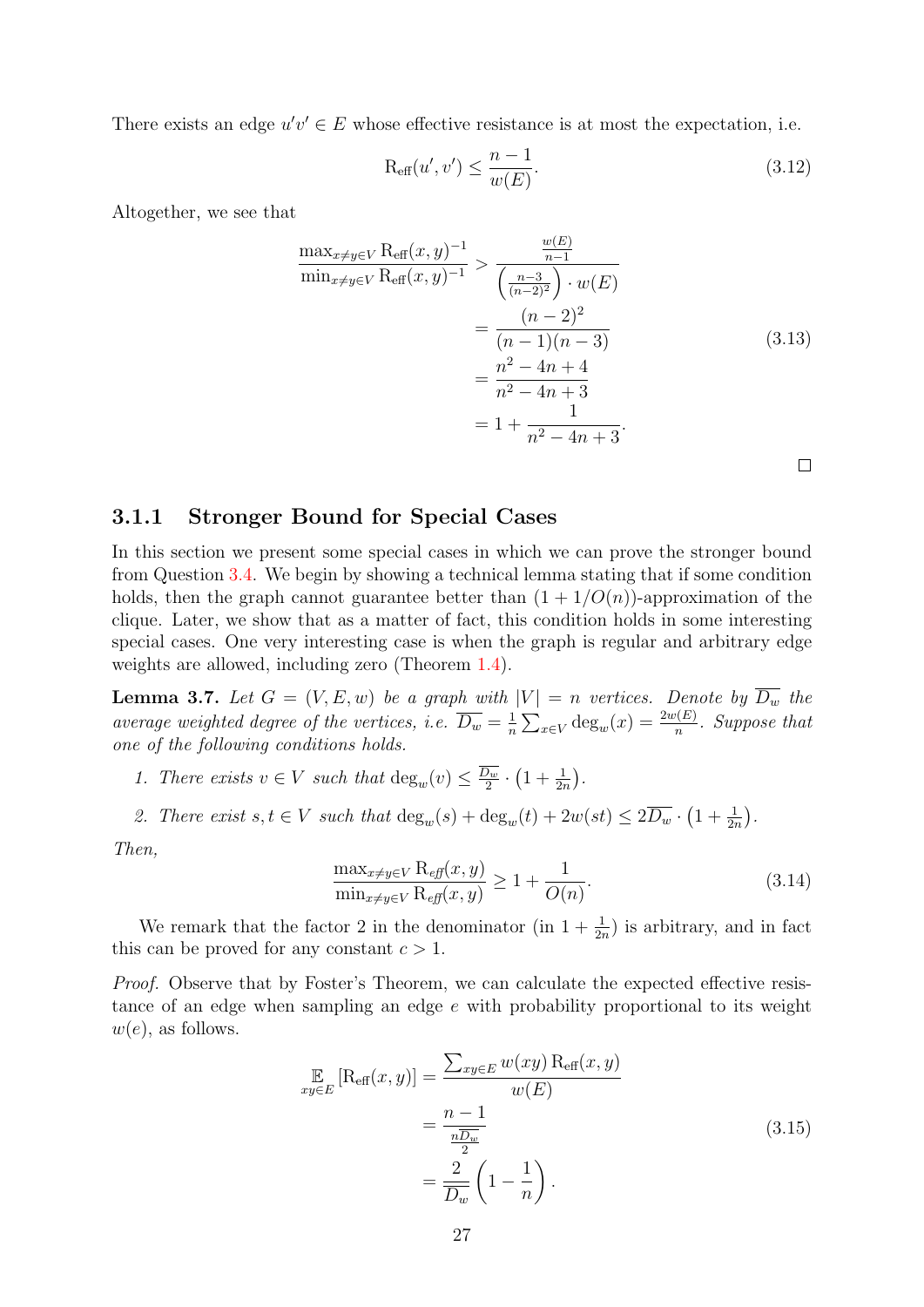There exists an edge $u'v' \in E$ whose effective resistance is at most the expectation, i.e.

$$\mathrm{R}_{\mathrm{eff}}(u', v') \leq \frac{n-1}{w(E)}. \tag{3.12}$$

Altogether, we see that

$$\begin{aligned}
\frac{\max_{x \neq y \in V} \mathrm{R}_{\mathrm{eff}}(x,y)^{-1}}{\min_{x \neq y \in V} \mathrm{R}_{\mathrm{eff}}(x,y)^{-1}} &> \frac{\frac{w(E)}{n-1}}{\left(\frac{n-3}{(n-2)^2}\right) \cdot w(E)} \\
&= \frac{(n-2)^2}{(n-1)(n-3)} \\
&= \frac{n^2 - 4n + 4}{n^2 - 4n + 3} \\
&= 1 + \frac{1}{n^2 - 4n + 3}.
\end{aligned} \tag{3.13}$$

□

### 3.1.1 Stronger Bound for Special Cases

In this section we present some special cases in which we can prove the stronger bound from Question 3.4. We begin by showing a technical lemma stating that if some condition holds, then the graph cannot guarantee better than $(1 + 1/O(n))$-approximation of the clique. Later, we show that as a matter of fact, this condition holds in some interesting special cases. One very interesting case is when the graph is regular and arbitrary edge weights are allowed, including zero (Theorem 1.4).

**Lemma 3.7.** *Let $G = (V, E, w)$ be a graph with $|V| = n$ vertices. Denote by $\overline{D_w}$ the average weighted degree of the vertices, i.e. $\overline{D_w} = \frac{1}{n}\sum_{x \in V} \deg_w(x) = \frac{2w(E)}{n}$. Suppose that one of the following conditions holds.*

1. *There exists $v \in V$ such that $\deg_w(v) \leq \frac{\overline{D_w}}{2} \cdot \left(1 + \frac{1}{2n}\right)$.*
2. *There exist $s, t \in V$ such that $\deg_w(s) + \deg_w(t) + 2w(st) \leq 2\overline{D_w} \cdot \left(1 + \frac{1}{2n}\right)$.*

*Then,*

$$\frac{\max_{x \neq y \in V} \mathrm{R}_{\mathit{eff}}(x,y)}{\min_{x \neq y \in V} \mathrm{R}_{\mathit{eff}}(x,y)} \geq 1 + \frac{1}{O(n)}. \tag{3.14}$$

We remark that the factor 2 in the denominator (in $1 + \frac{1}{2n}$) is arbitrary, and in fact this can be proved for any constant $c > 1$.

*Proof.* Observe that by Foster's Theorem, we can calculate the expected effective resistance of an edge when sampling an edge $e$ with probability proportional to its weight $w(e)$, as follows.

$$\begin{aligned}
\mathop{\mathbb{E}}_{xy \in E}\left[\mathrm{R}_{\mathrm{eff}}(x,y)\right] &= \frac{\sum_{xy \in E} w(xy)\,\mathrm{R}_{\mathrm{eff}}(x,y)}{w(E)} \\
&= \frac{n-1}{\frac{n\overline{D_w}}{2}} \\
&= \frac{2}{\overline{D_w}}\left(1 - \frac{1}{n}\right).
\end{aligned} \tag{3.15}$$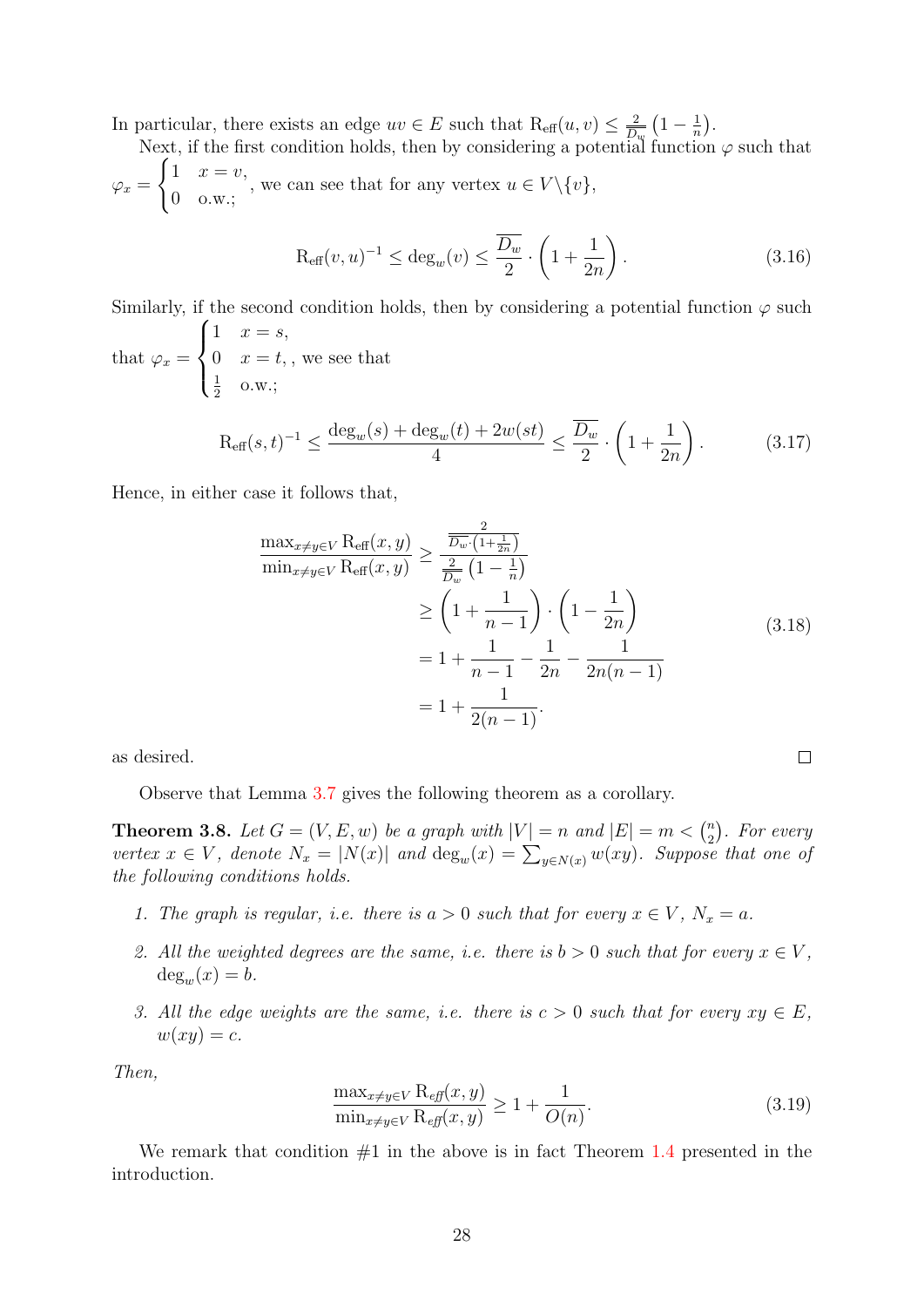In particular, there exists an edge $uv \in E$ such that $\mathrm{R}_{\mathrm{eff}}(u,v) \le \frac{2}{\overline{D_w}}\left(1 - \frac{1}{n}\right)$.

Next, if the first condition holds, then by considering a potential function $\varphi$ such that $\varphi_x = \begin{cases} 1 & x = v, \\ 0 & \text{o.w.}; \end{cases}$, we can see that for any vertex $u \in V \backslash \{v\}$,

$$\mathrm{R}_{\mathrm{eff}}(v,u)^{-1} \le \deg_w(v) \le \frac{\overline{D_w}}{2} \cdot \left(1 + \frac{1}{2n}\right). \tag{3.16}$$

Similarly, if the second condition holds, then by considering a potential function $\varphi$ such that $\varphi_x = \begin{cases} 1 & x = s, \\ 0 & x = t, \\ \frac{1}{2} & \text{o.w.}; \end{cases}$, we see that

$$\mathrm{R}_{\mathrm{eff}}(s,t)^{-1} \le \frac{\deg_w(s) + \deg_w(t) + 2w(st)}{4} \le \frac{\overline{D_w}}{2} \cdot \left(1 + \frac{1}{2n}\right). \tag{3.17}$$

Hence, in either case it follows that,

$$\begin{aligned} \frac{\max_{x \ne y \in V} \mathrm{R}_{\mathrm{eff}}(x,y)}{\min_{x \ne y \in V} \mathrm{R}_{\mathrm{eff}}(x,y)} &\ge \frac{\frac{2}{\overline{D_w} \cdot \left(1 + \frac{1}{2n}\right)}}{\frac{2}{\overline{D_w}}\left(1 - \frac{1}{n}\right)} \\ &\ge \left(1 + \frac{1}{n-1}\right) \cdot \left(1 - \frac{1}{2n}\right) \\ &= 1 + \frac{1}{n-1} - \frac{1}{2n} - \frac{1}{2n(n-1)} \\ &= 1 + \frac{1}{2(n-1)}. \end{aligned} \tag{3.18}$$

as desired. $\square$

Observe that Lemma 3.7 gives the following theorem as a corollary.

**Theorem 3.8.** *Let $G = (V, E, w)$ be a graph with $|V| = n$ and $|E| = m < \binom{n}{2}$. For every vertex $x \in V$, denote $N_x = |N(x)|$ and $\deg_w(x) = \sum_{y \in N(x)} w(xy)$. Suppose that one of the following conditions holds.*

1. *The graph is regular, i.e. there is $a > 0$ such that for every $x \in V$, $N_x = a$.*
2. *All the weighted degrees are the same, i.e. there is $b > 0$ such that for every $x \in V$, $\deg_w(x) = b$.*
3. *All the edge weights are the same, i.e. there is $c > 0$ such that for every $xy \in E$, $w(xy) = c$.*

*Then,*

$$\frac{\max_{x \ne y \in V} \mathrm{R}_{\mathit{eff}}(x,y)}{\min_{x \ne y \in V} \mathrm{R}_{\mathit{eff}}(x,y)} \ge 1 + \frac{1}{O(n)}. \tag{3.19}$$

We remark that condition #1 in the above is in fact Theorem 1.4 presented in the introduction.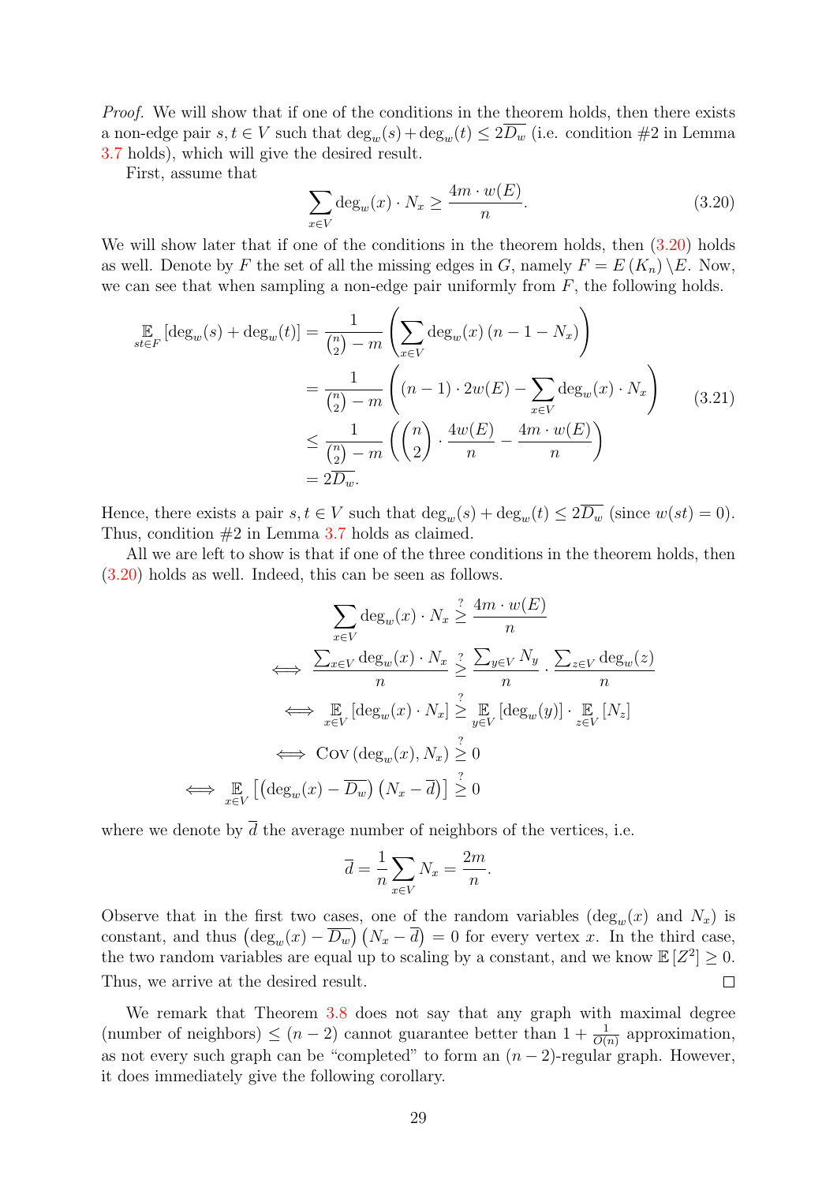*Proof.* We will show that if one of the conditions in the theorem holds, then there exists a non-edge pair $s,t \in V$ such that $\deg_w(s) + \deg_w(t) \le 2\overline{D_w}$ (i.e. condition #2 in Lemma 3.7 holds), which will give the desired result.

First, assume that

$$\sum_{x \in V} \deg_w(x) \cdot N_x \ge \frac{4m \cdot w(E)}{n}. \tag{3.20}$$

We will show later that if one of the conditions in the theorem holds, then (3.20) holds as well. Denote by $F$ the set of all the missing edges in $G$, namely $F = E(K_n) \setminus E$. Now, we can see that when sampling a non-edge pair uniformly from $F$, the following holds.

$$\begin{aligned}
\mathop{\mathbb{E}}_{st \in F}[\deg_w(s) + \deg_w(t)] &= \frac{1}{\binom{n}{2} - m}\left(\sum_{x \in V} \deg_w(x)\,(n - 1 - N_x)\right) \\
&= \frac{1}{\binom{n}{2} - m}\left((n-1) \cdot 2w(E) - \sum_{x \in V} \deg_w(x) \cdot N_x\right) \\
&\le \frac{1}{\binom{n}{2} - m}\left(\binom{n}{2} \cdot \frac{4w(E)}{n} - \frac{4m \cdot w(E)}{n}\right) \\
&= 2\overline{D_w}.
\end{aligned} \tag{3.21}$$

Hence, there exists a pair $s,t \in V$ such that $\deg_w(s) + \deg_w(t) \le 2\overline{D_w}$ (since $w(st) = 0$). Thus, condition #2 in Lemma 3.7 holds as claimed.

All we are left to show is that if one of the three conditions in the theorem holds, then (3.20) holds as well. Indeed, this can be seen as follows.

$$\begin{aligned}
&\sum_{x \in V} \deg_w(x) \cdot N_x \overset{?}{\ge} \frac{4m \cdot w(E)}{n} \\
\iff\; &\frac{\sum_{x \in V} \deg_w(x) \cdot N_x}{n} \overset{?}{\ge} \frac{\sum_{y \in V} N_y}{n} \cdot \frac{\sum_{z \in V} \deg_w(z)}{n} \\
\iff\; &\mathop{\mathbb{E}}_{x \in V}[\deg_w(x) \cdot N_x] \overset{?}{\ge} \mathop{\mathbb{E}}_{y \in V}[\deg_w(y)] \cdot \mathop{\mathbb{E}}_{z \in V}[N_z] \\
\iff\; &\mathrm{Cov}(\deg_w(x), N_x) \overset{?}{\ge} 0 \\
\iff\; &\mathop{\mathbb{E}}_{x \in V}\left[\left(\deg_w(x) - \overline{D_w}\right)\left(N_x - \overline{d}\right)\right] \overset{?}{\ge} 0
\end{aligned}$$

where we denote by $\overline{d}$ the average number of neighbors of the vertices, i.e.

$$\overline{d} = \frac{1}{n}\sum_{x \in V} N_x = \frac{2m}{n}.$$

Observe that in the first two cases, one of the random variables ($\deg_w(x)$ and $N_x$) is constant, and thus $\left(\deg_w(x) - \overline{D_w}\right)\left(N_x - \overline{d}\right) = 0$ for every vertex $x$. In the third case, the two random variables are equal up to scaling by a constant, and we know $\mathbb{E}[Z^2] \ge 0$. Thus, we arrive at the desired result. $\square$

We remark that Theorem 3.8 does not say that any graph with maximal degree (number of neighbors) $\le (n-2)$ cannot guarantee better than $1 + \frac{1}{O(n)}$ approximation, as not every such graph can be "completed" to form an $(n-2)$-regular graph. However, it does immediately give the following corollary.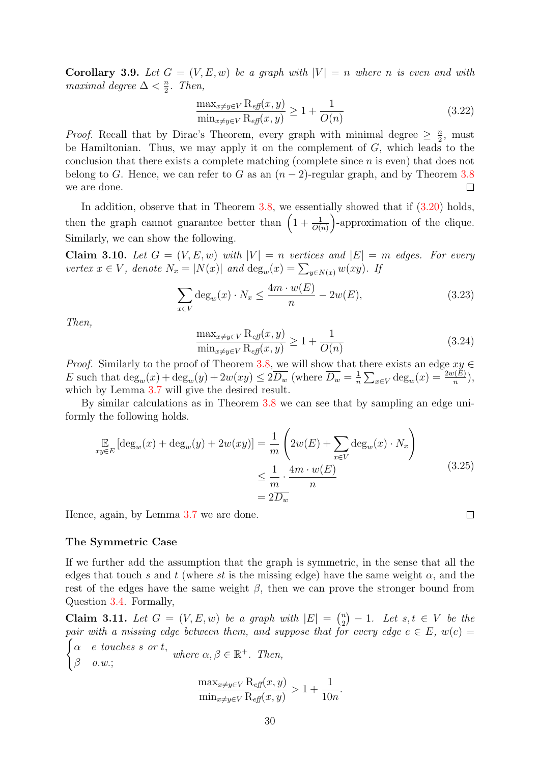**Corollary 3.9.** *Let $G = (V, E, w)$ be a graph with $|V| = n$ where $n$ is even and with maximal degree $\Delta < \frac{n}{2}$. Then,*

$$\frac{\max_{x \neq y \in V} \mathrm{R}_{\mathit{eff}}(x,y)}{\min_{x \neq y \in V} \mathrm{R}_{\mathit{eff}}(x,y)} \geq 1 + \frac{1}{O(n)} \tag{3.22}$$

*Proof.* Recall that by Dirac's Theorem, every graph with minimal degree $\geq \frac{n}{2}$, must be Hamiltonian. Thus, we may apply it on the complement of $G$, which leads to the conclusion that there exists a complete matching (complete since $n$ is even) that does not belong to $G$. Hence, we can refer to $G$ as an $(n-2)$-regular graph, and by Theorem 3.8 we are done. □

In addition, observe that in Theorem 3.8, we essentially showed that if (3.20) holds, then the graph cannot guarantee better than $\left(1 + \frac{1}{O(n)}\right)$-approximation of the clique. Similarly, we can show the following.

**Claim 3.10.** *Let $G = (V, E, w)$ with $|V| = n$ vertices and $|E| = m$ edges. For every vertex $x \in V$, denote $N_x = |N(x)|$ and $\deg_w(x) = \sum_{y \in N(x)} w(xy)$. If*

$$\sum_{x \in V} \deg_w(x) \cdot N_x \leq \frac{4m \cdot w(E)}{n} - 2w(E), \tag{3.23}$$

*Then,*

$$\frac{\max_{x \neq y \in V} \mathrm{R}_{\mathit{eff}}(x,y)}{\min_{x \neq y \in V} \mathrm{R}_{\mathit{eff}}(x,y)} \geq 1 + \frac{1}{O(n)} \tag{3.24}$$

*Proof.* Similarly to the proof of Theorem 3.8, we will show that there exists an edge $xy \in E$ such that $\deg_w(x) + \deg_w(y) + 2w(xy) \leq 2\overline{D_w}$ (where $\overline{D_w} = \frac{1}{n}\sum_{x \in V} \deg_w(x) = \frac{2w(E)}{n}$), which by Lemma 3.7 will give the desired result.

By similar calculations as in Theorem 3.8 we can see that by sampling an edge uniformly the following holds.

$$\begin{aligned}
\mathop{\mathbb{E}}_{xy \in E}\left[\deg_w(x) + \deg_w(y) + 2w(xy)\right] &= \frac{1}{m}\left(2w(E) + \sum_{x \in V} \deg_w(x) \cdot N_x\right) \\
&\leq \frac{1}{m} \cdot \frac{4m \cdot w(E)}{n} \\
&= 2\overline{D_w}
\end{aligned} \tag{3.25}$$

Hence, again, by Lemma 3.7 we are done. □

**The Symmetric Case**

If we further add the assumption that the graph is symmetric, in the sense that all the edges that touch $s$ and $t$ (where $st$ is the missing edge) have the same weight $\alpha$, and the rest of the edges have the same weight $\beta$, then we can prove the stronger bound from Question 3.4. Formally,

**Claim 3.11.** *Let $G = (V, E, w)$ be a graph with $|E| = \binom{n}{2} - 1$. Let $s, t \in V$ be the pair with a missing edge between them, and suppose that for every edge $e \in E$, $w(e) = \begin{cases} \alpha & e \text{ touches } s \text{ or } t, \\ \beta & \text{o.w.}; \end{cases}$ where $\alpha, \beta \in \mathbb{R}^+$. Then,*

$$\frac{\max_{x \neq y \in V} \mathrm{R}_{\mathit{eff}}(x,y)}{\min_{x \neq y \in V} \mathrm{R}_{\mathit{eff}}(x,y)} > 1 + \frac{1}{10n}.$$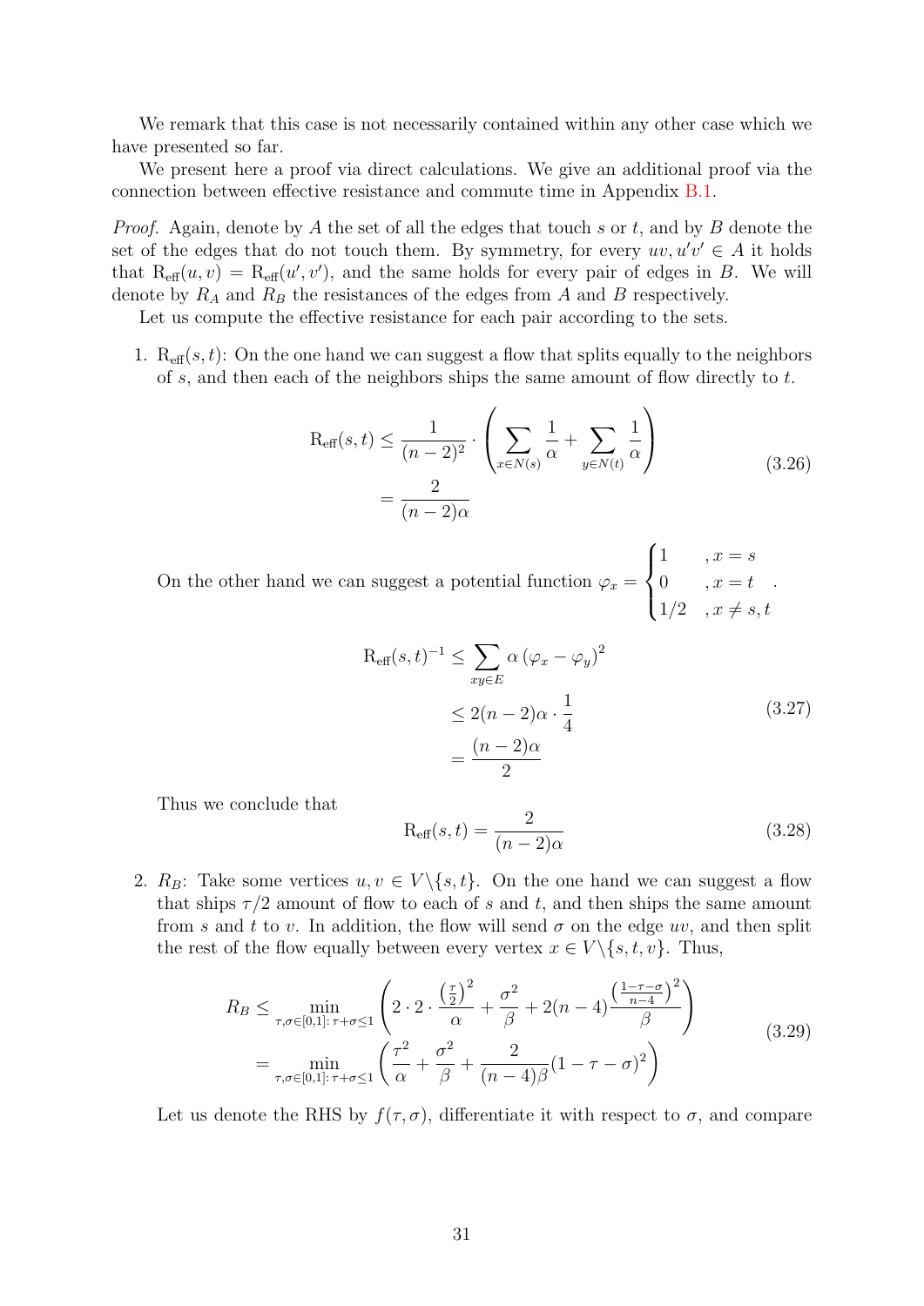We remark that this case is not necessarily contained within any other case which we have presented so far.

We present here a proof via direct calculations. We give an additional proof via the connection between effective resistance and commute time in Appendix B.1.

*Proof.* Again, denote by $A$ the set of all the edges that touch $s$ or $t$, and by $B$ denote the set of the edges that do not touch them. By symmetry, for every $uv, u'v' \in A$ it holds that $\mathrm{R_{eff}}(u,v) = \mathrm{R_{eff}}(u',v')$, and the same holds for every pair of edges in $B$. We will denote by $R_A$ and $R_B$ the resistances of the edges from $A$ and $B$ respectively.

Let us compute the effective resistance for each pair according to the sets.

1. $\mathrm{R_{eff}}(s,t)$: On the one hand we can suggest a flow that splits equally to the neighbors of $s$, and then each of the neighbors ships the same amount of flow directly to $t$.

$$\begin{aligned} \mathrm{R_{eff}}(s,t) &\le \frac{1}{(n-2)^2} \cdot \left( \sum_{x \in N(s)} \frac{1}{\alpha} + \sum_{y \in N(t)} \frac{1}{\alpha} \right) \\ &= \frac{2}{(n-2)\alpha} \end{aligned} \tag{3.26}$$

On the other hand we can suggest a potential function $\varphi_x = \begin{cases} 1 & ,x = s \\ 0 & ,x = t \\ 1/2 & ,x \ne s,t \end{cases}$.

$$\begin{aligned} \mathrm{R_{eff}}(s,t)^{-1} &\le \sum_{xy \in E} \alpha \left(\varphi_x - \varphi_y\right)^2 \\ &\le 2(n-2)\alpha \cdot \frac{1}{4} \\ &= \frac{(n-2)\alpha}{2} \end{aligned} \tag{3.27}$$

Thus we conclude that

$$\mathrm{R_{eff}}(s,t) = \frac{2}{(n-2)\alpha} \tag{3.28}$$

2. $R_B$: Take some vertices $u, v \in V \backslash \{s,t\}$. On the one hand we can suggest a flow that ships $\tau/2$ amount of flow to each of $s$ and $t$, and then ships the same amount from $s$ and $t$ to $v$. In addition, the flow will send $\sigma$ on the edge $uv$, and then split the rest of the flow equally between every vertex $x \in V \backslash \{s,t,v\}$. Thus,

$$\begin{aligned} R_B &\le \min_{\tau,\sigma \in [0,1]:\, \tau+\sigma \le 1} \left( 2 \cdot 2 \cdot \frac{\left(\frac{\tau}{2}\right)^2}{\alpha} + \frac{\sigma^2}{\beta} + 2(n-4)\frac{\left(\frac{1-\tau-\sigma}{n-4}\right)^2}{\beta} \right) \\ &= \min_{\tau,\sigma \in [0,1]:\, \tau+\sigma \le 1} \left( \frac{\tau^2}{\alpha} + \frac{\sigma^2}{\beta} + \frac{2}{(n-4)\beta}(1-\tau-\sigma)^2 \right) \end{aligned} \tag{3.29}$$

Let us denote the RHS by $f(\tau, \sigma)$, differentiate it with respect to $\sigma$, and compare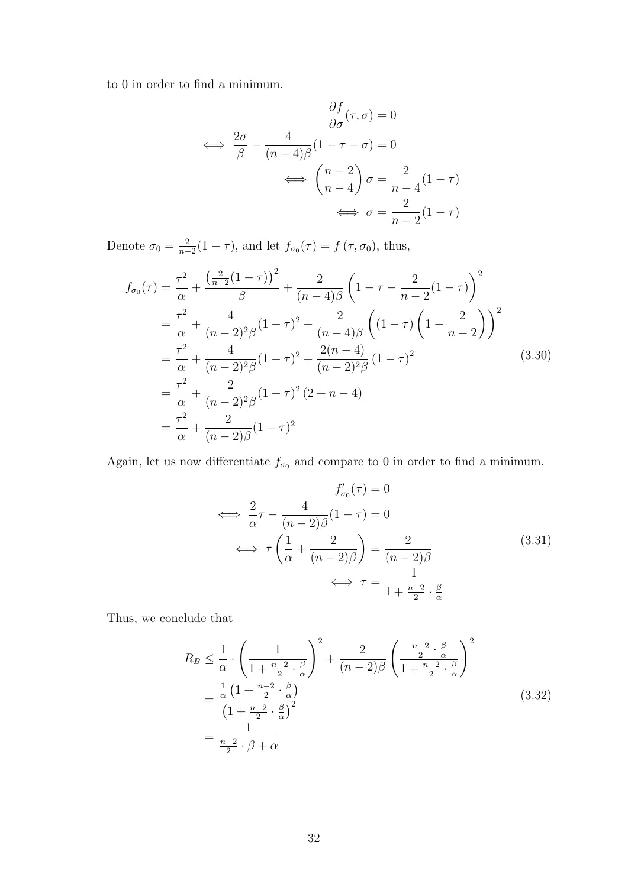to 0 in order to find a minimum.

$$
\begin{aligned}
&\frac{\partial f}{\partial \sigma}(\tau, \sigma) = 0 \\
\iff &\frac{2\sigma}{\beta} - \frac{4}{(n-4)\beta}(1-\tau-\sigma) = 0 \\
&\iff \left(\frac{n-2}{n-4}\right)\sigma = \frac{2}{n-4}(1-\tau) \\
&\iff \sigma = \frac{2}{n-2}(1-\tau)
\end{aligned}
$$

Denote $\sigma_0 = \frac{2}{n-2}(1-\tau)$, and let $f_{\sigma_0}(\tau) = f(\tau, \sigma_0)$, thus,

$$
\begin{aligned}
f_{\sigma_0}(\tau) &= \frac{\tau^2}{\alpha} + \frac{\left(\frac{2}{n-2}(1-\tau)\right)^2}{\beta} + \frac{2}{(n-4)\beta}\left(1-\tau-\frac{2}{n-2}(1-\tau)\right)^2 \\
&= \frac{\tau^2}{\alpha} + \frac{4}{(n-2)^2\beta}(1-\tau)^2 + \frac{2}{(n-4)\beta}\left((1-\tau)\left(1-\frac{2}{n-2}\right)\right)^2 \\
&= \frac{\tau^2}{\alpha} + \frac{4}{(n-2)^2\beta}(1-\tau)^2 + \frac{2(n-4)}{(n-2)^2\beta}(1-\tau)^2 \\
&= \frac{\tau^2}{\alpha} + \frac{2}{(n-2)^2\beta}(1-\tau)^2(2+n-4) \\
&= \frac{\tau^2}{\alpha} + \frac{2}{(n-2)\beta}(1-\tau)^2
\end{aligned}
\tag{3.30}
$$

Again, let us now differentiate $f_{\sigma_0}$ and compare to 0 in order to find a minimum.

$$
\begin{aligned}
&f'_{\sigma_0}(\tau) = 0 \\
\iff &\frac{2}{\alpha}\tau - \frac{4}{(n-2)\beta}(1-\tau) = 0 \\
&\iff \tau\left(\frac{1}{\alpha} + \frac{2}{(n-2)\beta}\right) = \frac{2}{(n-2)\beta} \\
&\iff \tau = \frac{1}{1+\frac{n-2}{2}\cdot\frac{\beta}{\alpha}}
\end{aligned}
\tag{3.31}
$$

Thus, we conclude that

$$
\begin{aligned}
R_B &\leq \frac{1}{\alpha}\cdot\left(\frac{1}{1+\frac{n-2}{2}\cdot\frac{\beta}{\alpha}}\right)^2 + \frac{2}{(n-2)\beta}\left(\frac{\frac{n-2}{2}\cdot\frac{\beta}{\alpha}}{1+\frac{n-2}{2}\cdot\frac{\beta}{\alpha}}\right)^2 \\
&= \frac{\frac{1}{\alpha}\left(1+\frac{n-2}{2}\cdot\frac{\beta}{\alpha}\right)}{\left(1+\frac{n-2}{2}\cdot\frac{\beta}{\alpha}\right)^2} \\
&= \frac{1}{\frac{n-2}{2}\cdot\beta+\alpha}
\end{aligned}
\tag{3.32}
$$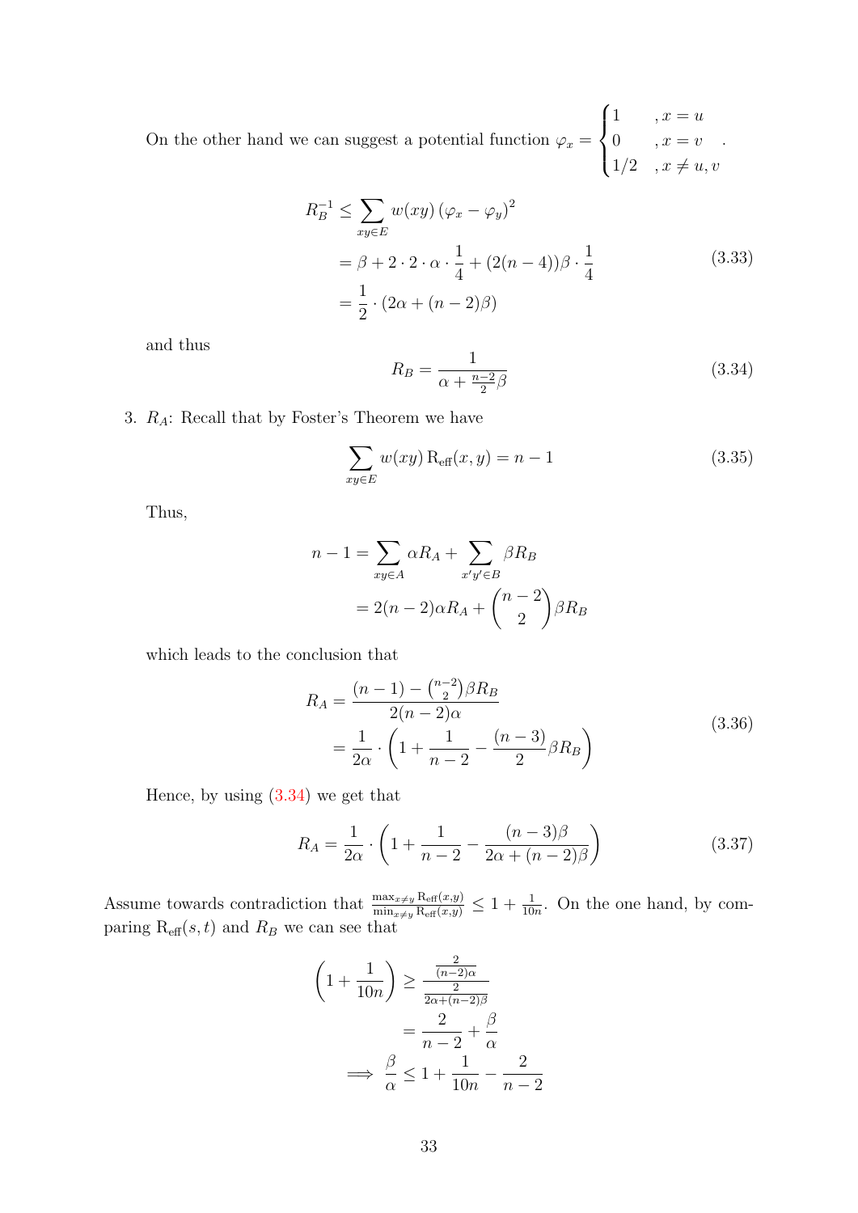On the other hand we can suggest a potential function $\varphi_x = \begin{cases} 1 & , x = u \\ 0 & , x = v \\ 1/2 & , x \neq u, v \end{cases}$.

$$
\begin{aligned}
R_B^{-1} &\leq \sum_{xy \in E} w(xy) \left(\varphi_x - \varphi_y\right)^2 \\
&= \beta + 2 \cdot 2 \cdot \alpha \cdot \frac{1}{4} + (2(n-4))\beta \cdot \frac{1}{4} \\
&= \frac{1}{2} \cdot (2\alpha + (n-2)\beta)
\end{aligned}
\tag{3.33}
$$

and thus

$$
R_B = \frac{1}{\alpha + \frac{n-2}{2}\beta} \tag{3.34}
$$

3. $R_A$: Recall that by Foster's Theorem we have

$$
\sum_{xy \in E} w(xy) \, \mathrm{R_{eff}}(x, y) = n - 1 \tag{3.35}
$$

Thus,

$$
\begin{aligned}
n - 1 &= \sum_{xy \in A} \alpha R_A + \sum_{x'y' \in B} \beta R_B \\
&= 2(n-2)\alpha R_A + \binom{n-2}{2} \beta R_B
\end{aligned}
$$

which leads to the conclusion that

$$
\begin{aligned}
R_A &= \frac{(n-1) - \binom{n-2}{2}\beta R_B}{2(n-2)\alpha} \\
&= \frac{1}{2\alpha} \cdot \left(1 + \frac{1}{n-2} - \frac{(n-3)}{2}\beta R_B\right)
\end{aligned}
\tag{3.36}
$$

Hence, by using (3.34) we get that

$$
R_A = \frac{1}{2\alpha} \cdot \left(1 + \frac{1}{n-2} - \frac{(n-3)\beta}{2\alpha + (n-2)\beta}\right) \tag{3.37}
$$

Assume towards contradiction that $\frac{\max_{x \neq y} \mathrm{R_{eff}}(x,y)}{\min_{x \neq y} \mathrm{R_{eff}}(x,y)} \leq 1 + \frac{1}{10n}$. On the one hand, by comparing $\mathrm{R_{eff}}(s, t)$ and $R_B$ we can see that

$$
\begin{aligned}
\left(1 + \frac{1}{10n}\right) &\geq \frac{\frac{2}{(n-2)\alpha}}{\frac{2}{2\alpha + (n-2)\beta}} \\
&= \frac{2}{n-2} + \frac{\beta}{\alpha} \\
\implies \frac{\beta}{\alpha} &\leq 1 + \frac{1}{10n} - \frac{2}{n-2}
\end{aligned}
$$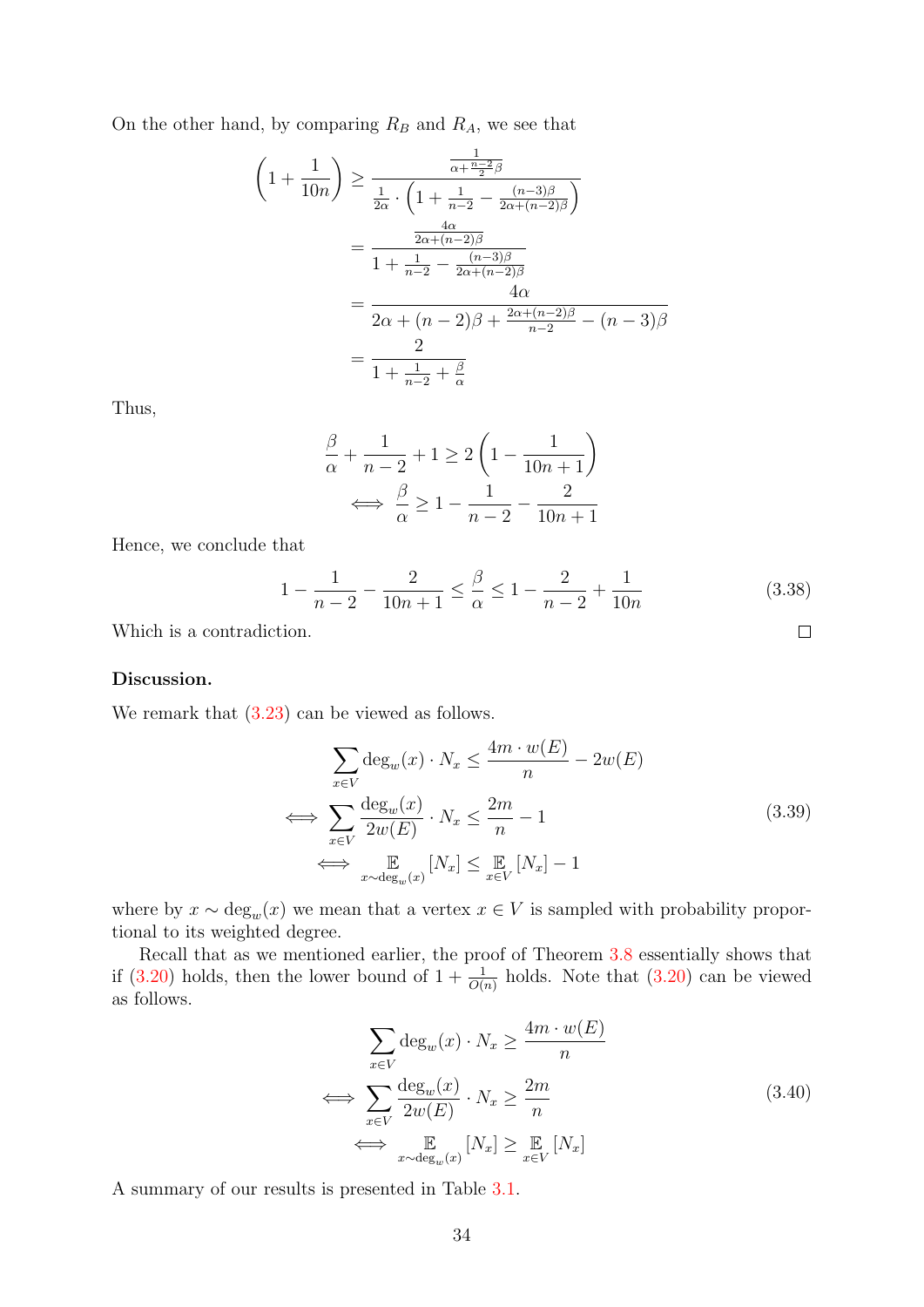On the other hand, by comparing $R_B$ and $R_A$, we see that

$$
\begin{aligned}
\left(1+\frac{1}{10n}\right) &\geq \frac{\frac{1}{\alpha+\frac{n-2}{2}\beta}}{\frac{1}{2\alpha}\cdot\left(1+\frac{1}{n-2}-\frac{(n-3)\beta}{2\alpha+(n-2)\beta}\right)} \\
&= \frac{\frac{4\alpha}{2\alpha+(n-2)\beta}}{1+\frac{1}{n-2}-\frac{(n-3)\beta}{2\alpha+(n-2)\beta}} \\
&= \frac{4\alpha}{2\alpha+(n-2)\beta+\frac{2\alpha+(n-2)\beta}{n-2}-(n-3)\beta} \\
&= \frac{2}{1+\frac{1}{n-2}+\frac{\beta}{\alpha}}
\end{aligned}
$$

Thus,

$$
\begin{aligned}
&\frac{\beta}{\alpha}+\frac{1}{n-2}+1 \geq 2\left(1-\frac{1}{10n+1}\right) \\
\iff &\frac{\beta}{\alpha} \geq 1-\frac{1}{n-2}-\frac{2}{10n+1}
\end{aligned}
$$

Hence, we conclude that

$$
1-\frac{1}{n-2}-\frac{2}{10n+1} \leq \frac{\beta}{\alpha} \leq 1-\frac{2}{n-2}+\frac{1}{10n} \tag{3.38}
$$

Which is a contradiction. □

**Discussion.**

We remark that (3.23) can be viewed as follows.

$$
\begin{aligned}
&\sum_{x\in V}\deg_w(x)\cdot N_x \leq \frac{4m\cdot w(E)}{n}-2w(E) \\
\iff &\sum_{x\in V}\frac{\deg_w(x)}{2w(E)}\cdot N_x \leq \frac{2m}{n}-1 \\
\iff &\mathop{\mathbb{E}}_{x\sim\deg_w(x)}[N_x] \leq \mathop{\mathbb{E}}_{x\in V}[N_x]-1
\end{aligned}
\tag{3.39}
$$

where by $x\sim\deg_w(x)$ we mean that a vertex $x\in V$ is sampled with probability proportional to its weighted degree.

Recall that as we mentioned earlier, the proof of Theorem 3.8 essentially shows that if (3.20) holds, then the lower bound of $1+\frac{1}{O(n)}$ holds. Note that (3.20) can be viewed as follows.

$$
\begin{aligned}
&\sum_{x\in V}\deg_w(x)\cdot N_x \geq \frac{4m\cdot w(E)}{n} \\
\iff &\sum_{x\in V}\frac{\deg_w(x)}{2w(E)}\cdot N_x \geq \frac{2m}{n} \\
\iff &\mathop{\mathbb{E}}_{x\sim\deg_w(x)}[N_x] \geq \mathop{\mathbb{E}}_{x\in V}[N_x]
\end{aligned}
\tag{3.40}
$$

A summary of our results is presented in Table 3.1.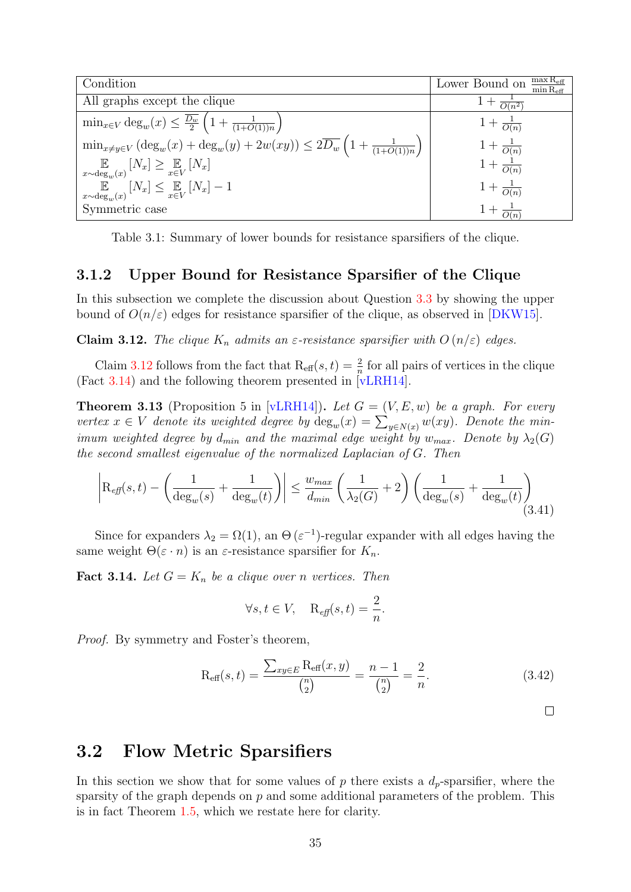| Condition | Lower Bound on $\frac{\max \mathrm{R_{eff}}}{\min \mathrm{R_{eff}}}$ |
|---|---|
| All graphs except the clique | $1 + \frac{1}{O(n^2)}$ |
| $\min_{x \in V} \deg_w(x) \leq \frac{\overline{D_w}}{2}\left(1 + \frac{1}{(1+O(1))n}\right)$ | $1 + \frac{1}{O(n)}$ |
| $\min_{x \neq y \in V} \left(\deg_w(x) + \deg_w(y) + 2w(xy)\right) \leq 2\overline{D_w}\left(1 + \frac{1}{(1+O(1))n}\right)$ | $1 + \frac{1}{O(n)}$ |
| $\underset{x \sim \deg_w(x)}{\mathbb{E}}[N_x] \geq \underset{x \in V}{\mathbb{E}}[N_x]$ | $1 + \frac{1}{O(n)}$ |
| $\underset{x \sim \deg_w(x)}{\mathbb{E}}[N_x] \leq \underset{x \in V}{\mathbb{E}}[N_x] - 1$ | $1 + \frac{1}{O(n)}$ |
| Symmetric case | $1 + \frac{1}{O(n)}$ |

Table 3.1: Summary of lower bounds for resistance sparsifiers of the clique.

### 3.1.2 Upper Bound for Resistance Sparsifier of the Clique

In this subsection we complete the discussion about Question 3.3 by showing the upper bound of $O(n/\varepsilon)$ edges for resistance sparsifier of the clique, as observed in [DKW15].

**Claim 3.12.** *The clique $K_n$ admits an $\varepsilon$-resistance sparsifier with $O(n/\varepsilon)$ edges.*

Claim 3.12 follows from the fact that $\mathrm{R_{eff}}(s,t) = \frac{2}{n}$ for all pairs of vertices in the clique (Fact 3.14) and the following theorem presented in [vLRH14].

**Theorem 3.13** (Proposition 5 in [vLRH14])**.** *Let $G = (V, E, w)$ be a graph. For every vertex $x \in V$ denote its weighted degree by $\deg_w(x) = \sum_{y \in N(x)} w(xy)$. Denote the minimum weighted degree by $d_{min}$ and the maximal edge weight by $w_{max}$. Denote by $\lambda_2(G)$ the second smallest eigenvalue of the normalized Laplacian of $G$. Then*

$$\left| \mathrm{R_{eff}}(s,t) - \left(\frac{1}{\deg_w(s)} + \frac{1}{\deg_w(t)}\right) \right| \leq \frac{w_{max}}{d_{min}} \left(\frac{1}{\lambda_2(G)} + 2\right) \left(\frac{1}{\deg_w(s)} + \frac{1}{\deg_w(t)}\right) \tag{3.41}$$

Since for expanders $\lambda_2 = \Omega(1)$, an $\Theta(\varepsilon^{-1})$-regular expander with all edges having the same weight $\Theta(\varepsilon \cdot n)$ is an $\varepsilon$-resistance sparsifier for $K_n$.

**Fact 3.14.** *Let $G = K_n$ be a clique over $n$ vertices. Then*

$$\forall s,t \in V, \quad \mathrm{R_{eff}}(s,t) = \frac{2}{n}.$$

*Proof.* By symmetry and Foster's theorem,

$$\mathrm{R_{eff}}(s,t) = \frac{\sum_{xy \in E} \mathrm{R_{eff}}(x,y)}{\binom{n}{2}} = \frac{n-1}{\binom{n}{2}} = \frac{2}{n}. \tag{3.42}$$

□

## 3.2 Flow Metric Sparsifiers

In this section we show that for some values of $p$ there exists a $d_p$-sparsifier, where the sparsity of the graph depends on $p$ and some additional parameters of the problem. This is in fact Theorem 1.5, which we restate here for clarity.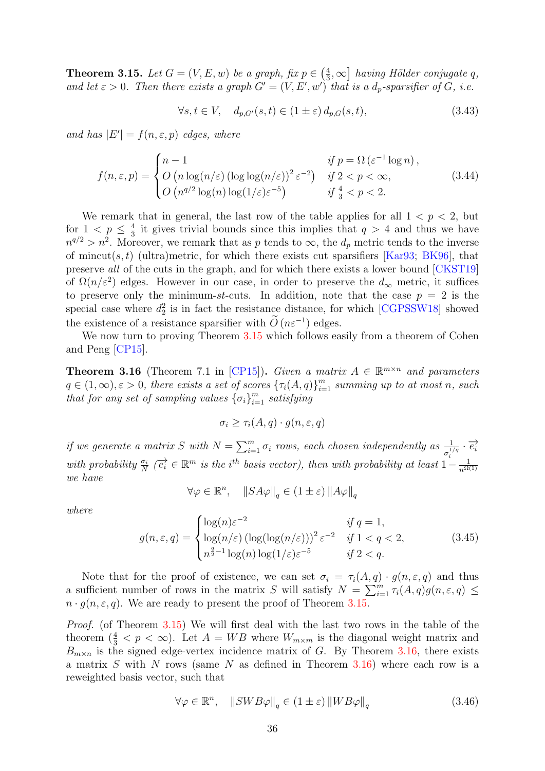**Theorem 3.15.** *Let $G = (V, E, w)$ be a graph, fix $p \in \left(\frac{4}{3}, \infty\right]$ having Hölder conjugate $q$, and let $\varepsilon > 0$. Then there exists a graph $G' = (V, E', w')$ that is a $d_p$-sparsifier of $G$, i.e.*

$$\forall s, t \in V, \quad d_{p,G'}(s,t) \in (1 \pm \varepsilon)\, d_{p,G}(s,t), \tag{3.43}$$

*and has $|E'| = f(n, \varepsilon, p)$ edges, where*

$$f(n,\varepsilon,p) = \begin{cases} n-1 & \text{if } p = \Omega\left(\varepsilon^{-1}\log n\right), \\ O\left(n\log(n/\varepsilon)\left(\log\log(n/\varepsilon)\right)^2\varepsilon^{-2}\right) & \text{if } 2 < p < \infty, \\ O\left(n^{q/2}\log(n)\log(1/\varepsilon)\varepsilon^{-5}\right) & \text{if } \frac{4}{3} < p < 2. \end{cases} \tag{3.44}$$

We remark that in general, the last row of the table applies for all $1 < p < 2$, but for $1 < p \leq \frac{4}{3}$ it gives trivial bounds since this implies that $q > 4$ and thus we have $n^{q/2} > n^2$. Moreover, we remark that as $p$ tends to $\infty$, the $d_p$ metric tends to the inverse of mincut$(s,t)$ (ultra)metric, for which there exists cut sparsifiers [Kar93; BK96], that preserve *all* of the cuts in the graph, and for which there exists a lower bound [CKST19] of $\Omega(n/\varepsilon^2)$ edges. However in our case, in order to preserve the $d_\infty$ metric, it suffices to preserve only the minimum-$st$-cuts. In addition, note that the case $p = 2$ is the special case where $d_2^2$ is in fact the resistance distance, for which [CGPSSW18] showed the existence of a resistance sparsifier with $\widetilde{O}\left(n\varepsilon^{-1}\right)$ edges.

We now turn to proving Theorem 3.15 which follows easily from a theorem of Cohen and Peng [CP15].

**Theorem 3.16** (Theorem 7.1 in [CP15])**.** *Given a matrix $A \in \mathbb{R}^{m\times n}$ and parameters $q \in (1,\infty), \varepsilon > 0$, there exists a set of scores $\{\tau_i(A,q)\}_{i=1}^m$ summing up to at most $n$, such that for any set of sampling values $\{\sigma_i\}_{i=1}^m$ satisfying*

$$\sigma_i \geq \tau_i(A,q)\cdot g(n,\varepsilon,q)$$

*if we generate a matrix $S$ with $N = \sum_{i=1}^m \sigma_i$ rows, each chosen independently as $\frac{1}{\sigma_i^{1/q}}\cdot \overrightarrow{e_i}$ with probability $\frac{\sigma_i}{N}$ ($\overrightarrow{e_i} \in \mathbb{R}^m$ is the $i^{th}$ basis vector), then with probability at least $1 - \frac{1}{n^{\Omega(1)}}$ we have*

$$\forall \varphi \in \mathbb{R}^n, \quad \|SA\varphi\|_q \in (1\pm\varepsilon)\|A\varphi\|_q$$

*where*

$$g(n,\varepsilon,q) = \begin{cases} \log(n)\varepsilon^{-2} & \text{if } q = 1, \\ \log(n/\varepsilon)\left(\log(\log(n/\varepsilon))\right)^2\varepsilon^{-2} & \text{if } 1 < q < 2, \\ n^{\frac{q}{2}-1}\log(n)\log(1/\varepsilon)\varepsilon^{-5} & \text{if } 2 < q. \end{cases} \tag{3.45}$$

Note that for the proof of existence, we can set $\sigma_i = \tau_i(A,q)\cdot g(n,\varepsilon,q)$ and thus a sufficient number of rows in the matrix $S$ will satisfy $N = \sum_{i=1}^m \tau_i(A,q) g(n,\varepsilon,q) \leq n \cdot g(n,\varepsilon,q)$. We are ready to present the proof of Theorem 3.15.

*Proof.* (of Theorem 3.15) We will first deal with the last two rows in the table of the theorem ($\frac{4}{3} < p < \infty$). Let $A = WB$ where $W_{m\times m}$ is the diagonal weight matrix and $B_{m\times n}$ is the signed edge-vertex incidence matrix of $G$. By Theorem 3.16, there exists a matrix $S$ with $N$ rows (same $N$ as defined in Theorem 3.16) where each row is a reweighted basis vector, such that

$$\forall \varphi \in \mathbb{R}^n, \quad \|SWB\varphi\|_q \in (1\pm\varepsilon)\|WB\varphi\|_q \tag{3.46}$$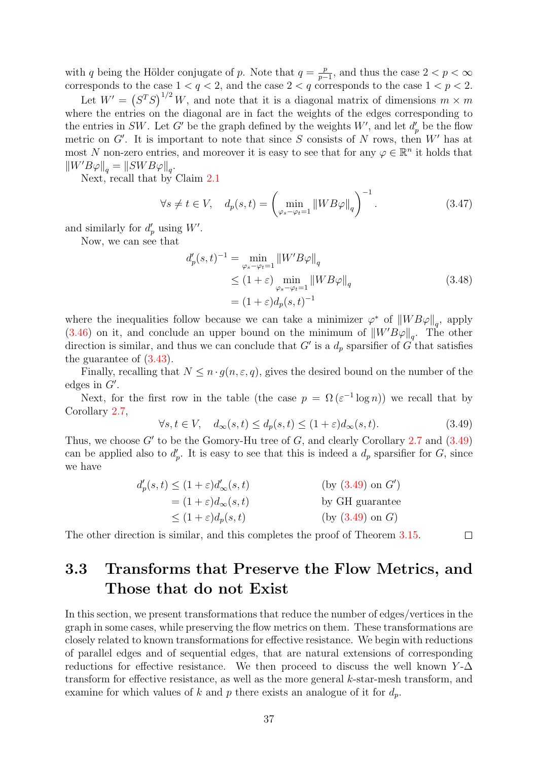with $q$ being the Hölder conjugate of $p$. Note that $q = \frac{p}{p-1}$, and thus the case $2 < p < \infty$ corresponds to the case $1 < q < 2$, and the case $2 < q$ corresponds to the case $1 < p < 2$.

Let $W' = \left(S^T S\right)^{1/2} W$, and note that it is a diagonal matrix of dimensions $m \times m$ where the entries on the diagonal are in fact the weights of the edges corresponding to the entries in $SW$. Let $G'$ be the graph defined by the weights $W'$, and let $d'_p$ be the flow metric on $G'$. It is important to note that since $S$ consists of $N$ rows, then $W'$ has at most $N$ non-zero entries, and moreover it is easy to see that for any $\varphi \in \mathbb{R}^n$ it holds that $\|W'B\varphi\|_q = \|SWB\varphi\|_q$.

Next, recall that by Claim 2.1

$$\forall s \neq t \in V, \quad d_p(s,t) = \left( \min_{\varphi_s - \varphi_t = 1} \|WB\varphi\|_q \right)^{-1}. \tag{3.47}$$

and similarly for $d'_p$ using $W'$.

Now, we can see that

$$\begin{aligned} d'_p(s,t)^{-1} &= \min_{\varphi_s - \varphi_t = 1} \|W'B\varphi\|_q \\ &\leq (1+\varepsilon) \min_{\varphi_s - \varphi_t = 1} \|WB\varphi\|_q \\ &= (1+\varepsilon) d_p(s,t)^{-1} \end{aligned} \tag{3.48}$$

where the inequalities follow because we can take a minimizer $\varphi^*$ of $\|WB\varphi\|_q$, apply (3.46) on it, and conclude an upper bound on the minimum of $\|W'B\varphi\|_q$. The other direction is similar, and thus we can conclude that $G'$ is a $d_p$ sparsifier of $G$ that satisfies the guarantee of (3.43).

Finally, recalling that $N \leq n \cdot g(n, \varepsilon, q)$, gives the desired bound on the number of the edges in $G'$.

Next, for the first row in the table (the case $p = \Omega\left(\varepsilon^{-1} \log n\right)$) we recall that by Corollary 2.7,

$$\forall s,t \in V, \quad d_\infty(s,t) \leq d_p(s,t) \leq (1+\varepsilon) d_\infty(s,t). \tag{3.49}$$

Thus, we choose $G'$ to be the Gomory-Hu tree of $G$, and clearly Corollary 2.7 and (3.49) can be applied also to $d'_p$. It is easy to see that this is indeed a $d_p$ sparsifier for $G$, since we have

$$\begin{aligned} d'_p(s,t) &\leq (1+\varepsilon) d'_\infty(s,t) && \text{(by (3.49) on } G'\text{)} \\ &= (1+\varepsilon) d_\infty(s,t) && \text{by GH guarantee} \\ &\leq (1+\varepsilon) d_p(s,t) && \text{(by (3.49) on } G\text{)} \end{aligned}$$

The other direction is similar, and this completes the proof of Theorem 3.15. □

## 3.3 Transforms that Preserve the Flow Metrics, and Those that do not Exist

In this section, we present transformations that reduce the number of edges/vertices in the graph in some cases, while preserving the flow metrics on them. These transformations are closely related to known transformations for effective resistance. We begin with reductions of parallel edges and of sequential edges, that are natural extensions of corresponding reductions for effective resistance. We then proceed to discuss the well known $Y$-$\Delta$ transform for effective resistance, as well as the more general $k$-star-mesh transform, and examine for which values of $k$ and $p$ there exists an analogue of it for $d_p$.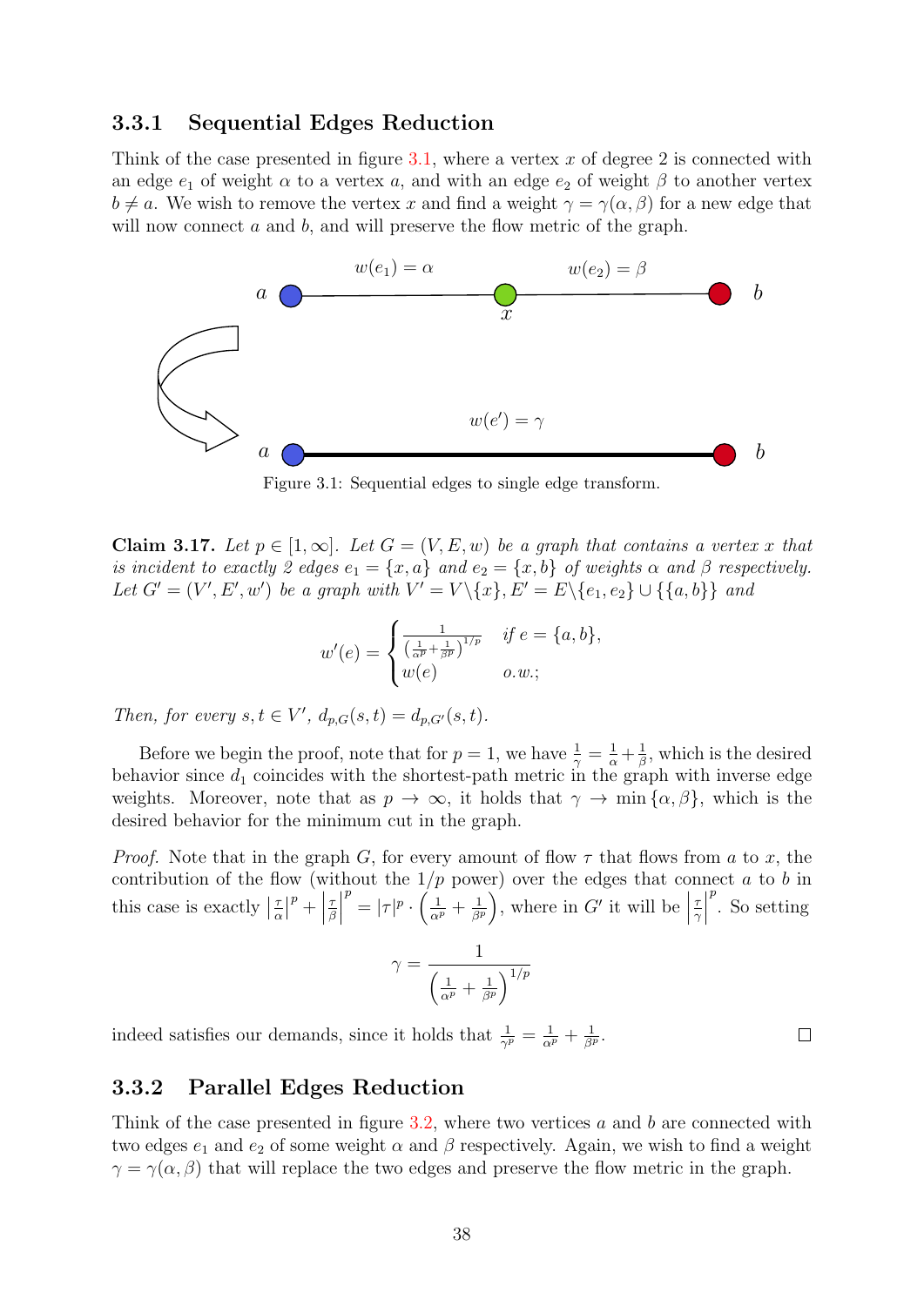### 3.3.1 Sequential Edges Reduction

Think of the case presented in figure 3.1, where a vertex $x$ of degree 2 is connected with an edge $e_1$ of weight $\alpha$ to a vertex $a$, and with an edge $e_2$ of weight $\beta$ to another vertex $b \neq a$. We wish to remove the vertex $x$ and find a weight $\gamma = \gamma(\alpha, \beta)$ for a new edge that will now connect $a$ and $b$, and will preserve the flow metric of the graph.

Figure 3.1: Sequential edges to single edge transform.

**Claim 3.17.** *Let $p \in [1, \infty]$. Let $G = (V, E, w)$ be a graph that contains a vertex $x$ that is incident to exactly 2 edges $e_1 = \{x, a\}$ and $e_2 = \{x, b\}$ of weights $\alpha$ and $\beta$ respectively. Let $G' = (V', E', w')$ be a graph with $V' = V \backslash \{x\}, E' = E \backslash \{e_1, e_2\} \cup \{\{a, b\}\}$ and*

$$w'(e) = \begin{cases} \frac{1}{\left(\frac{1}{\alpha^p} + \frac{1}{\beta^p}\right)^{1/p}} & \text{if } e = \{a, b\}, \\ w(e) & o.w.; \end{cases}$$

*Then, for every $s, t \in V'$, $d_{p,G}(s,t) = d_{p,G'}(s,t)$.*

Before we begin the proof, note that for $p = 1$, we have $\frac{1}{\gamma} = \frac{1}{\alpha} + \frac{1}{\beta}$, which is the desired behavior since $d_1$ coincides with the shortest-path metric in the graph with inverse edge weights. Moreover, note that as $p \to \infty$, it holds that $\gamma \to \min\{\alpha, \beta\}$, which is the desired behavior for the minimum cut in the graph.

*Proof.* Note that in the graph $G$, for every amount of flow $\tau$ that flows from $a$ to $x$, the contribution of the flow (without the $1/p$ power) over the edges that connect $a$ to $b$ in this case is exactly $\left|\frac{\tau}{\alpha}\right|^p + \left|\frac{\tau}{\beta}\right|^p = |\tau|^p \cdot \left(\frac{1}{\alpha^p} + \frac{1}{\beta^p}\right)$, where in $G'$ it will be $\left|\frac{\tau}{\gamma}\right|^p$. So setting

$$\gamma = \frac{1}{\left(\frac{1}{\alpha^p} + \frac{1}{\beta^p}\right)^{1/p}}$$

indeed satisfies our demands, since it holds that $\frac{1}{\gamma^p} = \frac{1}{\alpha^p} + \frac{1}{\beta^p}$. $\square$

### 3.3.2 Parallel Edges Reduction

Think of the case presented in figure 3.2, where two vertices $a$ and $b$ are connected with two edges $e_1$ and $e_2$ of some weight $\alpha$ and $\beta$ respectively. Again, we wish to find a weight $\gamma = \gamma(\alpha, \beta)$ that will replace the two edges and preserve the flow metric in the graph.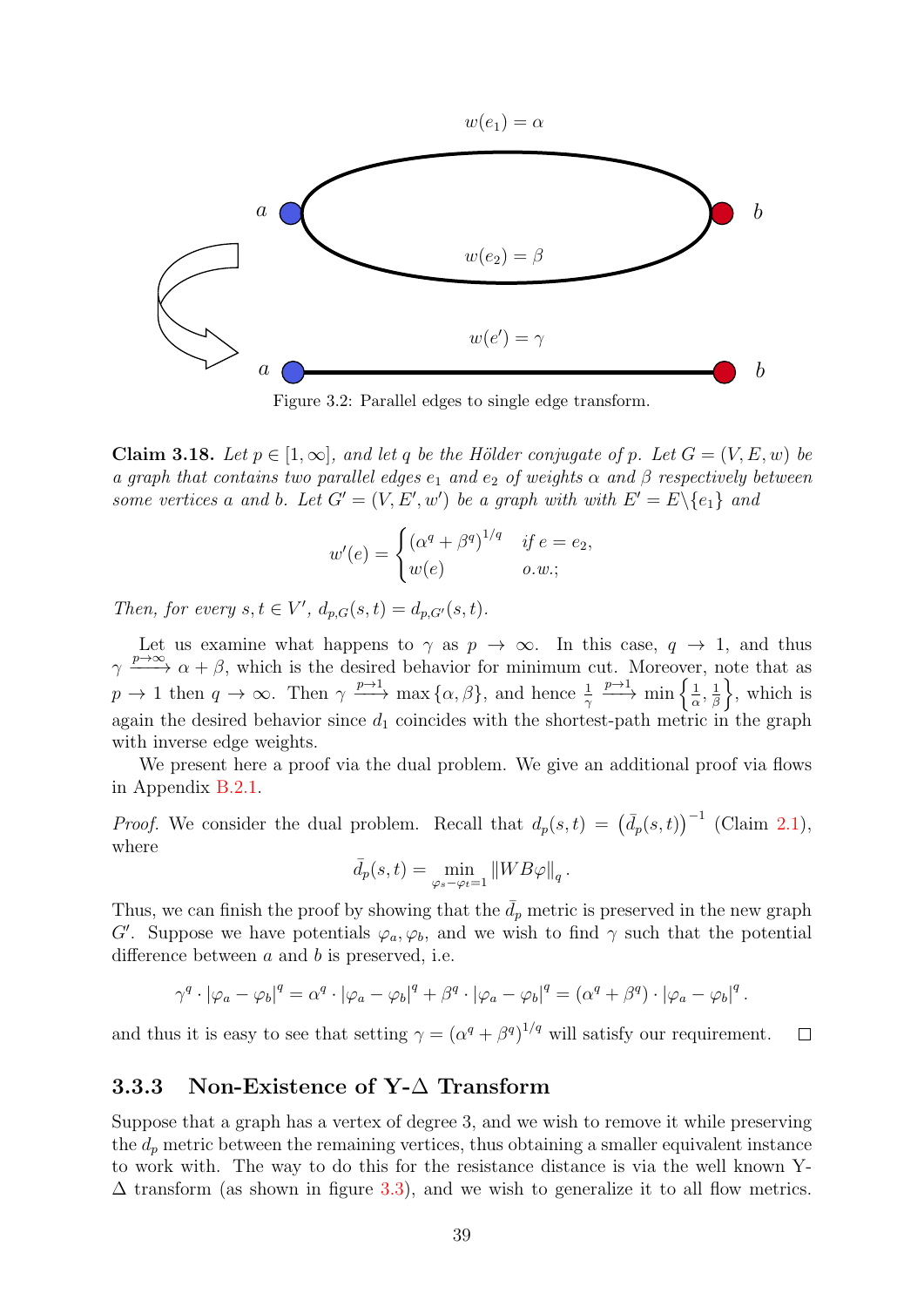Figure 3.2: Parallel edges to single edge transform.

**Claim 3.18.** *Let $p \in [1, \infty]$, and let $q$ be the Hölder conjugate of $p$. Let $G = (V, E, w)$ be a graph that contains two parallel edges $e_1$ and $e_2$ of weights $\alpha$ and $\beta$ respectively between some vertices $a$ and $b$. Let $G' = (V, E', w')$ be a graph with with $E' = E \backslash \{e_1\}$ and*

$$w'(e) = \begin{cases} (\alpha^q + \beta^q)^{1/q} & \text{if } e = e_2, \\ w(e) & \text{o.w.}; \end{cases}$$

*Then, for every $s, t \in V'$, $d_{p,G}(s,t) = d_{p,G'}(s,t)$.*

Let us examine what happens to $\gamma$ as $p \to \infty$. In this case, $q \to 1$, and thus $\gamma \xrightarrow{p\to\infty} \alpha + \beta$, which is the desired behavior for minimum cut. Moreover, note that as $p \to 1$ then $q \to \infty$. Then $\gamma \xrightarrow{p\to 1} \max\{\alpha, \beta\}$, and hence $\frac{1}{\gamma} \xrightarrow{p\to 1} \min\left\{\frac{1}{\alpha}, \frac{1}{\beta}\right\}$, which is again the desired behavior since $d_1$ coincides with the shortest-path metric in the graph with inverse edge weights.

We present here a proof via the dual problem. We give an additional proof via flows in Appendix B.2.1.

*Proof.* We consider the dual problem. Recall that $d_p(s,t) = \left(\bar{d}_p(s,t)\right)^{-1}$ (Claim 2.1), where

$$\bar{d}_p(s,t) = \min_{\varphi_s - \varphi_t = 1} \|WB\varphi\|_q .$$

Thus, we can finish the proof by showing that the $\bar{d}_p$ metric is preserved in the new graph $G'$. Suppose we have potentials $\varphi_a, \varphi_b$, and we wish to find $\gamma$ such that the potential difference between $a$ and $b$ is preserved, i.e.

$$\gamma^q \cdot |\varphi_a - \varphi_b|^q = \alpha^q \cdot |\varphi_a - \varphi_b|^q + \beta^q \cdot |\varphi_a - \varphi_b|^q = (\alpha^q + \beta^q) \cdot |\varphi_a - \varphi_b|^q .$$

and thus it is easy to see that setting $\gamma = (\alpha^q + \beta^q)^{1/q}$ will satisfy our requirement. $\square$

### 3.3.3 Non-Existence of Y-$\Delta$ Transform

Suppose that a graph has a vertex of degree 3, and we wish to remove it while preserving the $d_p$ metric between the remaining vertices, thus obtaining a smaller equivalent instance to work with. The way to do this for the resistance distance is via the well known Y-$\Delta$ transform (as shown in figure 3.3), and we wish to generalize it to all flow metrics.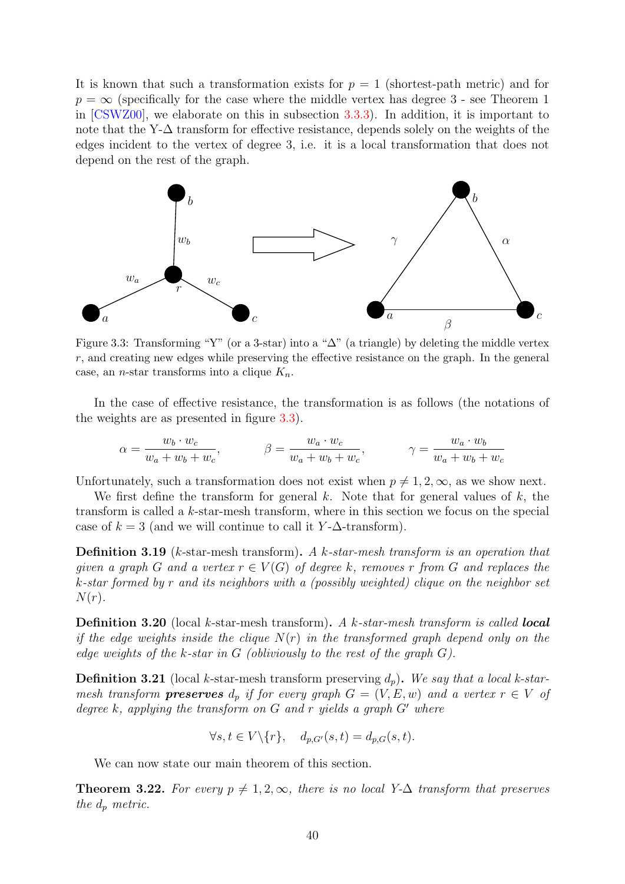It is known that such a transformation exists for $p = 1$ (shortest-path metric) and for $p = \infty$ (specifically for the case where the middle vertex has degree 3 - see Theorem 1 in [CSWZ00], we elaborate on this in subsection 3.3.3). In addition, it is important to note that the Y-$\Delta$ transform for effective resistance, depends solely on the weights of the edges incident to the vertex of degree 3, i.e. it is a local transformation that does not depend on the rest of the graph.

Figure 3.3: Transforming "Y" (or a 3-star) into a "$\Delta$" (a triangle) by deleting the middle vertex $r$, and creating new edges while preserving the effective resistance on the graph. In the general case, an $n$-star transforms into a clique $K_n$.

In the case of effective resistance, the transformation is as follows (the notations of the weights are as presented in figure 3.3).

$$\alpha = \frac{w_b \cdot w_c}{w_a + w_b + w_c}, \qquad \beta = \frac{w_a \cdot w_c}{w_a + w_b + w_c}, \qquad \gamma = \frac{w_a \cdot w_b}{w_a + w_b + w_c}$$

Unfortunately, such a transformation does not exist when $p \neq 1, 2, \infty$, as we show next.

We first define the transform for general $k$. Note that for general values of $k$, the transform is called a $k$-star-mesh transform, where in this section we focus on the special case of $k = 3$ (and we will continue to call it $Y$-$\Delta$-transform).

**Definition 3.19** ($k$-star-mesh transform). *A $k$-star-mesh transform is an operation that given a graph $G$ and a vertex $r \in V(G)$ of degree $k$, removes $r$ from $G$ and replaces the $k$-star formed by $r$ and its neighbors with a (possibly weighted) clique on the neighbor set $N(r)$.*

**Definition 3.20** (local $k$-star-mesh transform). *A $k$-star-mesh transform is called **local** if the edge weights inside the clique $N(r)$ in the transformed graph depend only on the edge weights of the $k$-star in $G$ (obliviously to the rest of the graph $G$).*

**Definition 3.21** (local $k$-star-mesh transform preserving $d_p$). *We say that a local $k$-star-mesh transform **preserves** $d_p$ if for every graph $G = (V, E, w)$ and a vertex $r \in V$ of degree $k$, applying the transform on $G$ and $r$ yields a graph $G'$ where*

$$\forall s, t \in V \backslash \{r\}, \quad d_{p,G'}(s,t) = d_{p,G}(s,t).$$

We can now state our main theorem of this section.

**Theorem 3.22.** *For every $p \neq 1, 2, \infty$, there is no local $Y$-$\Delta$ transform that preserves the $d_p$ metric.*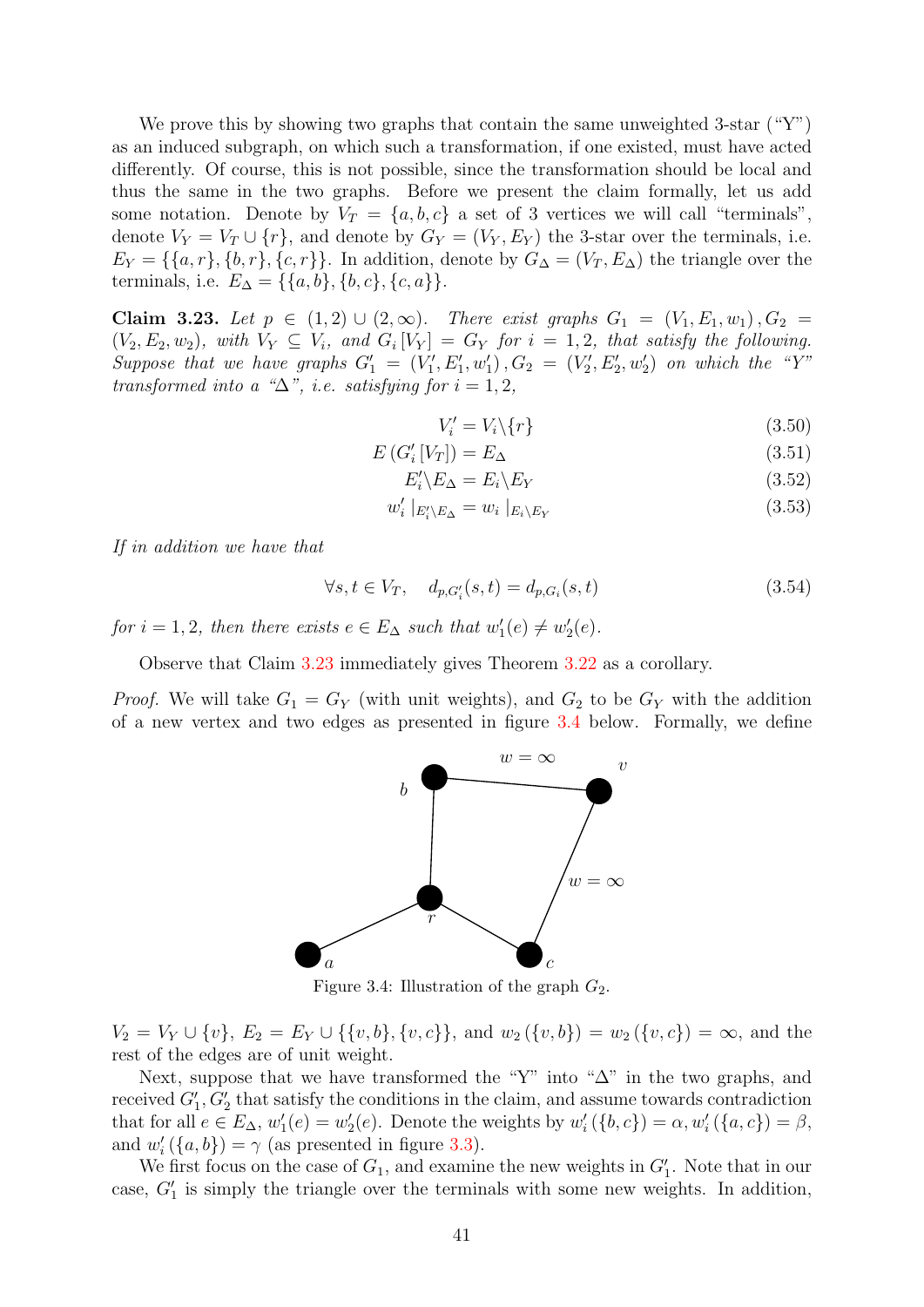We prove this by showing two graphs that contain the same unweighted 3-star ("Y") as an induced subgraph, on which such a transformation, if one existed, must have acted differently. Of course, this is not possible, since the transformation should be local and thus the same in the two graphs. Before we present the claim formally, let us add some notation. Denote by $V_T = \{a, b, c\}$ a set of 3 vertices we will call "terminals", denote $V_Y = V_T \cup \{r\}$, and denote by $G_Y = (V_Y, E_Y)$ the 3-star over the terminals, i.e. $E_Y = \{\{a, r\}, \{b, r\}, \{c, r\}\}$. In addition, denote by $G_\Delta = (V_T, E_\Delta)$ the triangle over the terminals, i.e. $E_\Delta = \{\{a, b\}, \{b, c\}, \{c, a\}\}$.

**Claim 3.23.** *Let $p \in (1, 2) \cup (2, \infty)$. There exist graphs $G_1 = (V_1, E_1, w_1), G_2 = (V_2, E_2, w_2)$, with $V_Y \subseteq V_i$, and $G_i[V_Y] = G_Y$ for $i = 1, 2$, that satisfy the following. Suppose that we have graphs $G'_1 = (V'_1, E'_1, w'_1), G_2 = (V'_2, E'_2, w'_2)$ on which the "Y" transformed into a "$\Delta$", i.e. satisfying for $i = 1, 2$,*

$$V'_i = V_i \backslash \{r\} \tag{3.50}$$

$$E(G'_i[V_T]) = E_\Delta \tag{3.51}$$

$$E'_i \backslash E_\Delta = E_i \backslash E_Y \tag{3.52}$$

$$w'_i|_{E'_i \backslash E_\Delta} = w_i|_{E_i \backslash E_Y} \tag{3.53}$$

*If in addition we have that*

$$\forall s, t \in V_T, \quad d_{p, G'_i}(s, t) = d_{p, G_i}(s, t) \tag{3.54}$$

*for $i = 1, 2$, then there exists $e \in E_\Delta$ such that $w'_1(e) \neq w'_2(e)$.*

Observe that Claim 3.23 immediately gives Theorem 3.22 as a corollary.

*Proof.* We will take $G_1 = G_Y$ (with unit weights), and $G_2$ to be $G_Y$ with the addition of a new vertex and two edges as presented in figure 3.4 below. Formally, we define

Figure 3.4: Illustration of the graph $G_2$.

$V_2 = V_Y \cup \{v\}$, $E_2 = E_Y \cup \{\{v, b\}, \{v, c\}\}$, and $w_2(\{v, b\}) = w_2(\{v, c\}) = \infty$, and the rest of the edges are of unit weight.

Next, suppose that we have transformed the "Y" into "$\Delta$" in the two graphs, and received $G'_1, G'_2$ that satisfy the conditions in the claim, and assume towards contradiction that for all $e \in E_\Delta$, $w'_1(e) = w'_2(e)$. Denote the weights by $w'_i(\{b, c\}) = \alpha$, $w'_i(\{a, c\}) = \beta$, and $w'_i(\{a, b\}) = \gamma$ (as presented in figure 3.3).

We first focus on the case of $G_1$, and examine the new weights in $G'_1$. Note that in our case, $G'_1$ is simply the triangle over the terminals with some new weights. In addition,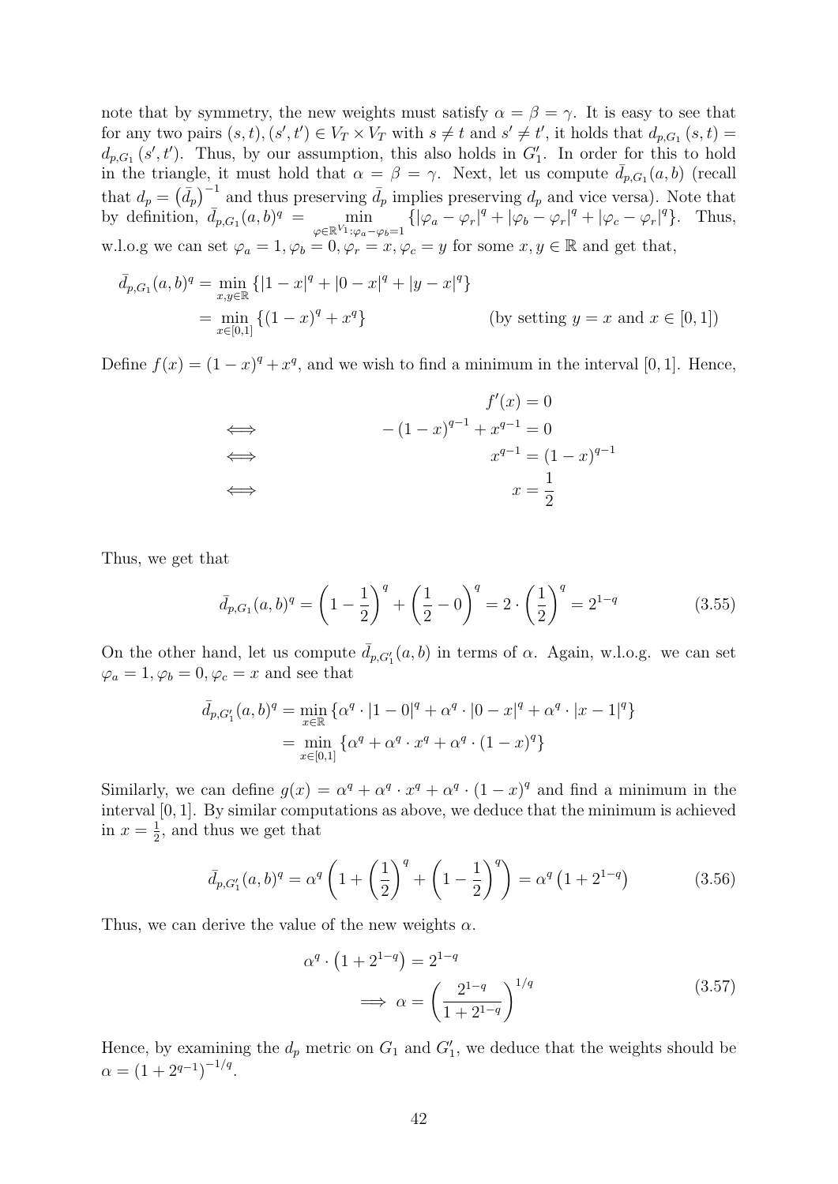note that by symmetry, the new weights must satisfy $\alpha = \beta = \gamma$. It is easy to see that for any two pairs $(s,t),(s',t') \in V_T \times V_T$ with $s \neq t$ and $s' \neq t'$, it holds that $d_{p,G_1}(s,t) = d_{p,G_1}(s',t')$. Thus, by our assumption, this also holds in $G_1'$. In order for this to hold in the triangle, it must hold that $\alpha = \beta = \gamma$. Next, let us compute $\bar{d}_{p,G_1}(a,b)$ (recall that $d_p = \left(\bar{d}_p\right)^{-1}$ and thus preserving $\bar{d}_p$ implies preserving $d_p$ and vice versa). Note that by definition, $\bar{d}_{p,G_1}(a,b)^q = \min_{\varphi \in \mathbb{R}^{V_1}:\varphi_a - \varphi_b = 1} \{|\varphi_a - \varphi_r|^q + |\varphi_b - \varphi_r|^q + |\varphi_c - \varphi_r|^q\}$. Thus, w.l.o.g we can set $\varphi_a = 1, \varphi_b = 0, \varphi_r = x, \varphi_c = y$ for some $x, y \in \mathbb{R}$ and get that,

$$
\begin{aligned}
\bar{d}_{p,G_1}(a,b)^q &= \min_{x,y \in \mathbb{R}} \{|1-x|^q + |0-x|^q + |y-x|^q\} \\
&= \min_{x \in [0,1]} \{(1-x)^q + x^q\} \qquad \text{(by setting } y = x \text{ and } x \in [0,1])
\end{aligned}
$$

Define $f(x) = (1-x)^q + x^q$, and we wish to find a minimum in the interval $[0,1]$. Hence,

$$
\begin{aligned}
& f'(x) = 0 \\
\iff \quad & -(1-x)^{q-1} + x^{q-1} = 0 \\
\iff \quad & x^{q-1} = (1-x)^{q-1} \\
\iff \quad & x = \frac{1}{2}
\end{aligned}
$$

Thus, we get that

$$
\bar{d}_{p,G_1}(a,b)^q = \left(1 - \frac{1}{2}\right)^q + \left(\frac{1}{2} - 0\right)^q = 2 \cdot \left(\frac{1}{2}\right)^q = 2^{1-q} \tag{3.55}
$$

On the other hand, let us compute $\bar{d}_{p,G_1'}(a,b)$ in terms of $\alpha$. Again, w.l.o.g. we can set $\varphi_a = 1, \varphi_b = 0, \varphi_c = x$ and see that

$$
\begin{aligned}
\bar{d}_{p,G_1'}(a,b)^q &= \min_{x \in \mathbb{R}} \{\alpha^q \cdot |1-0|^q + \alpha^q \cdot |0-x|^q + \alpha^q \cdot |x-1|^q\} \\
&= \min_{x \in [0,1]} \{\alpha^q + \alpha^q \cdot x^q + \alpha^q \cdot (1-x)^q\}
\end{aligned}
$$

Similarly, we can define $g(x) = \alpha^q + \alpha^q \cdot x^q + \alpha^q \cdot (1-x)^q$ and find a minimum in the interval $[0,1]$. By similar computations as above, we deduce that the minimum is achieved in $x = \frac{1}{2}$, and thus we get that

$$
\bar{d}_{p,G_1'}(a,b)^q = \alpha^q \left(1 + \left(\frac{1}{2}\right)^q + \left(1 - \frac{1}{2}\right)^q\right) = \alpha^q \left(1 + 2^{1-q}\right) \tag{3.56}
$$

Thus, we can derive the value of the new weights $\alpha$.

$$
\begin{aligned}
\alpha^q \cdot \left(1 + 2^{1-q}\right) &= 2^{1-q} \\
\implies \alpha &= \left(\frac{2^{1-q}}{1 + 2^{1-q}}\right)^{1/q}
\end{aligned} \tag{3.57}
$$

Hence, by examining the $d_p$ metric on $G_1$ and $G_1'$, we deduce that the weights should be $\alpha = \left(1 + 2^{q-1}\right)^{-1/q}$.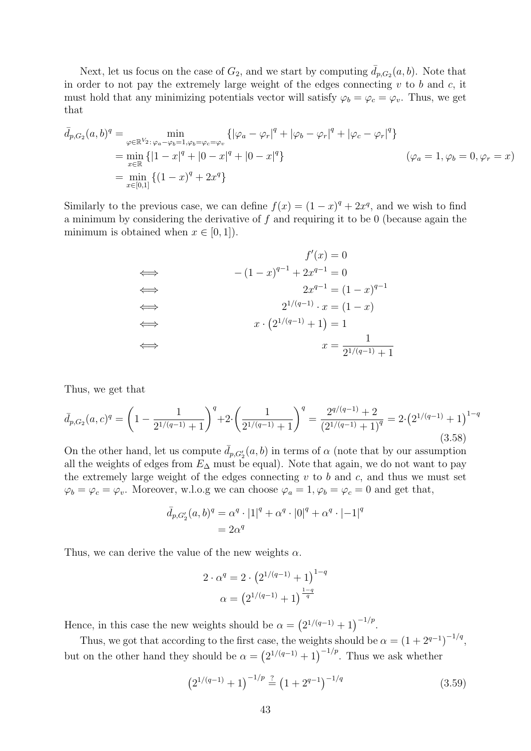Next, let us focus on the case of $G_2$, and we start by computing $\bar{d}_{p,G_2}(a,b)$. Note that in order to not pay the extremely large weight of the edges connecting $v$ to $b$ and $c$, it must hold that any minimizing potentials vector will satisfy $\varphi_b = \varphi_c = \varphi_v$. Thus, we get that

$$
\begin{aligned}
\bar{d}_{p,G_2}(a,b)^q &= \min_{\varphi \in \mathbb{R}^{V_2}:\, \varphi_a - \varphi_b = 1, \varphi_b = \varphi_c = \varphi_v} \{|\varphi_a - \varphi_r|^q + |\varphi_b - \varphi_r|^q + |\varphi_c - \varphi_r|^q\} \\
&= \min_{x \in \mathbb{R}} \{|1-x|^q + |0-x|^q + |0-x|^q\} \qquad\qquad (\varphi_a = 1, \varphi_b = 0, \varphi_r = x) \\
&= \min_{x \in [0,1]} \{(1-x)^q + 2x^q\}
\end{aligned}
$$

Similarly to the previous case, we can define $f(x) = (1-x)^q + 2x^q$, and we wish to find a minimum by considering the derivative of $f$ and requiring it to be 0 (because again the minimum is obtained when $x \in [0,1]$).

$$
\begin{aligned}
& & f'(x) &= 0 \\
&\iff & -(1-x)^{q-1} + 2x^{q-1} &= 0 \\
&\iff & 2x^{q-1} &= (1-x)^{q-1} \\
&\iff & 2^{1/(q-1)} \cdot x &= (1-x) \\
&\iff & x \cdot \left(2^{1/(q-1)} + 1\right) &= 1 \\
&\iff & x &= \frac{1}{2^{1/(q-1)} + 1}
\end{aligned}
$$

Thus, we get that

$$
\bar{d}_{p,G_2}(a,c)^q = \left(1 - \frac{1}{2^{1/(q-1)}+1}\right)^q + 2 \cdot \left(\frac{1}{2^{1/(q-1)}+1}\right)^q = \frac{2^{q/(q-1)} + 2}{\left(2^{1/(q-1)}+1\right)^q} = 2 \cdot \left(2^{1/(q-1)}+1\right)^{1-q} \tag{3.58}
$$

On the other hand, let us compute $\bar{d}_{p,G_2'}(a,b)$ in terms of $\alpha$ (note that by our assumption all the weights of edges from $E_\Delta$ must be equal). Note that again, we do not want to pay the extremely large weight of the edges connecting $v$ to $b$ and $c$, and thus we must set $\varphi_b = \varphi_c = \varphi_v$. Moreover, w.l.o.g we can choose $\varphi_a = 1, \varphi_b = \varphi_c = 0$ and get that,

$$
\begin{aligned}
\bar{d}_{p,G_2'}(a,b)^q &= \alpha^q \cdot |1|^q + \alpha^q \cdot |0|^q + \alpha^q \cdot |-1|^q \\
&= 2\alpha^q
\end{aligned}
$$

Thus, we can derive the value of the new weights $\alpha$.

$$
\begin{aligned}
2 \cdot \alpha^q &= 2 \cdot \left(2^{1/(q-1)}+1\right)^{1-q} \\
\alpha &= \left(2^{1/(q-1)}+1\right)^{\frac{1-q}{q}}
\end{aligned}
$$

Hence, in this case the new weights should be $\alpha = \left(2^{1/(q-1)}+1\right)^{-1/p}$.

Thus, we got that according to the first case, the weights should be $\alpha = \left(1 + 2^{q-1}\right)^{-1/q}$, but on the other hand they should be $\alpha = \left(2^{1/(q-1)}+1\right)^{-1/p}$. Thus we ask whether

$$
\left(2^{1/(q-1)}+1\right)^{-1/p} \stackrel{?}{=} \left(1 + 2^{q-1}\right)^{-1/q} \tag{3.59}
$$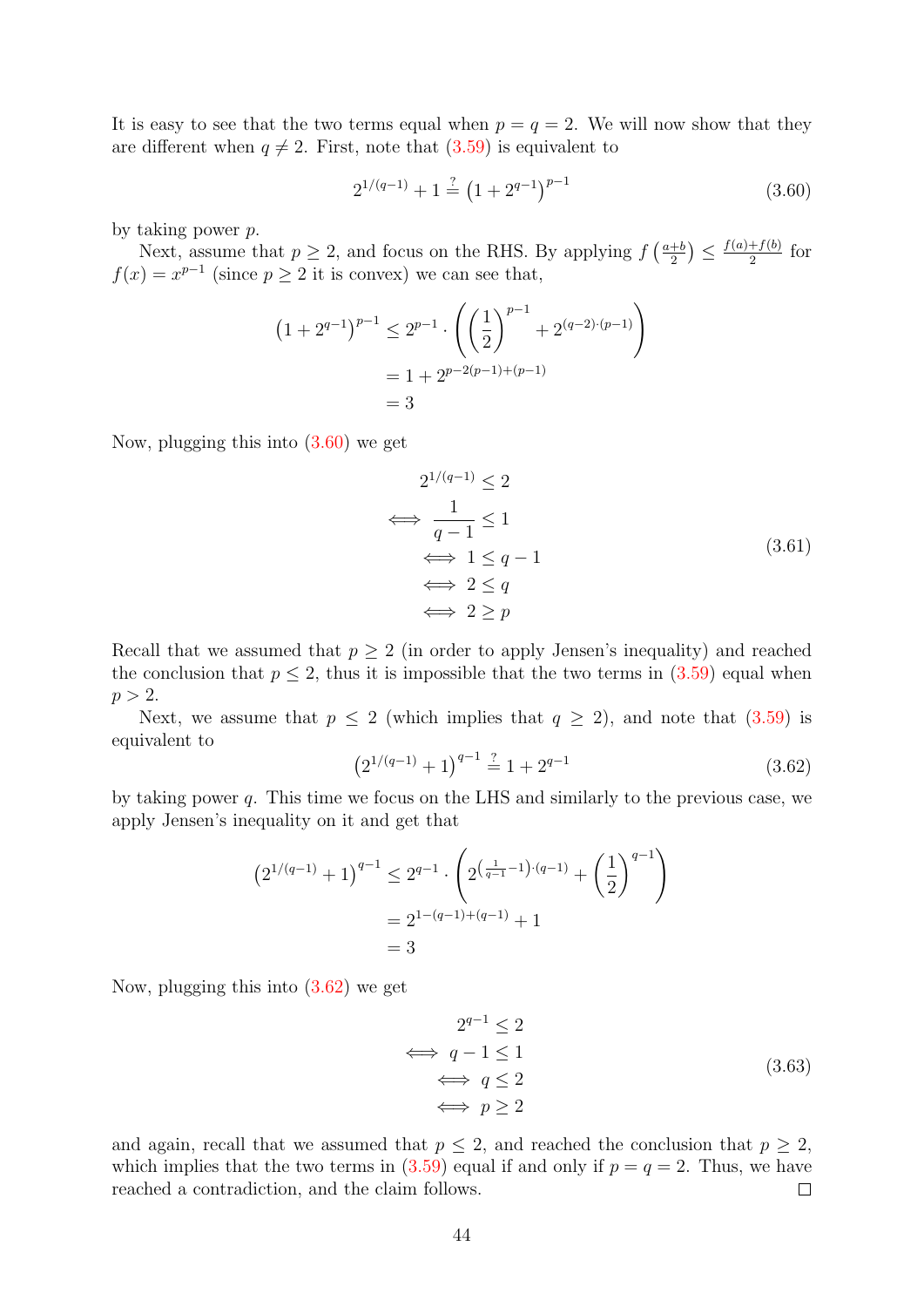It is easy to see that the two terms equal when $p = q = 2$. We will now show that they are different when $q \neq 2$. First, note that (3.59) is equivalent to

$$2^{1/(q-1)} + 1 \stackrel{?}{=} \left(1 + 2^{q-1}\right)^{p-1} \tag{3.60}$$

by taking power $p$.

Next, assume that $p \geq 2$, and focus on the RHS. By applying $f\left(\frac{a+b}{2}\right) \leq \frac{f(a)+f(b)}{2}$ for $f(x) = x^{p-1}$ (since $p \geq 2$ it is convex) we can see that,

$$\begin{aligned}
\left(1 + 2^{q-1}\right)^{p-1} &\leq 2^{p-1} \cdot \left(\left(\frac{1}{2}\right)^{p-1} + 2^{(q-2)\cdot(p-1)}\right) \\
&= 1 + 2^{p-2(p-1)+(p-1)} \\
&= 3
\end{aligned}$$

Now, plugging this into (3.60) we get

$$\begin{aligned}
& 2^{1/(q-1)} \leq 2 \\
\iff & \frac{1}{q-1} \leq 1 \\
\iff & 1 \leq q - 1 \\
\iff & 2 \leq q \\
\iff & 2 \geq p
\end{aligned} \tag{3.61}$$

Recall that we assumed that $p \geq 2$ (in order to apply Jensen's inequality) and reached the conclusion that $p \leq 2$, thus it is impossible that the two terms in (3.59) equal when $p > 2$.

Next, we assume that $p \leq 2$ (which implies that $q \geq 2$), and note that (3.59) is equivalent to

$$\left(2^{1/(q-1)} + 1\right)^{q-1} \stackrel{?}{=} 1 + 2^{q-1} \tag{3.62}$$

by taking power $q$. This time we focus on the LHS and similarly to the previous case, we apply Jensen's inequality on it and get that

$$\begin{aligned}
\left(2^{1/(q-1)} + 1\right)^{q-1} &\leq 2^{q-1} \cdot \left(2^{\left(\frac{1}{q-1}-1\right)\cdot(q-1)} + \left(\frac{1}{2}\right)^{q-1}\right) \\
&= 2^{1-(q-1)+(q-1)} + 1 \\
&= 3
\end{aligned}$$

Now, plugging this into (3.62) we get

$$\begin{aligned}
& 2^{q-1} \leq 2 \\
\iff & q - 1 \leq 1 \\
\iff & q \leq 2 \\
\iff & p \geq 2
\end{aligned} \tag{3.63}$$

and again, recall that we assumed that $p \leq 2$, and reached the conclusion that $p \geq 2$, which implies that the two terms in (3.59) equal if and only if $p = q = 2$. Thus, we have reached a contradiction, and the claim follows. $\square$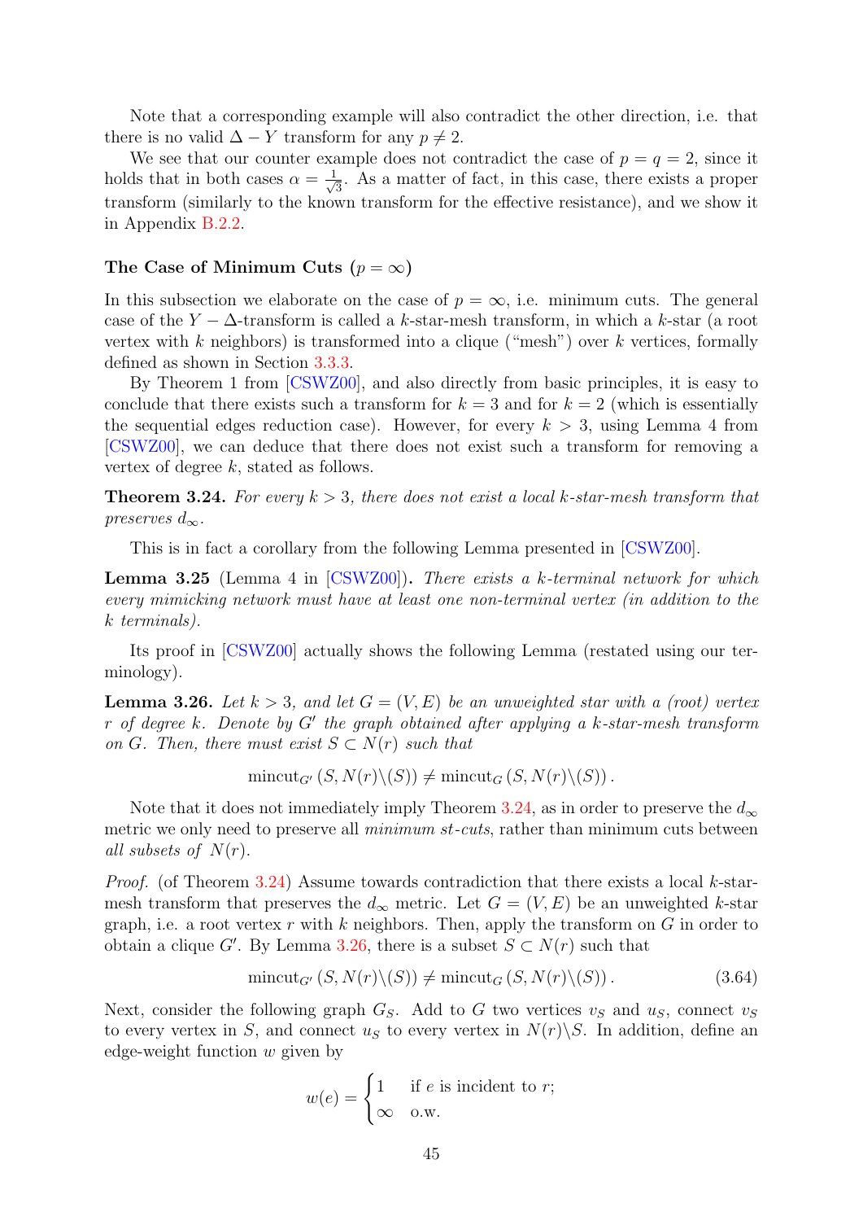Note that a corresponding example will also contradict the other direction, i.e. that there is no valid $\Delta - Y$ transform for any $p \neq 2$.

We see that our counter example does not contradict the case of $p = q = 2$, since it holds that in both cases $\alpha = \frac{1}{\sqrt{3}}$. As a matter of fact, in this case, there exists a proper transform (similarly to the known transform for the effective resistance), and we show it in Appendix B.2.2.

### The Case of Minimum Cuts ($p = \infty$)

In this subsection we elaborate on the case of $p = \infty$, i.e. minimum cuts. The general case of the $Y - \Delta$-transform is called a $k$-star-mesh transform, in which a $k$-star (a root vertex with $k$ neighbors) is transformed into a clique ("mesh") over $k$ vertices, formally defined as shown in Section 3.3.3.

By Theorem 1 from [CSWZ00], and also directly from basic principles, it is easy to conclude that there exists such a transform for $k = 3$ and for $k = 2$ (which is essentially the sequential edges reduction case). However, for every $k > 3$, using Lemma 4 from [CSWZ00], we can deduce that there does not exist such a transform for removing a vertex of degree $k$, stated as follows.

**Theorem 3.24.** *For every $k > 3$, there does not exist a local $k$-star-mesh transform that preserves $d_\infty$.*

This is in fact a corollary from the following Lemma presented in [CSWZ00].

**Lemma 3.25** (Lemma 4 in [CSWZ00])**.** *There exists a $k$-terminal network for which every mimicking network must have at least one non-terminal vertex (in addition to the $k$ terminals).*

Its proof in [CSWZ00] actually shows the following Lemma (restated using our terminology).

**Lemma 3.26.** *Let $k > 3$, and let $G = (V, E)$ be an unweighted star with a (root) vertex $r$ of degree $k$. Denote by $G'$ the graph obtained after applying a $k$-star-mesh transform on $G$. Then, there must exist $S \subset N(r)$ such that*

$$\mathrm{mincut}_{G'}\left(S, N(r) \backslash (S)\right) \neq \mathrm{mincut}_{G}\left(S, N(r) \backslash (S)\right).$$

Note that it does not immediately imply Theorem 3.24, as in order to preserve the $d_\infty$ metric we only need to preserve all *minimum st-cuts*, rather than minimum cuts between *all subsets of* $N(r)$.

*Proof.* (of Theorem 3.24) Assume towards contradiction that there exists a local $k$-star-mesh transform that preserves the $d_\infty$ metric. Let $G = (V, E)$ be an unweighted $k$-star graph, i.e. a root vertex $r$ with $k$ neighbors. Then, apply the transform on $G$ in order to obtain a clique $G'$. By Lemma 3.26, there is a subset $S \subset N(r)$ such that

$$\mathrm{mincut}_{G'}\left(S, N(r) \backslash (S)\right) \neq \mathrm{mincut}_{G}\left(S, N(r) \backslash (S)\right). \tag{3.64}$$

Next, consider the following graph $G_S$. Add to $G$ two vertices $v_S$ and $u_S$, connect $v_S$ to every vertex in $S$, and connect $u_S$ to every vertex in $N(r) \backslash S$. In addition, define an edge-weight function $w$ given by

$$w(e) = \begin{cases} 1 & \text{if } e \text{ is incident to } r; \\ \infty & \text{o.w.} \end{cases}$$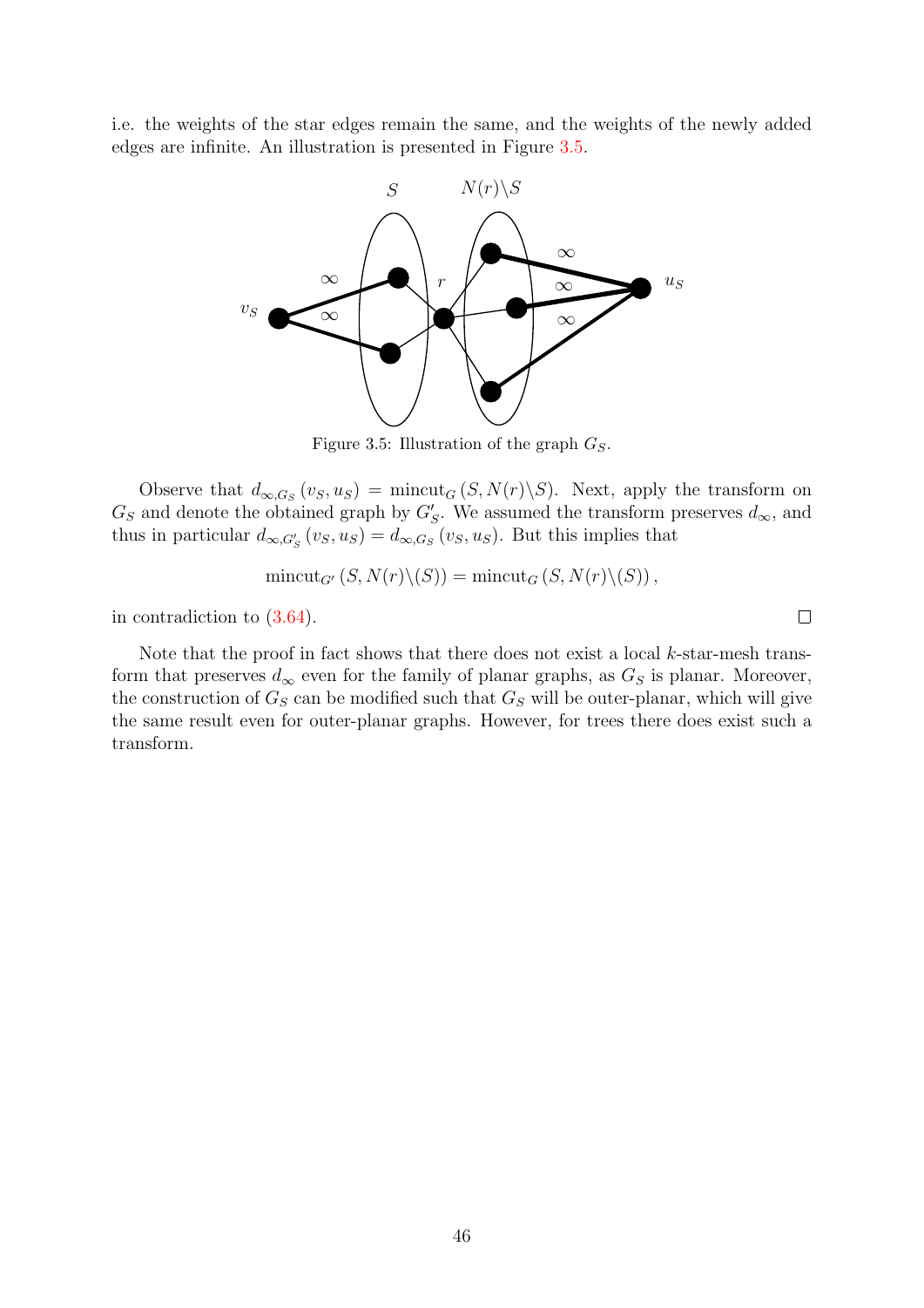i.e. the weights of the star edges remain the same, and the weights of the newly added edges are infinite. An illustration is presented in Figure 3.5.

Figure 3.5: Illustration of the graph $G_S$.

Observe that $d_{\infty,G_S}(v_S, u_S) = \text{mincut}_G(S, N(r)\backslash S)$. Next, apply the transform on $G_S$ and denote the obtained graph by $G'_S$. We assumed the transform preserves $d_\infty$, and thus in particular $d_{\infty,G'_S}(v_S, u_S) = d_{\infty,G_S}(v_S, u_S)$. But this implies that

$$\text{mincut}_{G'}(S, N(r)\backslash(S)) = \text{mincut}_G(S, N(r)\backslash(S)),$$

in contradiction to (3.64). $\square$

Note that the proof in fact shows that there does not exist a local $k$-star-mesh transform that preserves $d_\infty$ even for the family of planar graphs, as $G_S$ is planar. Moreover, the construction of $G_S$ can be modified such that $G_S$ will be outer-planar, which will give the same result even for outer-planar graphs. However, for trees there does exist such a transform.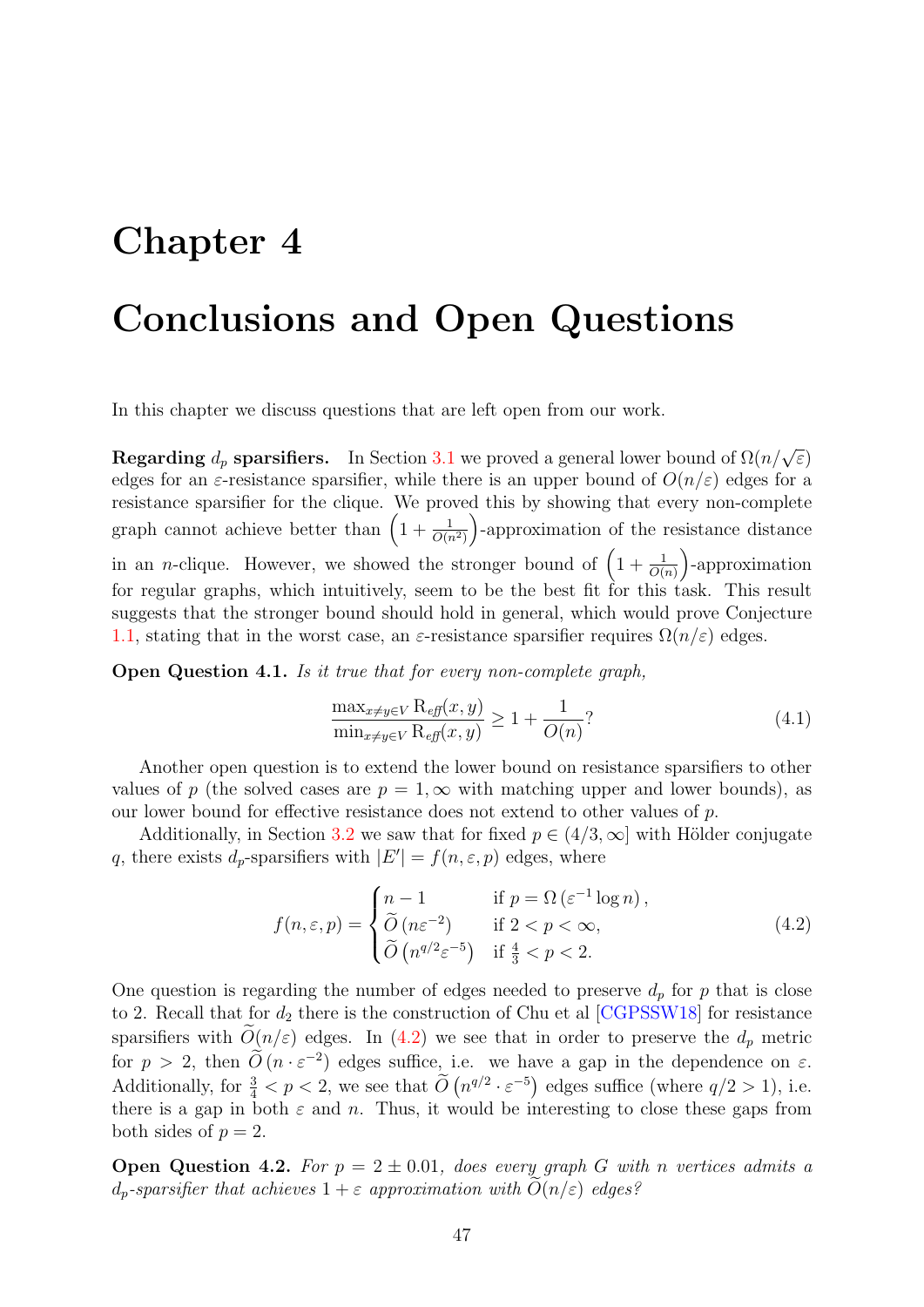# Chapter 4

# Conclusions and Open Questions

In this chapter we discuss questions that are left open from our work.

**Regarding $d_p$ sparsifiers.** In Section 3.1 we proved a general lower bound of $\Omega(n/\sqrt{\varepsilon})$ edges for an $\varepsilon$-resistance sparsifier, while there is an upper bound of $O(n/\varepsilon)$ edges for a resistance sparsifier for the clique. We proved this by showing that every non-complete graph cannot achieve better than $\left(1+\frac{1}{O(n^2)}\right)$-approximation of the resistance distance in an $n$-clique. However, we showed the stronger bound of $\left(1+\frac{1}{O(n)}\right)$-approximation for regular graphs, which intuitively, seem to be the best fit for this task. This result suggests that the stronger bound should hold in general, which would prove Conjecture 1.1, stating that in the worst case, an $\varepsilon$-resistance sparsifier requires $\Omega(n/\varepsilon)$ edges.

**Open Question 4.1.** *Is it true that for every non-complete graph,*

$$\frac{\max_{x\neq y\in V} \mathrm{R}_{\mathit{eff}}(x,y)}{\min_{x\neq y\in V} \mathrm{R}_{\mathit{eff}}(x,y)} \geq 1+\frac{1}{O(n)}? \tag{4.1}$$

Another open question is to extend the lower bound on resistance sparsifiers to other values of $p$ (the solved cases are $p=1,\infty$ with matching upper and lower bounds), as our lower bound for effective resistance does not extend to other values of $p$.

Additionally, in Section 3.2 we saw that for fixed $p\in(4/3,\infty]$ with Hölder conjugate $q$, there exists $d_p$-sparsifiers with $|E'|=f(n,\varepsilon,p)$ edges, where

$$f(n,\varepsilon,p)=\begin{cases} n-1 & \text{if } p=\Omega\left(\varepsilon^{-1}\log n\right), \\ \widetilde{O}\left(n\varepsilon^{-2}\right) & \text{if } 2<p<\infty, \\ \widetilde{O}\left(n^{q/2}\varepsilon^{-5}\right) & \text{if } \frac{4}{3}<p<2. \end{cases} \tag{4.2}$$

One question is regarding the number of edges needed to preserve $d_p$ for $p$ that is close to 2. Recall that for $d_2$ there is the construction of Chu et al [CGPSSW18] for resistance sparsifiers with $\widetilde{O}(n/\varepsilon)$ edges. In (4.2) we see that in order to preserve the $d_p$ metric for $p>2$, then $\widetilde{O}\left(n\cdot\varepsilon^{-2}\right)$ edges suffice, i.e. we have a gap in the dependence on $\varepsilon$. Additionally, for $\frac{3}{4}<p<2$, we see that $\widetilde{O}\left(n^{q/2}\cdot\varepsilon^{-5}\right)$ edges suffice (where $q/2>1$), i.e. there is a gap in both $\varepsilon$ and $n$. Thus, it would be interesting to close these gaps from both sides of $p=2$.

**Open Question 4.2.** *For $p=2\pm 0.01$, does every graph $G$ with $n$ vertices admits a $d_p$-sparsifier that achieves $1+\varepsilon$ approximation with $\widetilde{O}(n/\varepsilon)$ edges?*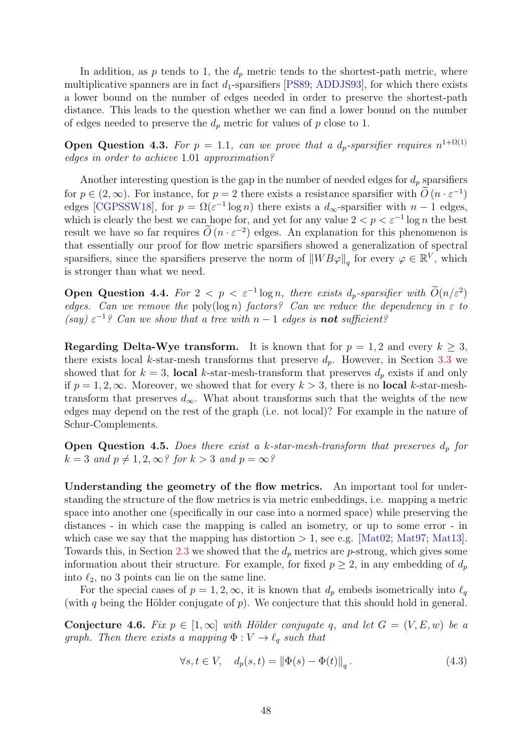In addition, as $p$ tends to 1, the $d_p$ metric tends to the shortest-path metric, where multiplicative spanners are in fact $d_1$-sparsifiers [PS89; ADDJS93], for which there exists a lower bound on the number of edges needed in order to preserve the shortest-path distance. This leads to the question whether we can find a lower bound on the number of edges needed to preserve the $d_p$ metric for values of $p$ close to 1.

**Open Question 4.3.** *For $p = 1.1$, can we prove that a $d_p$-sparsifier requires $n^{1+\Omega(1)}$ edges in order to achieve 1.01 approximation?*

Another interesting question is the gap in the number of needed edges for $d_p$ sparsifiers for $p \in (2, \infty)$. For instance, for $p = 2$ there exists a resistance sparsifier with $\widetilde{O}(n \cdot \varepsilon^{-1})$ edges [CGPSSW18], for $p = \Omega(\varepsilon^{-1} \log n)$ there exists a $d_\infty$-sparsifier with $n - 1$ edges, which is clearly the best we can hope for, and yet for any value $2 < p < \varepsilon^{-1} \log n$ the best result we have so far requires $\widetilde{O}(n \cdot \varepsilon^{-2})$ edges. An explanation for this phenomenon is that essentially our proof for flow metric sparsifiers showed a generalization of spectral sparsifiers, since the sparsifiers preserve the norm of $\|WB\varphi\|_q$ for every $\varphi \in \mathbb{R}^V$, which is stronger than what we need.

**Open Question 4.4.** *For $2 < p < \varepsilon^{-1} \log n$, there exists $d_p$-sparsifier with $\widetilde{O}(n/\varepsilon^2)$ edges. Can we remove the $\text{poly}(\log n)$ factors? Can we reduce the dependency in $\varepsilon$ to (say) $\varepsilon^{-1}$? Can we show that a tree with $n - 1$ edges is **not** sufficient?*

**Regarding Delta-Wye transform.** It is known that for $p = 1, 2$ and every $k \geq 3$, there exists local $k$-star-mesh transforms that preserve $d_p$. However, in Section 3.3 we showed that for $k = 3$, **local** $k$-star-mesh-transform that preserves $d_p$ exists if and only if $p = 1, 2, \infty$. Moreover, we showed that for every $k > 3$, there is no **local** $k$-star-mesh-transform that preserves $d_\infty$. What about transforms such that the weights of the new edges may depend on the rest of the graph (i.e. not local)? For example in the nature of Schur-Complements.

**Open Question 4.5.** *Does there exist a $k$-star-mesh-transform that preserves $d_p$ for $k = 3$ and $p \neq 1, 2, \infty$? for $k > 3$ and $p = \infty$?*

**Understanding the geometry of the flow metrics.** An important tool for understanding the structure of the flow metrics is via metric embeddings, i.e. mapping a metric space into another one (specifically in our case into a normed space) while preserving the distances - in which case the mapping is called an isometry, or up to some error - in which case we say that the mapping has distortion $> 1$, see e.g. [Mat02; Mat97; Mat13]. Towards this, in Section 2.3 we showed that the $d_p$ metrics are $p$-strong, which gives some information about their structure. For example, for fixed $p \geq 2$, in any embedding of $d_p$ into $\ell_2$, no 3 points can lie on the same line.

For the special cases of $p = 1, 2, \infty$, it is known that $d_p$ embeds isometrically into $\ell_q$ (with $q$ being the Hölder conjugate of $p$). We conjecture that this should hold in general.

**Conjecture 4.6.** *Fix $p \in [1, \infty]$ with Hölder conjugate $q$, and let $G = (V, E, w)$ be a graph. Then there exists a mapping $\Phi : V \to \ell_q$ such that*

$$\forall s, t \in V, \quad d_p(s, t) = \|\Phi(s) - \Phi(t)\|_q . \tag{4.3}$$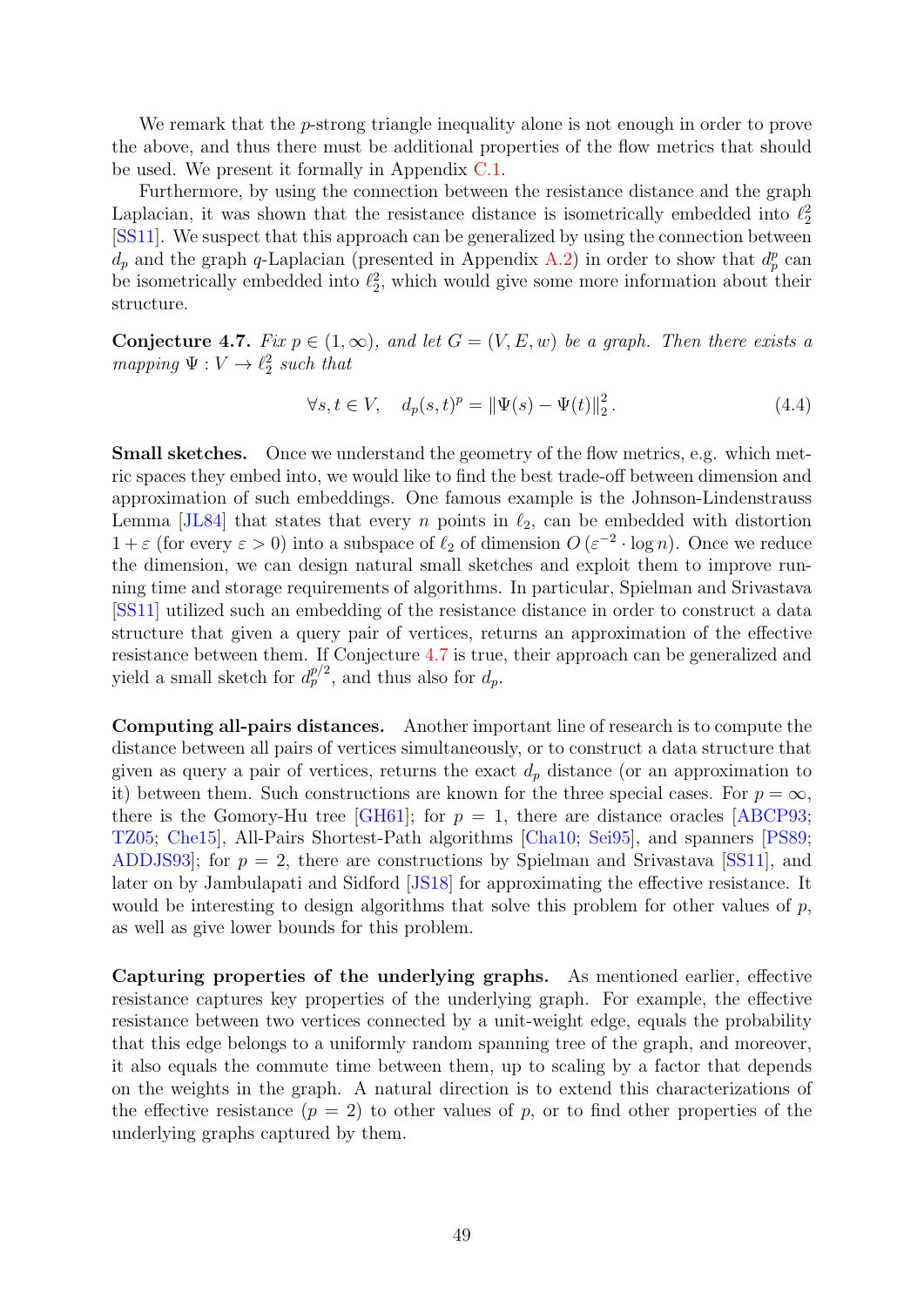We remark that the $p$-strong triangle inequality alone is not enough in order to prove the above, and thus there must be additional properties of the flow metrics that should be used. We present it formally in Appendix C.1.

Furthermore, by using the connection between the resistance distance and the graph Laplacian, it was shown that the resistance distance is isometrically embedded into $\ell_2^2$ [SS11]. We suspect that this approach can be generalized by using the connection between $d_p$ and the graph $q$-Laplacian (presented in Appendix A.2) in order to show that $d_p^p$ can be isometrically embedded into $\ell_2^2$, which would give some more information about their structure.

**Conjecture 4.7.** *Fix $p \in (1, \infty)$, and let $G = (V, E, w)$ be a graph. Then there exists a mapping $\Psi : V \to \ell_2^2$ such that*

$$\forall s, t \in V, \quad d_p(s,t)^p = \|\Psi(s) - \Psi(t)\|_2^2. \tag{4.4}$$

**Small sketches.** Once we understand the geometry of the flow metrics, e.g. which metric spaces they embed into, we would like to find the best trade-off between dimension and approximation of such embeddings. One famous example is the Johnson-Lindenstrauss Lemma [JL84] that states that every $n$ points in $\ell_2$, can be embedded with distortion $1 + \varepsilon$ (for every $\varepsilon > 0$) into a subspace of $\ell_2$ of dimension $O(\varepsilon^{-2} \cdot \log n)$. Once we reduce the dimension, we can design natural small sketches and exploit them to improve running time and storage requirements of algorithms. In particular, Spielman and Srivastava [SS11] utilized such an embedding of the resistance distance in order to construct a data structure that given a query pair of vertices, returns an approximation of the effective resistance between them. If Conjecture 4.7 is true, their approach can be generalized and yield a small sketch for $d_p^{p/2}$, and thus also for $d_p$.

**Computing all-pairs distances.** Another important line of research is to compute the distance between all pairs of vertices simultaneously, or to construct a data structure that given as query a pair of vertices, returns the exact $d_p$ distance (or an approximation to it) between them. Such constructions are known for the three special cases. For $p = \infty$, there is the Gomory-Hu tree [GH61]; for $p = 1$, there are distance oracles [ABCP93; TZ05; Che15], All-Pairs Shortest-Path algorithms [Cha10; Sei95], and spanners [PS89; ADDJS93]; for $p = 2$, there are constructions by Spielman and Srivastava [SS11], and later on by Jambulapati and Sidford [JS18] for approximating the effective resistance. It would be interesting to design algorithms that solve this problem for other values of $p$, as well as give lower bounds for this problem.

**Capturing properties of the underlying graphs.** As mentioned earlier, effective resistance captures key properties of the underlying graph. For example, the effective resistance between two vertices connected by a unit-weight edge, equals the probability that this edge belongs to a uniformly random spanning tree of the graph, and moreover, it also equals the commute time between them, up to scaling by a factor that depends on the weights in the graph. A natural direction is to extend this characterizations of the effective resistance ($p = 2$) to other values of $p$, or to find other properties of the underlying graphs captured by them.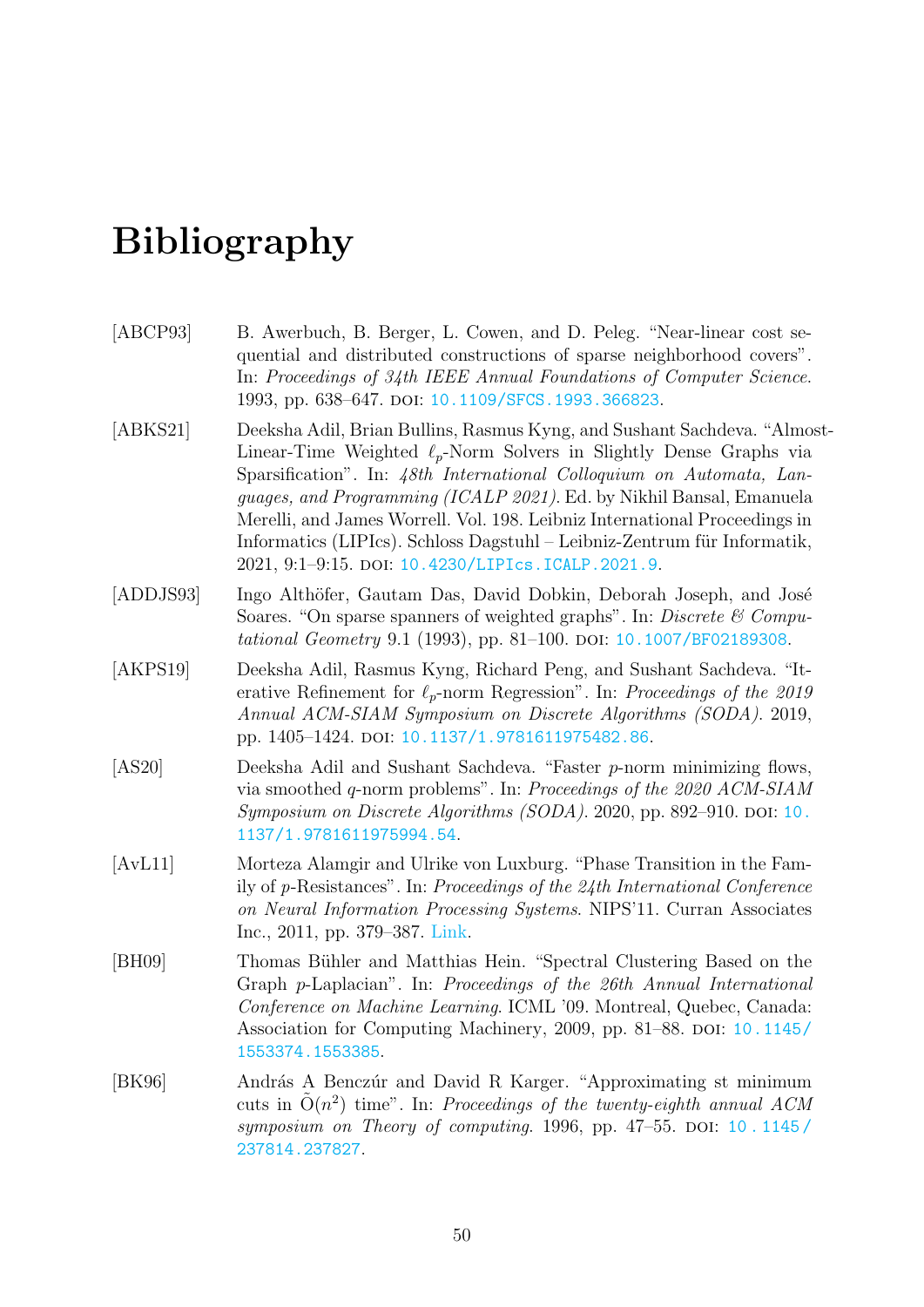# Bibliography

[ABCP93] B. Awerbuch, B. Berger, L. Cowen, and D. Peleg. "Near-linear cost sequential and distributed constructions of sparse neighborhood covers". In: *Proceedings of 34th IEEE Annual Foundations of Computer Science*. 1993, pp. 638–647. DOI: 10.1109/SFCS.1993.366823.

[ABKS21] Deeksha Adil, Brian Bullins, Rasmus Kyng, and Sushant Sachdeva. "Almost-Linear-Time Weighted $\ell_p$-Norm Solvers in Slightly Dense Graphs via Sparsification". In: *48th International Colloquium on Automata, Languages, and Programming (ICALP 2021)*. Ed. by Nikhil Bansal, Emanuela Merelli, and James Worrell. Vol. 198. Leibniz International Proceedings in Informatics (LIPIcs). Schloss Dagstuhl – Leibniz-Zentrum für Informatik, 2021, 9:1–9:15. DOI: 10.4230/LIPIcs.ICALP.2021.9.

[ADDJS93] Ingo Althöfer, Gautam Das, David Dobkin, Deborah Joseph, and José Soares. "On sparse spanners of weighted graphs". In: *Discrete & Computational Geometry* 9.1 (1993), pp. 81–100. DOI: 10.1007/BF02189308.

[AKPS19] Deeksha Adil, Rasmus Kyng, Richard Peng, and Sushant Sachdeva. "Iterative Refinement for $\ell_p$-norm Regression". In: *Proceedings of the 2019 Annual ACM-SIAM Symposium on Discrete Algorithms (SODA)*. 2019, pp. 1405–1424. DOI: 10.1137/1.9781611975482.86.

[AS20] Deeksha Adil and Sushant Sachdeva. "Faster $p$-norm minimizing flows, via smoothed $q$-norm problems". In: *Proceedings of the 2020 ACM-SIAM Symposium on Discrete Algorithms (SODA)*. 2020, pp. 892–910. DOI: 10.1137/1.9781611975994.54.

[AvL11] Morteza Alamgir and Ulrike von Luxburg. "Phase Transition in the Family of $p$-Resistances". In: *Proceedings of the 24th International Conference on Neural Information Processing Systems*. NIPS'11. Curran Associates Inc., 2011, pp. 379–387. Link.

[BH09] Thomas Bühler and Matthias Hein. "Spectral Clustering Based on the Graph $p$-Laplacian". In: *Proceedings of the 26th Annual International Conference on Machine Learning*. ICML '09. Montreal, Quebec, Canada: Association for Computing Machinery, 2009, pp. 81–88. DOI: 10.1145/1553374.1553385.

[BK96] András A Benczúr and David R Karger. "Approximating st minimum cuts in $\tilde{O}(n^2)$ time". In: *Proceedings of the twenty-eighth annual ACM symposium on Theory of computing*. 1996, pp. 47–55. DOI: 10.1145/237814.237827.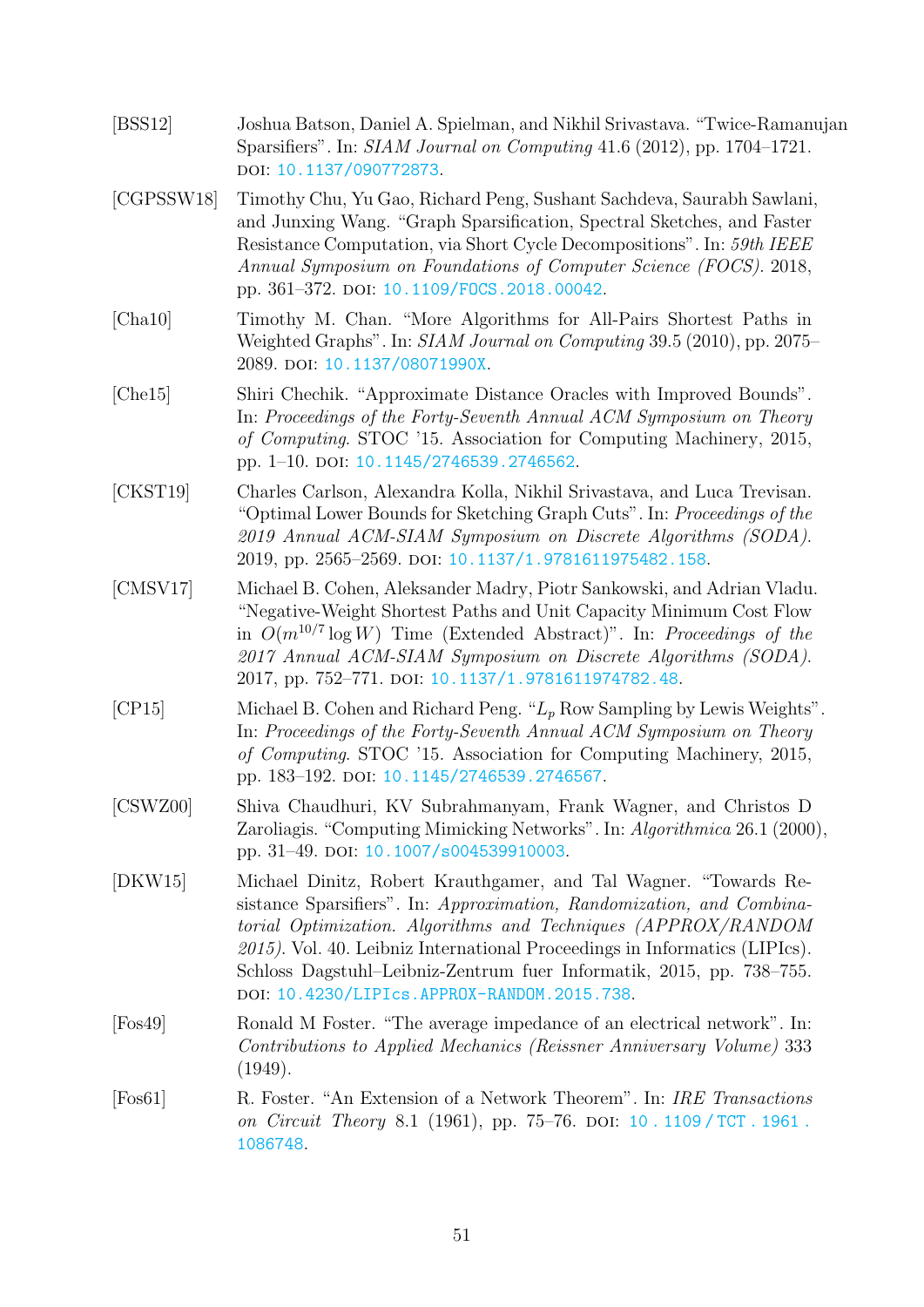[BSS12] Joshua Batson, Daniel A. Spielman, and Nikhil Srivastava. "Twice-Ramanujan Sparsifiers". In: *SIAM Journal on Computing* 41.6 (2012), pp. 1704–1721. DOI: 10.1137/090772873.

[CGPSSW18] Timothy Chu, Yu Gao, Richard Peng, Sushant Sachdeva, Saurabh Sawlani, and Junxing Wang. "Graph Sparsification, Spectral Sketches, and Faster Resistance Computation, via Short Cycle Decompositions". In: *59th IEEE Annual Symposium on Foundations of Computer Science (FOCS)*. 2018, pp. 361–372. DOI: 10.1109/FOCS.2018.00042.

[Cha10] Timothy M. Chan. "More Algorithms for All-Pairs Shortest Paths in Weighted Graphs". In: *SIAM Journal on Computing* 39.5 (2010), pp. 2075–2089. DOI: 10.1137/08071990X.

[Che15] Shiri Chechik. "Approximate Distance Oracles with Improved Bounds". In: *Proceedings of the Forty-Seventh Annual ACM Symposium on Theory of Computing*. STOC '15. Association for Computing Machinery, 2015, pp. 1–10. DOI: 10.1145/2746539.2746562.

[CKST19] Charles Carlson, Alexandra Kolla, Nikhil Srivastava, and Luca Trevisan. "Optimal Lower Bounds for Sketching Graph Cuts". In: *Proceedings of the 2019 Annual ACM-SIAM Symposium on Discrete Algorithms (SODA)*. 2019, pp. 2565–2569. DOI: 10.1137/1.9781611975482.158.

[CMSV17] Michael B. Cohen, Aleksander Madry, Piotr Sankowski, and Adrian Vladu. "Negative-Weight Shortest Paths and Unit Capacity Minimum Cost Flow in $O(m^{10/7} \log W)$ Time (Extended Abstract)". In: *Proceedings of the 2017 Annual ACM-SIAM Symposium on Discrete Algorithms (SODA)*. 2017, pp. 752–771. DOI: 10.1137/1.9781611974782.48.

[CP15] Michael B. Cohen and Richard Peng. "$L_p$ Row Sampling by Lewis Weights". In: *Proceedings of the Forty-Seventh Annual ACM Symposium on Theory of Computing*. STOC '15. Association for Computing Machinery, 2015, pp. 183–192. DOI: 10.1145/2746539.2746567.

[CSWZ00] Shiva Chaudhuri, KV Subrahmanyam, Frank Wagner, and Christos D Zaroliagis. "Computing Mimicking Networks". In: *Algorithmica* 26.1 (2000), pp. 31–49. DOI: 10.1007/s004539910003.

[DKW15] Michael Dinitz, Robert Krauthgamer, and Tal Wagner. "Towards Resistance Sparsifiers". In: *Approximation, Randomization, and Combinatorial Optimization. Algorithms and Techniques (APPROX/RANDOM 2015)*. Vol. 40. Leibniz International Proceedings in Informatics (LIPIcs). Schloss Dagstuhl–Leibniz-Zentrum fuer Informatik, 2015, pp. 738–755. DOI: 10.4230/LIPIcs.APPROX-RANDOM.2015.738.

[Fos49] Ronald M Foster. "The average impedance of an electrical network". In: *Contributions to Applied Mechanics (Reissner Anniversary Volume)* 333 (1949).

[Fos61] R. Foster. "An Extension of a Network Theorem". In: *IRE Transactions on Circuit Theory* 8.1 (1961), pp. 75–76. DOI: 10.1109/TCT.1961.1086748.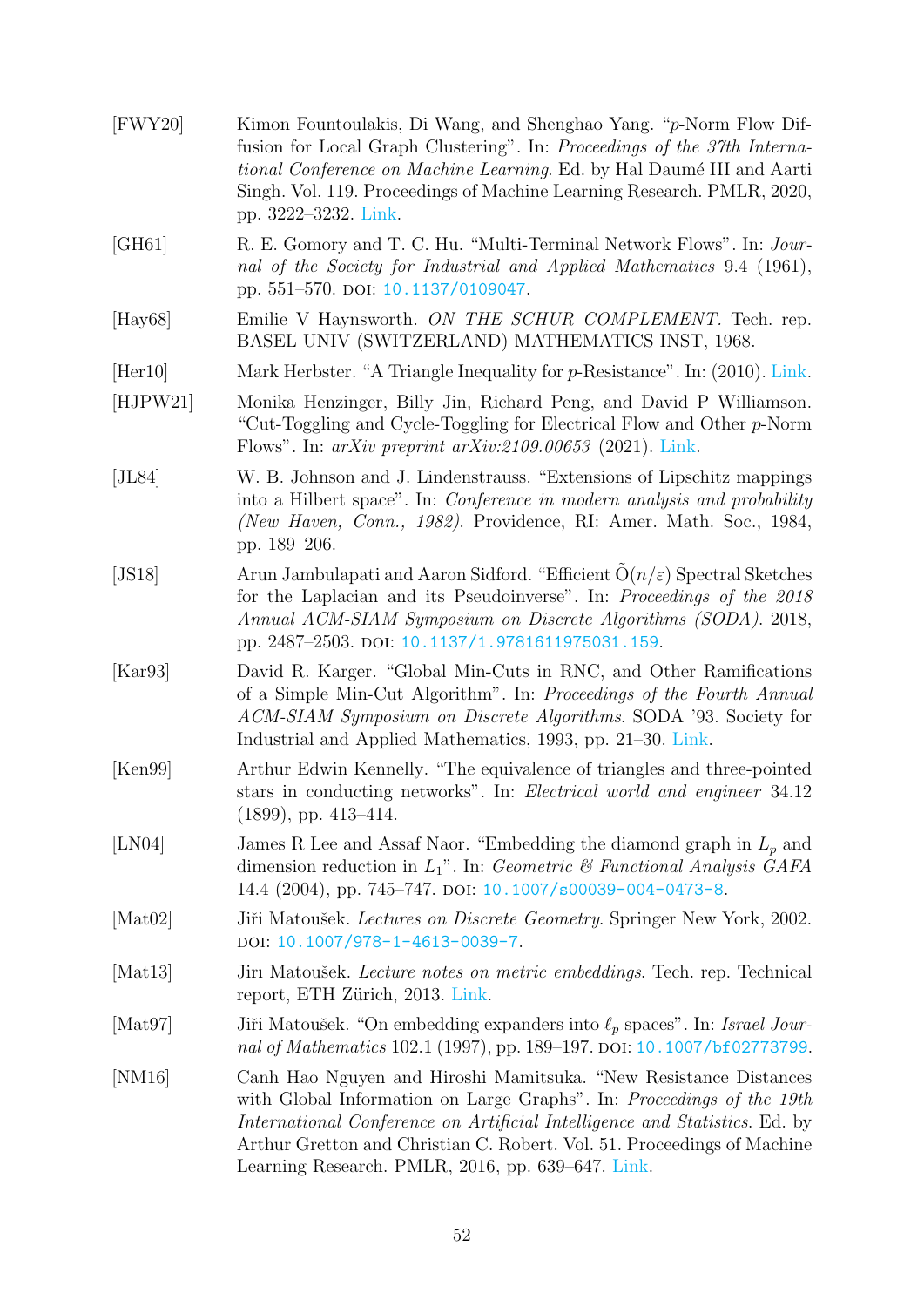[FWY20] Kimon Fountoulakis, Di Wang, and Shenghao Yang. “$p$-Norm Flow Diffusion for Local Graph Clustering”. In: *Proceedings of the 37th International Conference on Machine Learning*. Ed. by Hal Daumé III and Aarti Singh. Vol. 119. Proceedings of Machine Learning Research. PMLR, 2020, pp. 3222–3232. Link.

[GH61] R. E. Gomory and T. C. Hu. “Multi-Terminal Network Flows”. In: *Journal of the Society for Industrial and Applied Mathematics* 9.4 (1961), pp. 551–570. DOI: 10.1137/0109047.

[Hay68] Emilie V Haynsworth. *ON THE SCHUR COMPLEMENT*. Tech. rep. BASEL UNIV (SWITZERLAND) MATHEMATICS INST, 1968.

[Her10] Mark Herbster. “A Triangle Inequality for $p$-Resistance”. In: (2010). Link.

[HJPW21] Monika Henzinger, Billy Jin, Richard Peng, and David P Williamson. “Cut-Toggling and Cycle-Toggling for Electrical Flow and Other $p$-Norm Flows”. In: *arXiv preprint arXiv:2109.00653* (2021). Link.

[JL84] W. B. Johnson and J. Lindenstrauss. “Extensions of Lipschitz mappings into a Hilbert space”. In: *Conference in modern analysis and probability (New Haven, Conn., 1982)*. Providence, RI: Amer. Math. Soc., 1984, pp. 189–206.

[JS18] Arun Jambulapati and Aaron Sidford. “Efficient $\tilde{O}(n/\varepsilon)$ Spectral Sketches for the Laplacian and its Pseudoinverse”. In: *Proceedings of the 2018 Annual ACM-SIAM Symposium on Discrete Algorithms (SODA)*. 2018, pp. 2487–2503. DOI: 10.1137/1.9781611975031.159.

[Kar93] David R. Karger. “Global Min-Cuts in RNC, and Other Ramifications of a Simple Min-Cut Algorithm”. In: *Proceedings of the Fourth Annual ACM-SIAM Symposium on Discrete Algorithms*. SODA ’93. Society for Industrial and Applied Mathematics, 1993, pp. 21–30. Link.

[Ken99] Arthur Edwin Kennelly. “The equivalence of triangles and three-pointed stars in conducting networks”. In: *Electrical world and engineer* 34.12 (1899), pp. 413–414.

[LN04] James R Lee and Assaf Naor. “Embedding the diamond graph in $L_p$ and dimension reduction in $L_1$”. In: *Geometric & Functional Analysis GAFA* 14.4 (2004), pp. 745–747. DOI: 10.1007/s00039-004-0473-8.

[Mat02] Jiři Matoušek. *Lectures on Discrete Geometry*. Springer New York, 2002. DOI: 10.1007/978-1-4613-0039-7.

[Mat13] Jirı Matoušek. *Lecture notes on metric embeddings*. Tech. rep. Technical report, ETH Zürich, 2013. Link.

[Mat97] Jiři Matoušek. “On embedding expanders into $\ell_p$ spaces”. In: *Israel Journal of Mathematics* 102.1 (1997), pp. 189–197. DOI: 10.1007/bf02773799.

[NM16] Canh Hao Nguyen and Hiroshi Mamitsuka. “New Resistance Distances with Global Information on Large Graphs”. In: *Proceedings of the 19th International Conference on Artificial Intelligence and Statistics*. Ed. by Arthur Gretton and Christian C. Robert. Vol. 51. Proceedings of Machine Learning Research. PMLR, 2016, pp. 639–647. Link.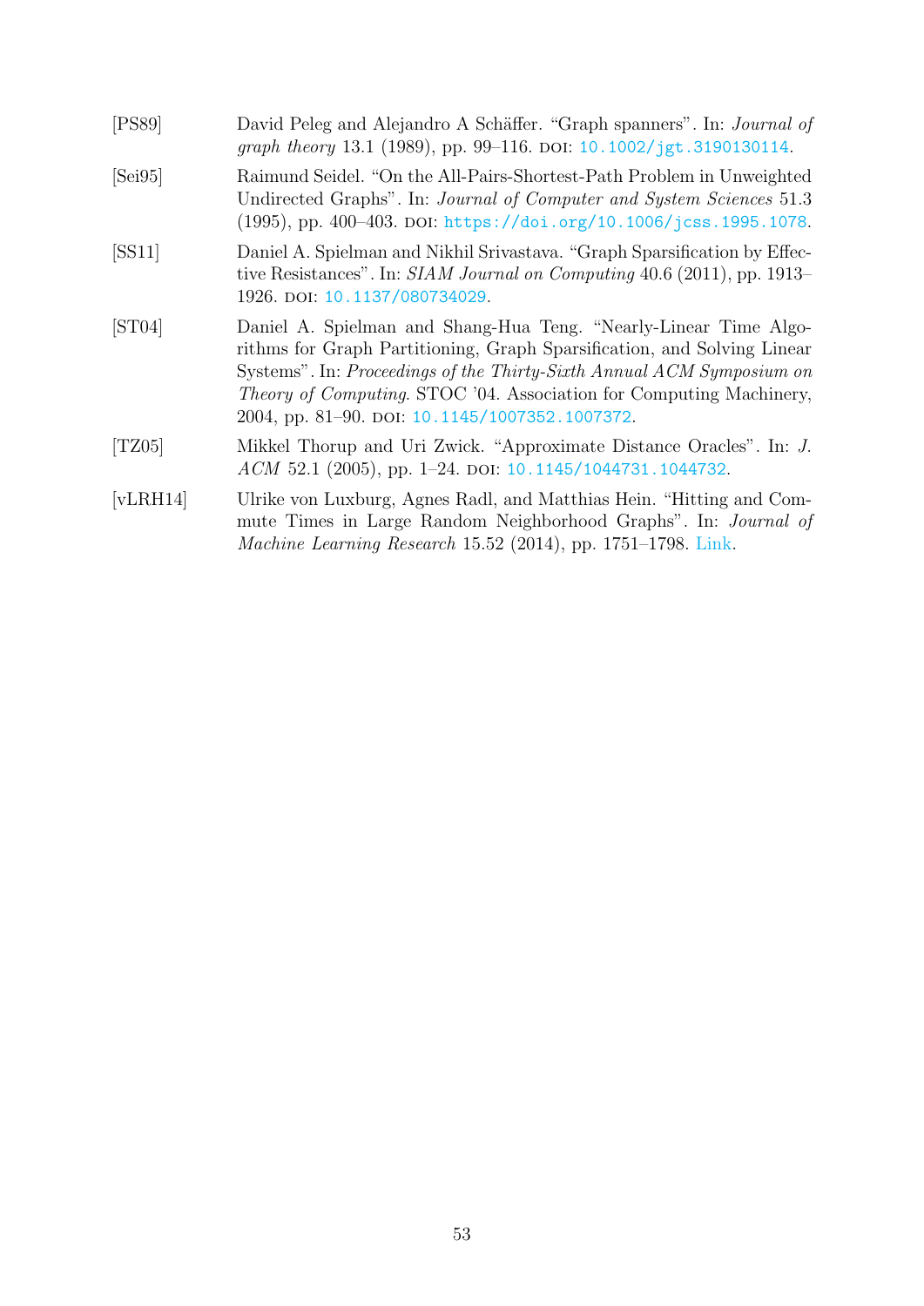[PS89] David Peleg and Alejandro A Schäffer. "Graph spanners". In: *Journal of graph theory* 13.1 (1989), pp. 99–116. DOI: 10.1002/jgt.3190130114.

[Sei95] Raimund Seidel. "On the All-Pairs-Shortest-Path Problem in Unweighted Undirected Graphs". In: *Journal of Computer and System Sciences* 51.3 (1995), pp. 400–403. DOI: https://doi.org/10.1006/jcss.1995.1078.

[SS11] Daniel A. Spielman and Nikhil Srivastava. "Graph Sparsification by Effective Resistances". In: *SIAM Journal on Computing* 40.6 (2011), pp. 1913–1926. DOI: 10.1137/080734029.

[ST04] Daniel A. Spielman and Shang-Hua Teng. "Nearly-Linear Time Algorithms for Graph Partitioning, Graph Sparsification, and Solving Linear Systems". In: *Proceedings of the Thirty-Sixth Annual ACM Symposium on Theory of Computing*. STOC '04. Association for Computing Machinery, 2004, pp. 81–90. DOI: 10.1145/1007352.1007372.

[TZ05] Mikkel Thorup and Uri Zwick. "Approximate Distance Oracles". In: *J. ACM* 52.1 (2005), pp. 1–24. DOI: 10.1145/1044731.1044732.

[vLRH14] Ulrike von Luxburg, Agnes Radl, and Matthias Hein. "Hitting and Commute Times in Large Random Neighborhood Graphs". In: *Journal of Machine Learning Research* 15.52 (2014), pp. 1751–1798. Link.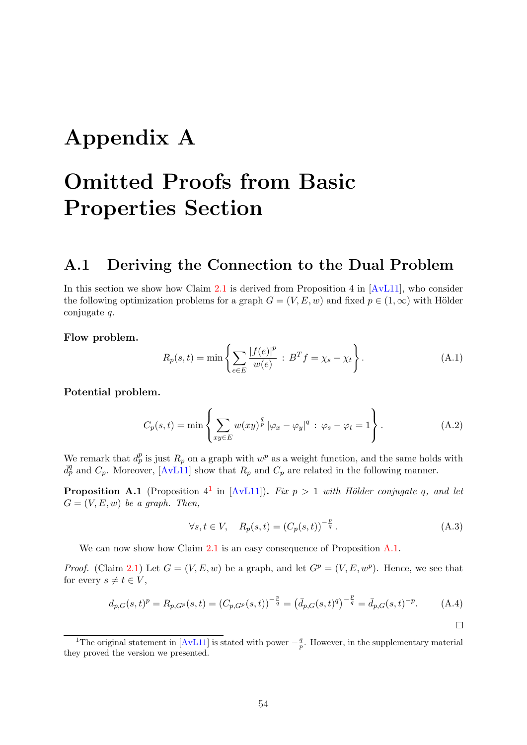# Appendix A

# Omitted Proofs from Basic Properties Section

## A.1 Deriving the Connection to the Dual Problem

In this section we show how Claim 2.1 is derived from Proposition 4 in [AvL11], who consider the following optimization problems for a graph $G = (V, E, w)$ and fixed $p \in (1, \infty)$ with Hölder conjugate $q$.

**Flow problem.**

$$R_p(s,t) = \min\left\{ \sum_{e \in E} \frac{|f(e)|^p}{w(e)} \;:\; B^T f = \chi_s - \chi_t \right\}. \tag{A.1}$$

**Potential problem.**

$$C_p(s,t) = \min\left\{ \sum_{xy \in E} w(xy)^{\frac{q}{p}} \left|\varphi_x - \varphi_y\right|^q \;:\; \varphi_s - \varphi_t = 1 \right\}. \tag{A.2}$$

We remark that $d_p^p$ is just $R_p$ on a graph with $w^p$ as a weight function, and the same holds with $\bar{d}_p^q$ and $C_p$. Moreover, [AvL11] show that $R_p$ and $C_p$ are related in the following manner.

**Proposition A.1** (Proposition 4[1] in [AvL11])**.** *Fix $p > 1$ with Hölder conjugate $q$, and let $G = (V, E, w)$ be a graph. Then,*

$$\forall s,t \in V, \quad R_p(s,t) = \left(C_p(s,t)\right)^{-\frac{p}{q}}. \tag{A.3}$$

We can now show how Claim 2.1 is an easy consequence of Proposition A.1.

*Proof.* (Claim 2.1) Let $G = (V, E, w)$ be a graph, and let $G^p = (V, E, w^p)$. Hence, we see that for every $s \neq t \in V$,

$$d_{p,G}(s,t)^p = R_{p,G^p}(s,t) = \left(C_{p,G^p}(s,t)\right)^{-\frac{p}{q}} = \left(\bar{d}_{p,G}(s,t)^q\right)^{-\frac{p}{q}} = \bar{d}_{p,G}(s,t)^{-p}. \tag{A.4}$$

□

[1] The original statement in [AvL11] is stated with power $-\frac{q}{p}$. However, in the supplementary material they proved the version we presented.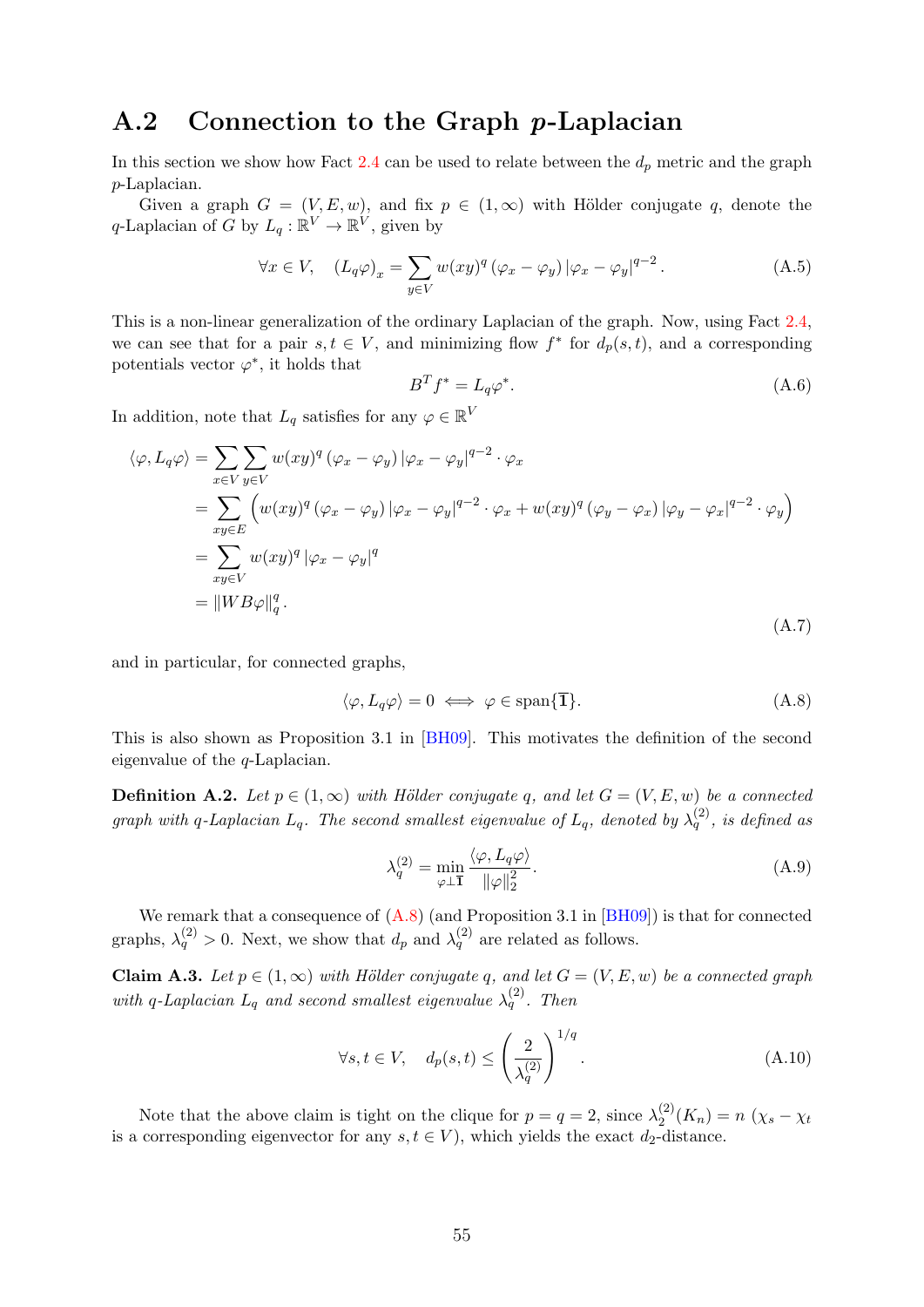## A.2 Connection to the Graph $p$-Laplacian

In this section we show how Fact 2.4 can be used to relate between the $d_p$ metric and the graph $p$-Laplacian.

Given a graph $G = (V, E, w)$, and fix $p \in (1, \infty)$ with Hölder conjugate $q$, denote the $q$-Laplacian of $G$ by $L_q : \mathbb{R}^V \to \mathbb{R}^V$, given by

$$\forall x \in V, \quad (L_q \varphi)_x = \sum_{y \in V} w(xy)^q (\varphi_x - \varphi_y) |\varphi_x - \varphi_y|^{q-2}. \tag{A.5}$$

This is a non-linear generalization of the ordinary Laplacian of the graph. Now, using Fact 2.4, we can see that for a pair $s, t \in V$, and minimizing flow $f^*$ for $d_p(s,t)$, and a corresponding potentials vector $\varphi^*$, it holds that

$$B^T f^* = L_q \varphi^*. \tag{A.6}$$

In addition, note that $L_q$ satisfies for any $\varphi \in \mathbb{R}^V$

$$\begin{aligned}
\langle \varphi, L_q \varphi \rangle &= \sum_{x \in V} \sum_{y \in V} w(xy)^q (\varphi_x - \varphi_y) |\varphi_x - \varphi_y|^{q-2} \cdot \varphi_x \\
&= \sum_{xy \in E} \Big( w(xy)^q (\varphi_x - \varphi_y) |\varphi_x - \varphi_y|^{q-2} \cdot \varphi_x + w(xy)^q (\varphi_y - \varphi_x) |\varphi_y - \varphi_x|^{q-2} \cdot \varphi_y \Big) \\
&= \sum_{xy \in V} w(xy)^q |\varphi_x - \varphi_y|^q \\
&= \|WB\varphi\|_q^q.
\end{aligned} \tag{A.7}$$

and in particular, for connected graphs,

$$\langle \varphi, L_q \varphi \rangle = 0 \iff \varphi \in \operatorname{span}\{\overline{\mathbb{1}}\}. \tag{A.8}$$

This is also shown as Proposition 3.1 in [BH09]. This motivates the definition of the second eigenvalue of the $q$-Laplacian.

**Definition A.2.** *Let $p \in (1, \infty)$ with Hölder conjugate $q$, and let $G = (V, E, w)$ be a connected graph with $q$-Laplacian $L_q$. The second smallest eigenvalue of $L_q$, denoted by $\lambda_q^{(2)}$, is defined as*

$$\lambda_q^{(2)} = \min_{\varphi \perp \overline{\mathbb{1}}} \frac{\langle \varphi, L_q \varphi \rangle}{\|\varphi\|_2^2}. \tag{A.9}$$

We remark that a consequence of (A.8) (and Proposition 3.1 in [BH09]) is that for connected graphs, $\lambda_q^{(2)} > 0$. Next, we show that $d_p$ and $\lambda_q^{(2)}$ are related as follows.

**Claim A.3.** *Let $p \in (1, \infty)$ with Hölder conjugate $q$, and let $G = (V, E, w)$ be a connected graph with $q$-Laplacian $L_q$ and second smallest eigenvalue $\lambda_q^{(2)}$. Then*

$$\forall s, t \in V, \quad d_p(s,t) \leq \left( \frac{2}{\lambda_q^{(2)}} \right)^{1/q}. \tag{A.10}$$

Note that the above claim is tight on the clique for $p = q = 2$, since $\lambda_2^{(2)}(K_n) = n$ ($\chi_s - \chi_t$ is a corresponding eigenvector for any $s, t \in V$), which yields the exact $d_2$-distance.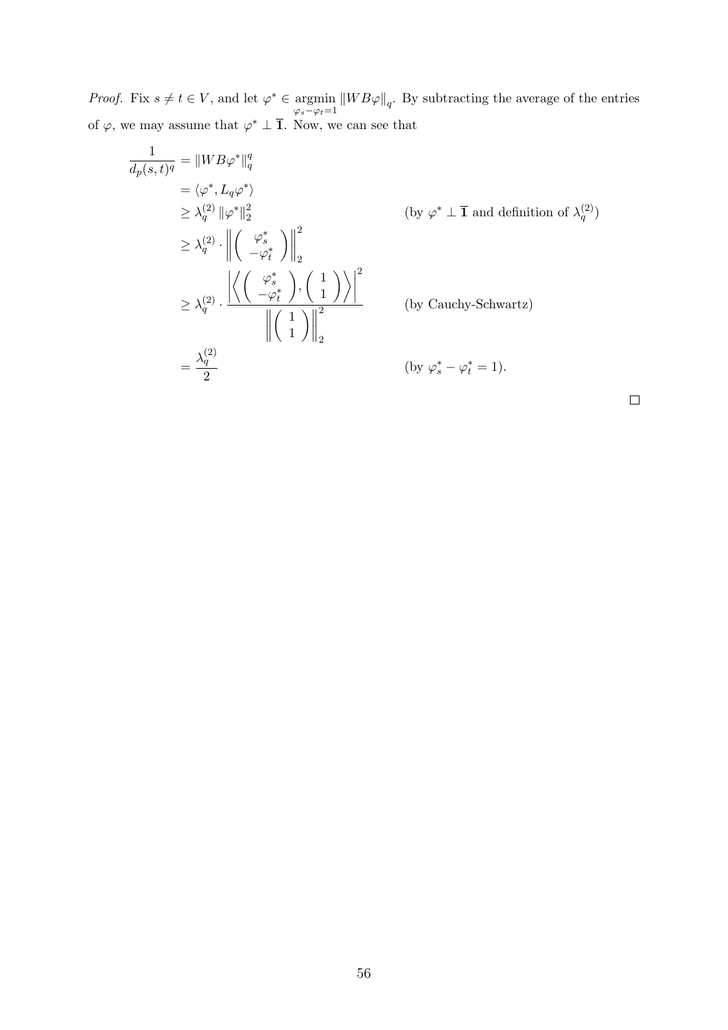*Proof.* Fix $s \neq t \in V$, and let $\varphi^* \in \underset{\varphi_s - \varphi_t = 1}{\operatorname{argmin}} \|WB\varphi\|_q$. By subtracting the average of the entries of $\varphi$, we may assume that $\varphi^* \perp \overline{\mathbf{1}}$. Now, we can see that

$$
\begin{aligned}
\frac{1}{d_p(s,t)^q} &= \|WB\varphi^*\|_q^q \\
&= \langle \varphi^*, L_q \varphi^* \rangle \\
&\geq \lambda_q^{(2)} \|\varphi^*\|_2^2 && \text{(by } \varphi^* \perp \overline{\mathbf{1}} \text{ and definition of } \lambda_q^{(2)}\text{)} \\
&\geq \lambda_q^{(2)} \cdot \left\| \begin{pmatrix} \varphi_s^* \\ -\varphi_t^* \end{pmatrix} \right\|_2^2 \\
&\geq \lambda_q^{(2)} \cdot \frac{\left| \left\langle \begin{pmatrix} \varphi_s^* \\ -\varphi_t^* \end{pmatrix}, \begin{pmatrix} 1 \\ 1 \end{pmatrix} \right\rangle \right|^2}{\left\| \begin{pmatrix} 1 \\ 1 \end{pmatrix} \right\|_2^2} && \text{(by Cauchy-Schwartz)} \\
&= \frac{\lambda_q^{(2)}}{2} && \text{(by } \varphi_s^* - \varphi_t^* = 1\text{).}
\end{aligned}
$$

□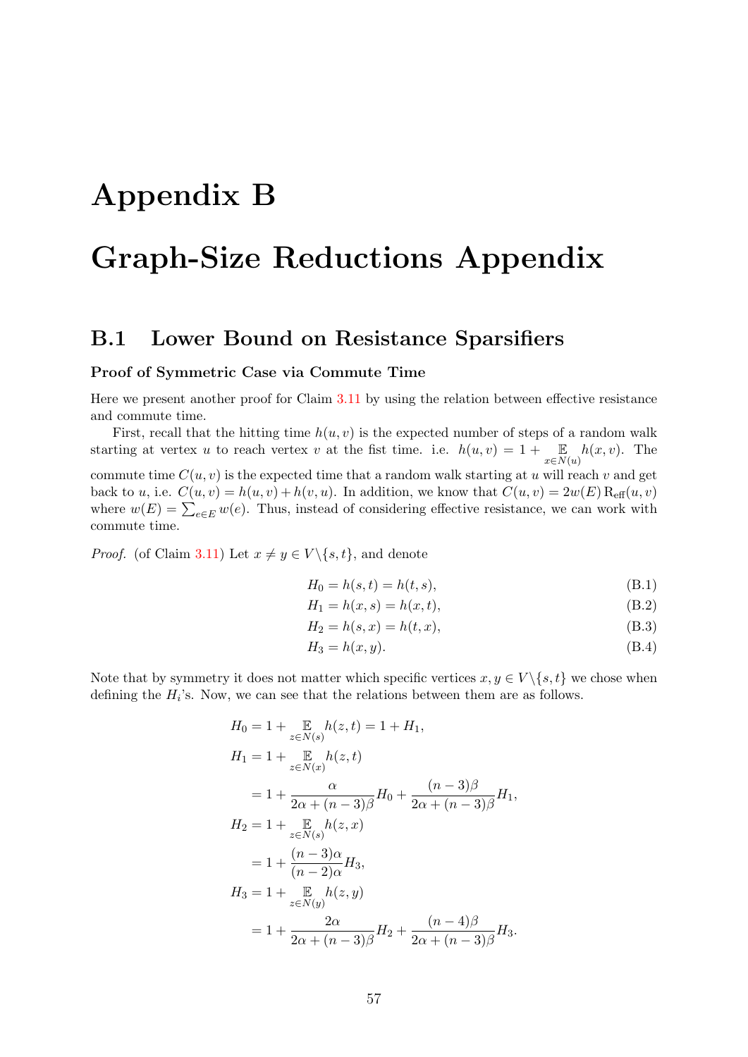# Appendix B

# Graph-Size Reductions Appendix

## B.1 Lower Bound on Resistance Sparsifiers

**Proof of Symmetric Case via Commute Time**

Here we present another proof for Claim 3.11 by using the relation between effective resistance and commute time.

First, recall that the hitting time $h(u,v)$ is the expected number of steps of a random walk starting at vertex $u$ to reach vertex $v$ at the fist time. i.e. $h(u,v) = 1 + \mathop{\mathbb{E}}_{x \in N(u)} h(x,v)$. The commute time $C(u,v)$ is the expected time that a random walk starting at $u$ will reach $v$ and get back to $u$, i.e. $C(u,v) = h(u,v) + h(v,u)$. In addition, we know that $C(u,v) = 2w(E)\,\mathrm{R}_{\text{eff}}(u,v)$ where $w(E) = \sum_{e \in E} w(e)$. Thus, instead of considering effective resistance, we can work with commute time.

*Proof.* (of Claim 3.11) Let $x \neq y \in V \backslash \{s,t\}$, and denote

$$H_0 = h(s,t) = h(t,s), \tag{B.1}$$

$$H_1 = h(x,s) = h(x,t), \tag{B.2}$$

$$H_2 = h(s,x) = h(t,x), \tag{B.3}$$

$$H_3 = h(x,y). \tag{B.4}$$

Note that by symmetry it does not matter which specific vertices $x, y \in V \backslash \{s,t\}$ we chose when defining the $H_i$'s. Now, we can see that the relations between them are as follows.

$$
\begin{aligned}
H_0 &= 1 + \mathop{\mathbb{E}}_{z \in N(s)} h(z,t) = 1 + H_1, \\
H_1 &= 1 + \mathop{\mathbb{E}}_{z \in N(x)} h(z,t) \\
&= 1 + \frac{\alpha}{2\alpha + (n-3)\beta} H_0 + \frac{(n-3)\beta}{2\alpha + (n-3)\beta} H_1, \\
H_2 &= 1 + \mathop{\mathbb{E}}_{z \in N(s)} h(z,x) \\
&= 1 + \frac{(n-3)\alpha}{(n-2)\alpha} H_3, \\
H_3 &= 1 + \mathop{\mathbb{E}}_{z \in N(y)} h(z,y) \\
&= 1 + \frac{2\alpha}{2\alpha + (n-3)\beta} H_2 + \frac{(n-4)\beta}{2\alpha + (n-3)\beta} H_3.
\end{aligned}
$$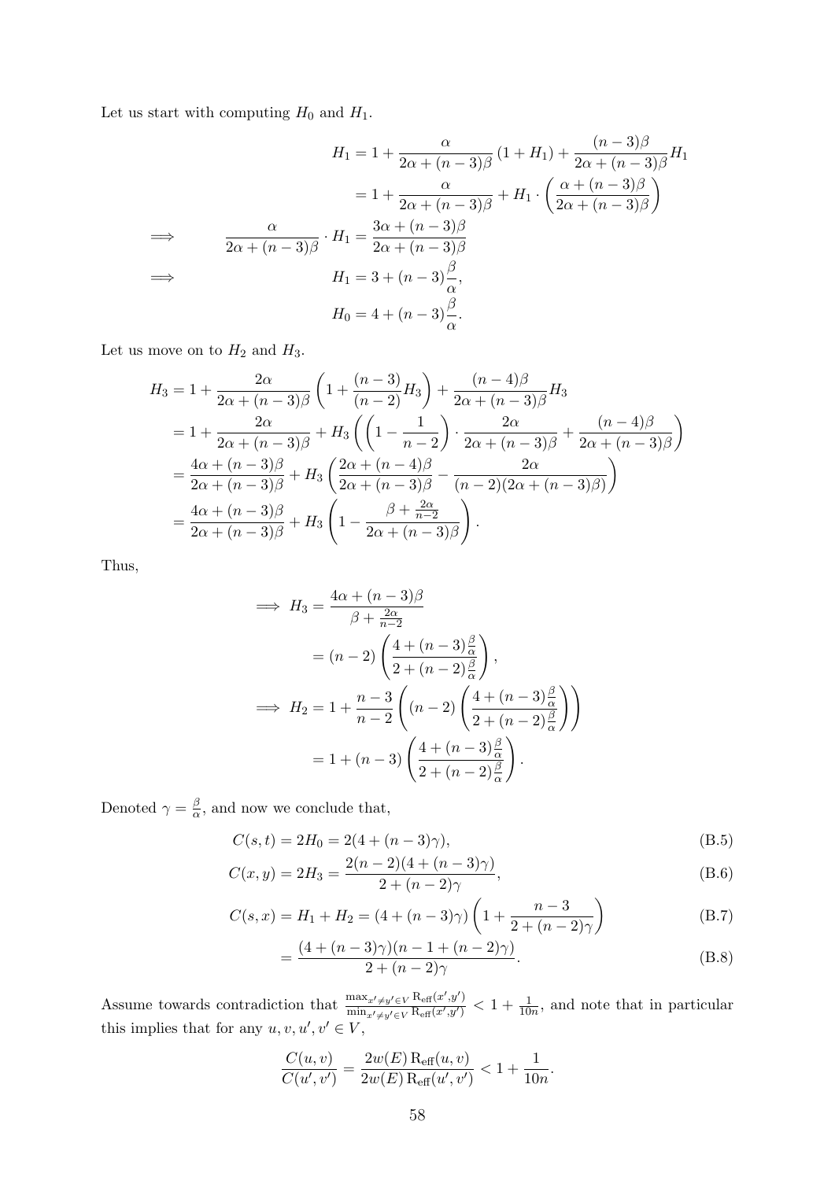Let us start with computing $H_0$ and $H_1$.

$$
\begin{aligned}
H_1 &= 1 + \frac{\alpha}{2\alpha + (n-3)\beta}(1 + H_1) + \frac{(n-3)\beta}{2\alpha + (n-3)\beta} H_1 \\
&= 1 + \frac{\alpha}{2\alpha + (n-3)\beta} + H_1 \cdot \left( \frac{\alpha + (n-3)\beta}{2\alpha + (n-3)\beta} \right) \\
\implies \qquad \frac{\alpha}{2\alpha + (n-3)\beta} \cdot H_1 &= \frac{3\alpha + (n-3)\beta}{2\alpha + (n-3)\beta} \\
\implies \qquad H_1 &= 3 + (n-3)\frac{\beta}{\alpha}, \\
H_0 &= 4 + (n-3)\frac{\beta}{\alpha}.
\end{aligned}
$$

Let us move on to $H_2$ and $H_3$.

$$
\begin{aligned}
H_3 &= 1 + \frac{2\alpha}{2\alpha + (n-3)\beta}\left(1 + \frac{(n-3)}{(n-2)} H_3\right) + \frac{(n-4)\beta}{2\alpha + (n-3)\beta} H_3 \\
&= 1 + \frac{2\alpha}{2\alpha + (n-3)\beta} + H_3 \left( \left(1 - \frac{1}{n-2}\right) \cdot \frac{2\alpha}{2\alpha + (n-3)\beta} + \frac{(n-4)\beta}{2\alpha + (n-3)\beta} \right) \\
&= \frac{4\alpha + (n-3)\beta}{2\alpha + (n-3)\beta} + H_3 \left( \frac{2\alpha + (n-4)\beta}{2\alpha + (n-3)\beta} - \frac{2\alpha}{(n-2)(2\alpha + (n-3)\beta)} \right) \\
&= \frac{4\alpha + (n-3)\beta}{2\alpha + (n-3)\beta} + H_3 \left( 1 - \frac{\beta + \frac{2\alpha}{n-2}}{2\alpha + (n-3)\beta} \right).
\end{aligned}
$$

Thus,

$$
\begin{aligned}
\implies H_3 &= \frac{4\alpha + (n-3)\beta}{\beta + \frac{2\alpha}{n-2}} \\
&= (n-2)\left( \frac{4 + (n-3)\frac{\beta}{\alpha}}{2 + (n-2)\frac{\beta}{\alpha}} \right), \\
\implies H_2 &= 1 + \frac{n-3}{n-2}\left( (n-2)\left( \frac{4 + (n-3)\frac{\beta}{\alpha}}{2 + (n-2)\frac{\beta}{\alpha}} \right) \right) \\
&= 1 + (n-3)\left( \frac{4 + (n-3)\frac{\beta}{\alpha}}{2 + (n-2)\frac{\beta}{\alpha}} \right).
\end{aligned}
$$

Denoted $\gamma = \frac{\beta}{\alpha}$, and now we conclude that,

$$
C(s,t) = 2H_0 = 2(4 + (n-3)\gamma), \tag{B.5}
$$

$$
C(x,y) = 2H_3 = \frac{2(n-2)(4 + (n-3)\gamma)}{2 + (n-2)\gamma}, \tag{B.6}
$$

$$
C(s,x) = H_1 + H_2 = (4 + (n-3)\gamma)\left(1 + \frac{n-3}{2 + (n-2)\gamma}\right) \tag{B.7}
$$

$$
= \frac{(4 + (n-3)\gamma)(n - 1 + (n-2)\gamma)}{2 + (n-2)\gamma}. \tag{B.8}
$$

Assume towards contradiction that $\frac{\max_{x' \neq y' \in V} \mathrm{R_{eff}}(x',y')}{\min_{x' \neq y' \in V} \mathrm{R_{eff}}(x',y')} < 1 + \frac{1}{10n}$, and note that in particular this implies that for any $u, v, u', v' \in V$,

$$
\frac{C(u,v)}{C(u',v')} = \frac{2w(E)\,\mathrm{R_{eff}}(u,v)}{2w(E)\,\mathrm{R_{eff}}(u',v')} < 1 + \frac{1}{10n}.
$$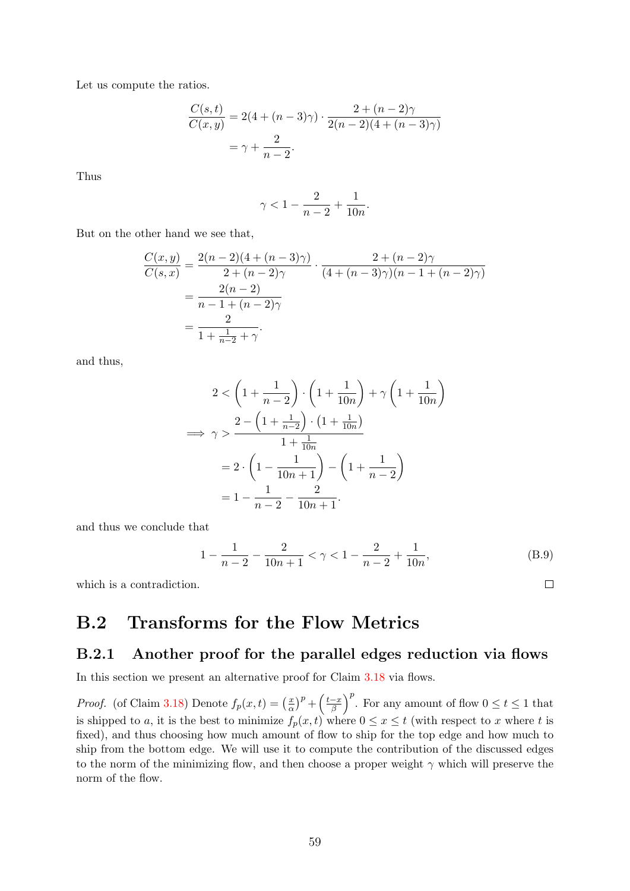Let us compute the ratios.

$$\frac{C(s,t)}{C(x,y)} = 2(4+(n-3)\gamma) \cdot \frac{2+(n-2)\gamma}{2(n-2)(4+(n-3)\gamma)}$$
$$= \gamma + \frac{2}{n-2}.$$

Thus

$$\gamma < 1 - \frac{2}{n-2} + \frac{1}{10n}.$$

But on the other hand we see that,

$$\frac{C(x,y)}{C(s,x)} = \frac{2(n-2)(4+(n-3)\gamma)}{2+(n-2)\gamma} \cdot \frac{2+(n-2)\gamma}{(4+(n-3)\gamma)(n-1+(n-2)\gamma)}$$
$$= \frac{2(n-2)}{n-1+(n-2)\gamma}$$
$$= \frac{2}{1+\frac{1}{n-2}+\gamma}.$$

and thus,

$$2 < \left(1+\frac{1}{n-2}\right) \cdot \left(1+\frac{1}{10n}\right) + \gamma\left(1+\frac{1}{10n}\right)$$
$$\implies \gamma > \frac{2-\left(1+\frac{1}{n-2}\right)\cdot\left(1+\frac{1}{10n}\right)}{1+\frac{1}{10n}}$$
$$= 2\cdot\left(1-\frac{1}{10n+1}\right) - \left(1+\frac{1}{n-2}\right)$$
$$= 1 - \frac{1}{n-2} - \frac{2}{10n+1}.$$

and thus we conclude that

$$1 - \frac{1}{n-2} - \frac{2}{10n+1} < \gamma < 1 - \frac{2}{n-2} + \frac{1}{10n}, \tag{B.9}$$

which is a contradiction. □

## B.2 Transforms for the Flow Metrics

### B.2.1 Another proof for the parallel edges reduction via flows

In this section we present an alternative proof for Claim 3.18 via flows.

*Proof.* (of Claim 3.18) Denote $f_p(x,t) = \left(\frac{x}{\alpha}\right)^p + \left(\frac{t-x}{\beta}\right)^p$. For any amount of flow $0 \le t \le 1$ that is shipped to $a$, it is the best to minimize $f_p(x,t)$ where $0 \le x \le t$ (with respect to $x$ where $t$ is fixed), and thus choosing how much amount of flow to ship for the top edge and how much to ship from the bottom edge. We will use it to compute the contribution of the discussed edges to the norm of the minimizing flow, and then choose a proper weight $\gamma$ which will preserve the norm of the flow.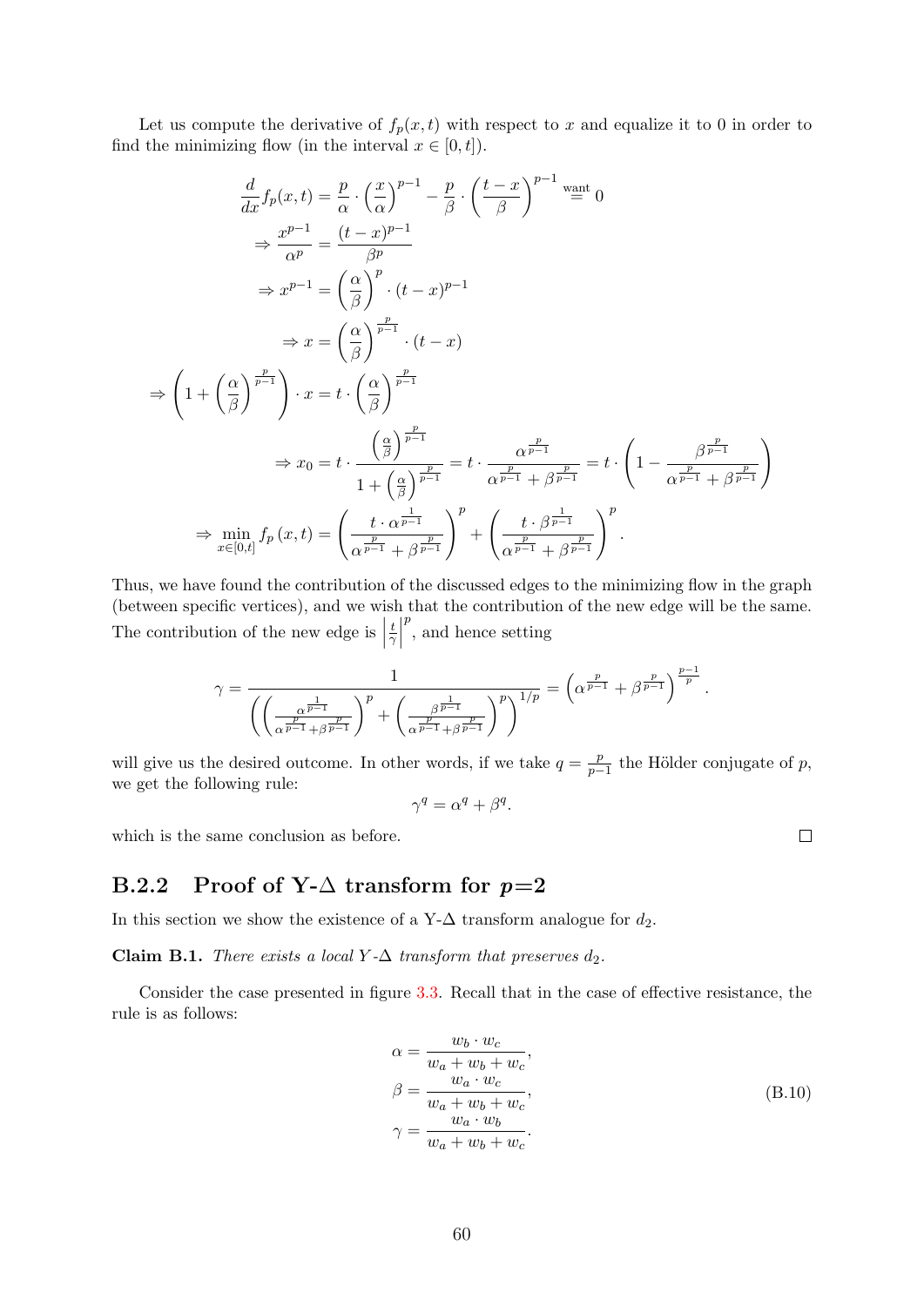Let us compute the derivative of $f_p(x,t)$ with respect to $x$ and equalize it to 0 in order to find the minimizing flow (in the interval $x \in [0,t]$).

$$\frac{d}{dx} f_p(x,t) = \frac{p}{\alpha} \cdot \left(\frac{x}{\alpha}\right)^{p-1} - \frac{p}{\beta} \cdot \left(\frac{t-x}{\beta}\right)^{p-1} \stackrel{\text{want}}{=} 0$$

$$\Rightarrow \frac{x^{p-1}}{\alpha^p} = \frac{(t-x)^{p-1}}{\beta^p}$$

$$\Rightarrow x^{p-1} = \left(\frac{\alpha}{\beta}\right)^p \cdot (t-x)^{p-1}$$

$$\Rightarrow x = \left(\frac{\alpha}{\beta}\right)^{\frac{p}{p-1}} \cdot (t-x)$$

$$\Rightarrow \left(1 + \left(\frac{\alpha}{\beta}\right)^{\frac{p}{p-1}}\right) \cdot x = t \cdot \left(\frac{\alpha}{\beta}\right)^{\frac{p}{p-1}}$$

$$\Rightarrow x_0 = t \cdot \frac{\left(\frac{\alpha}{\beta}\right)^{\frac{p}{p-1}}}{1 + \left(\frac{\alpha}{\beta}\right)^{\frac{p}{p-1}}} = t \cdot \frac{\alpha^{\frac{p}{p-1}}}{\alpha^{\frac{p}{p-1}} + \beta^{\frac{p}{p-1}}} = t \cdot \left(1 - \frac{\beta^{\frac{p}{p-1}}}{\alpha^{\frac{p}{p-1}} + \beta^{\frac{p}{p-1}}}\right)$$

$$\Rightarrow \min_{x \in [0,t]} f_p(x,t) = \left(\frac{t \cdot \alpha^{\frac{1}{p-1}}}{\alpha^{\frac{p}{p-1}} + \beta^{\frac{p}{p-1}}}\right)^p + \left(\frac{t \cdot \beta^{\frac{1}{p-1}}}{\alpha^{\frac{p}{p-1}} + \beta^{\frac{p}{p-1}}}\right)^p.$$

Thus, we have found the contribution of the discussed edges to the minimizing flow in the graph (between specific vertices), and we wish that the contribution of the new edge will be the same. The contribution of the new edge is $\left|\frac{t}{\gamma}\right|^p$, and hence setting

$$\gamma = \frac{1}{\left(\left(\frac{\alpha^{\frac{1}{p-1}}}{\alpha^{\frac{p}{p-1}} + \beta^{\frac{p}{p-1}}}\right)^p + \left(\frac{\beta^{\frac{1}{p-1}}}{\alpha^{\frac{p}{p-1}} + \beta^{\frac{p}{p-1}}}\right)^p\right)^{1/p}} = \left(\alpha^{\frac{p}{p-1}} + \beta^{\frac{p}{p-1}}\right)^{\frac{p-1}{p}}.$$

will give us the desired outcome. In other words, if we take $q = \frac{p}{p-1}$ the Hölder conjugate of $p$, we get the following rule:

$$\gamma^q = \alpha^q + \beta^q.$$

which is the same conclusion as before. □

### B.2.2 Proof of Y-Δ transform for $p$=2

In this section we show the existence of a Y-Δ transform analogue for $d_2$.

**Claim B.1.** *There exists a local Y-Δ transform that preserves $d_2$.*

Consider the case presented in figure 3.3. Recall that in the case of effective resistance, the rule is as follows:

$$\alpha = \frac{w_b \cdot w_c}{w_a + w_b + w_c},$$
$$\beta = \frac{w_a \cdot w_c}{w_a + w_b + w_c}, \tag{B.10}$$
$$\gamma = \frac{w_a \cdot w_b}{w_a + w_b + w_c}.$$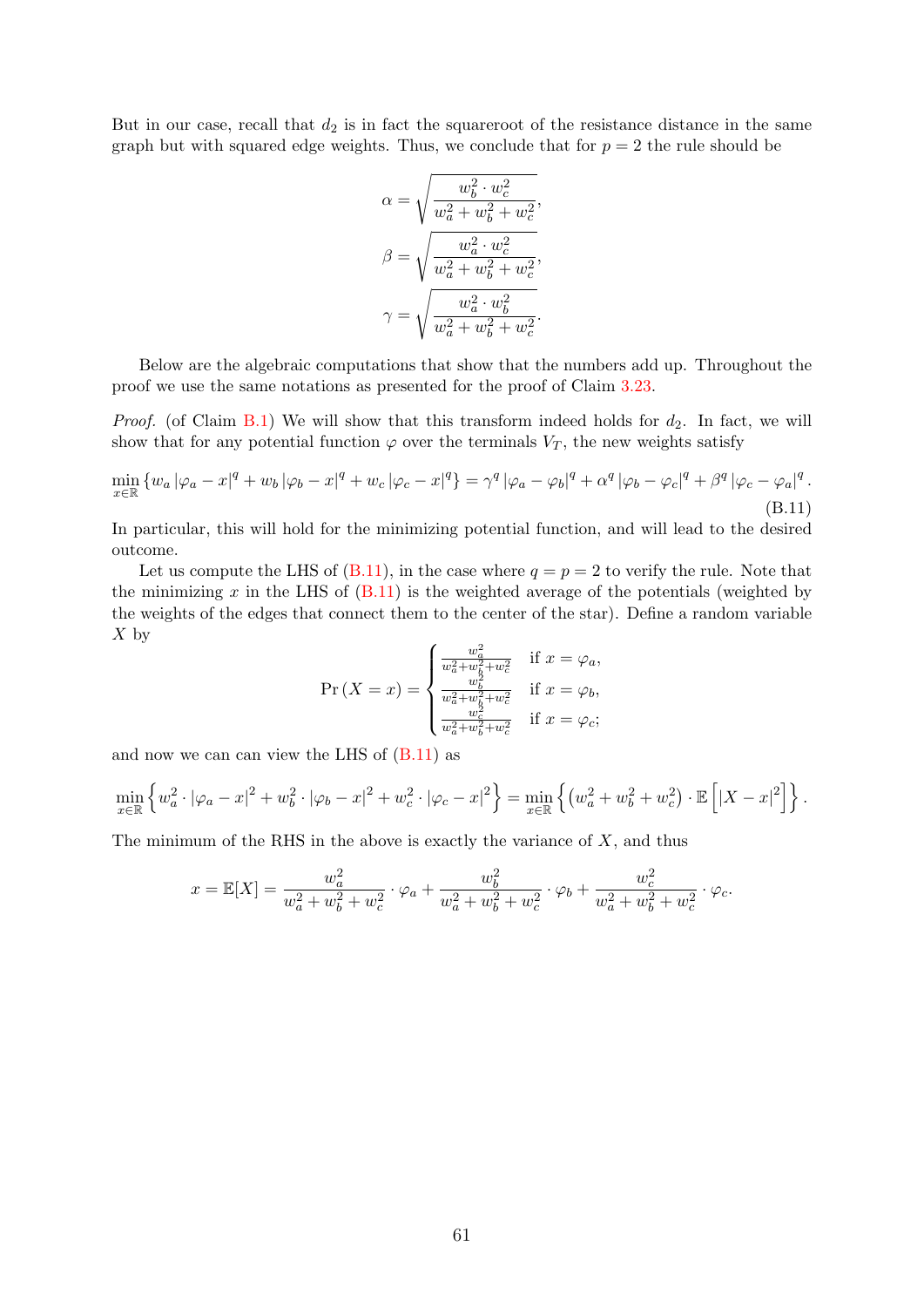But in our case, recall that $d_2$ is in fact the squareroot of the resistance distance in the same graph but with squared edge weights. Thus, we conclude that for $p = 2$ the rule should be

$$\alpha = \sqrt{\frac{w_b^2 \cdot w_c^2}{w_a^2 + w_b^2 + w_c^2}},$$

$$\beta = \sqrt{\frac{w_a^2 \cdot w_c^2}{w_a^2 + w_b^2 + w_c^2}},$$

$$\gamma = \sqrt{\frac{w_a^2 \cdot w_b^2}{w_a^2 + w_b^2 + w_c^2}}.$$

Below are the algebraic computations that show that the numbers add up. Throughout the proof we use the same notations as presented for the proof of Claim 3.23.

*Proof.* (of Claim B.1) We will show that this transform indeed holds for $d_2$. In fact, we will show that for any potential function $\varphi$ over the terminals $V_T$, the new weights satisfy

$$\min_{x \in \mathbb{R}} \{w_a |\varphi_a - x|^q + w_b |\varphi_b - x|^q + w_c |\varphi_c - x|^q\} = \gamma^q |\varphi_a - \varphi_b|^q + \alpha^q |\varphi_b - \varphi_c|^q + \beta^q |\varphi_c - \varphi_a|^q. \tag{B.11}$$

In particular, this will hold for the minimizing potential function, and will lead to the desired outcome.

Let us compute the LHS of (B.11), in the case where $q = p = 2$ to verify the rule. Note that the minimizing $x$ in the LHS of (B.11) is the weighted average of the potentials (weighted by the weights of the edges that connect them to the center of the star). Define a random variable $X$ by

$$\Pr(X = x) = \begin{cases} \frac{w_a^2}{w_a^2 + w_b^2 + w_c^2} & \text{if } x = \varphi_a, \\ \frac{w_b^2}{w_a^2 + w_b^2 + w_c^2} & \text{if } x = \varphi_b, \\ \frac{w_c^2}{w_a^2 + w_b^2 + w_c^2} & \text{if } x = \varphi_c; \end{cases}$$

and now we can can view the LHS of (B.11) as

$$\min_{x \in \mathbb{R}} \left\{ w_a^2 \cdot |\varphi_a - x|^2 + w_b^2 \cdot |\varphi_b - x|^2 + w_c^2 \cdot |\varphi_c - x|^2 \right\} = \min_{x \in \mathbb{R}} \left\{ \left(w_a^2 + w_b^2 + w_c^2\right) \cdot \mathbb{E}\left[|X - x|^2\right] \right\}.$$

The minimum of the RHS in the above is exactly the variance of $X$, and thus

$$x = \mathbb{E}[X] = \frac{w_a^2}{w_a^2 + w_b^2 + w_c^2} \cdot \varphi_a + \frac{w_b^2}{w_a^2 + w_b^2 + w_c^2} \cdot \varphi_b + \frac{w_c^2}{w_a^2 + w_b^2 + w_c^2} \cdot \varphi_c.$$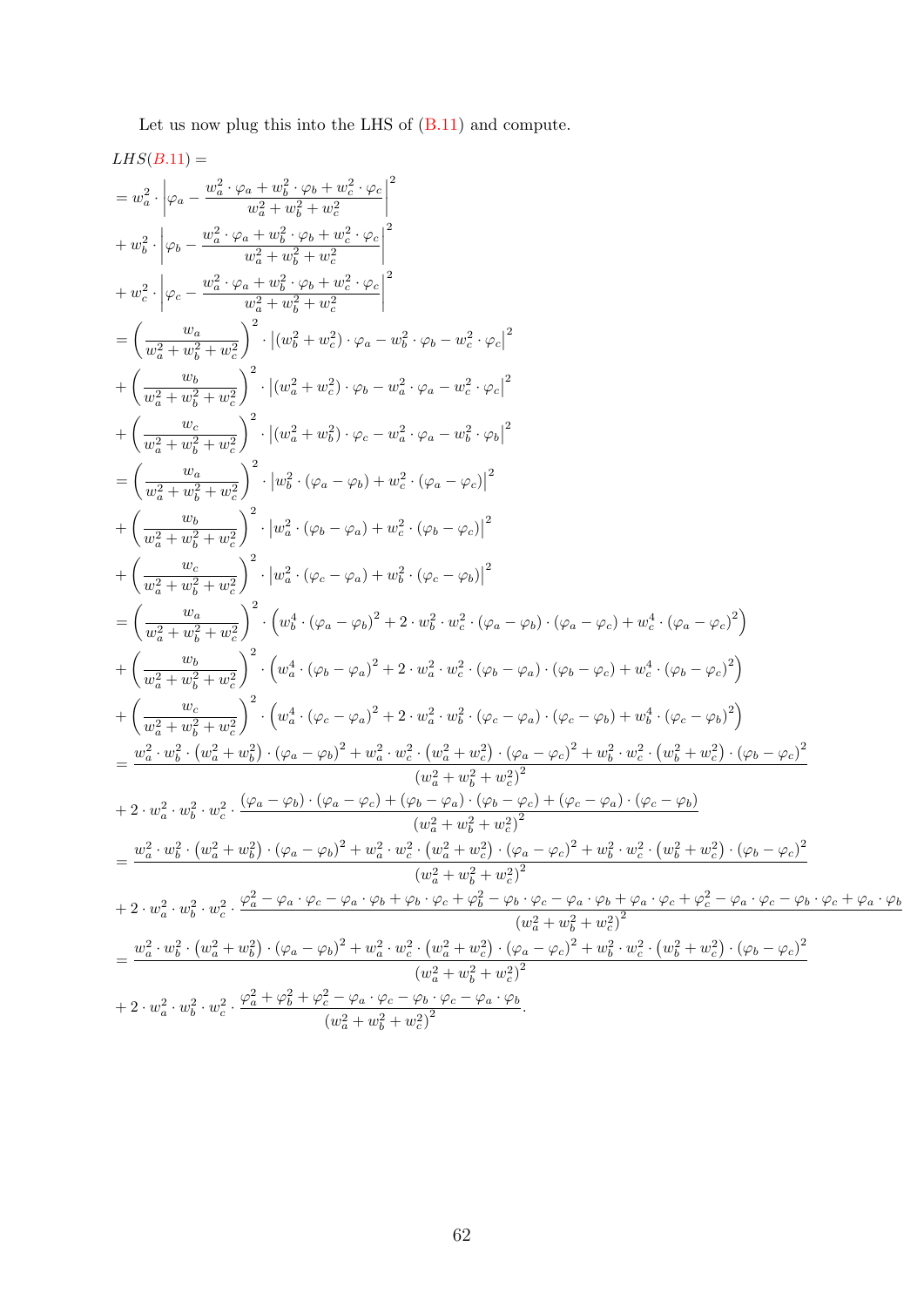Let us now plug this into the LHS of (B.11) and compute.

$$
\begin{aligned}
&LHS(B.11) = \\
&= w_a^2 \cdot \left| \varphi_a - \frac{w_a^2 \cdot \varphi_a + w_b^2 \cdot \varphi_b + w_c^2 \cdot \varphi_c}{w_a^2 + w_b^2 + w_c^2} \right|^2 \\
&+ w_b^2 \cdot \left| \varphi_b - \frac{w_a^2 \cdot \varphi_a + w_b^2 \cdot \varphi_b + w_c^2 \cdot \varphi_c}{w_a^2 + w_b^2 + w_c^2} \right|^2 \\
&+ w_c^2 \cdot \left| \varphi_c - \frac{w_a^2 \cdot \varphi_a + w_b^2 \cdot \varphi_b + w_c^2 \cdot \varphi_c}{w_a^2 + w_b^2 + w_c^2} \right|^2 \\
&= \left( \frac{w_a}{w_a^2 + w_b^2 + w_c^2} \right)^2 \cdot \left| (w_b^2 + w_c^2) \cdot \varphi_a - w_b^2 \cdot \varphi_b - w_c^2 \cdot \varphi_c \right|^2 \\
&+ \left( \frac{w_b}{w_a^2 + w_b^2 + w_c^2} \right)^2 \cdot \left| (w_a^2 + w_c^2) \cdot \varphi_b - w_a^2 \cdot \varphi_a - w_c^2 \cdot \varphi_c \right|^2 \\
&+ \left( \frac{w_c}{w_a^2 + w_b^2 + w_c^2} \right)^2 \cdot \left| (w_a^2 + w_b^2) \cdot \varphi_c - w_a^2 \cdot \varphi_a - w_b^2 \cdot \varphi_b \right|^2 \\
&= \left( \frac{w_a}{w_a^2 + w_b^2 + w_c^2} \right)^2 \cdot \left| w_b^2 \cdot (\varphi_a - \varphi_b) + w_c^2 \cdot (\varphi_a - \varphi_c) \right|^2 \\
&+ \left( \frac{w_b}{w_a^2 + w_b^2 + w_c^2} \right)^2 \cdot \left| w_a^2 \cdot (\varphi_b - \varphi_a) + w_c^2 \cdot (\varphi_b - \varphi_c) \right|^2 \\
&+ \left( \frac{w_c}{w_a^2 + w_b^2 + w_c^2} \right)^2 \cdot \left| w_a^2 \cdot (\varphi_c - \varphi_a) + w_b^2 \cdot (\varphi_c - \varphi_b) \right|^2 \\
&= \left( \frac{w_a}{w_a^2 + w_b^2 + w_c^2} \right)^2 \cdot \left( w_b^4 \cdot (\varphi_a - \varphi_b)^2 + 2 \cdot w_b^2 \cdot w_c^2 \cdot (\varphi_a - \varphi_b) \cdot (\varphi_a - \varphi_c) + w_c^4 \cdot (\varphi_a - \varphi_c)^2 \right) \\
&+ \left( \frac{w_b}{w_a^2 + w_b^2 + w_c^2} \right)^2 \cdot \left( w_a^4 \cdot (\varphi_b - \varphi_a)^2 + 2 \cdot w_a^2 \cdot w_c^2 \cdot (\varphi_b - \varphi_a) \cdot (\varphi_b - \varphi_c) + w_c^4 \cdot (\varphi_b - \varphi_c)^2 \right) \\
&+ \left( \frac{w_c}{w_a^2 + w_b^2 + w_c^2} \right)^2 \cdot \left( w_a^4 \cdot (\varphi_c - \varphi_a)^2 + 2 \cdot w_a^2 \cdot w_b^2 \cdot (\varphi_c - \varphi_a) \cdot (\varphi_c - \varphi_b) + w_b^4 \cdot (\varphi_c - \varphi_b)^2 \right) \\
&= \frac{w_a^2 \cdot w_b^2 \cdot \left(w_a^2 + w_b^2\right) \cdot (\varphi_a - \varphi_b)^2 + w_a^2 \cdot w_c^2 \cdot \left(w_a^2 + w_c^2\right) \cdot (\varphi_a - \varphi_c)^2 + w_b^2 \cdot w_c^2 \cdot \left(w_b^2 + w_c^2\right) \cdot (\varphi_b - \varphi_c)^2}{\left(w_a^2 + w_b^2 + w_c^2\right)^2} \\
&+ 2 \cdot w_a^2 \cdot w_b^2 \cdot w_c^2 \cdot \frac{(\varphi_a - \varphi_b) \cdot (\varphi_a - \varphi_c) + (\varphi_b - \varphi_a) \cdot (\varphi_b - \varphi_c) + (\varphi_c - \varphi_a) \cdot (\varphi_c - \varphi_b)}{\left(w_a^2 + w_b^2 + w_c^2\right)^2} \\
&= \frac{w_a^2 \cdot w_b^2 \cdot \left(w_a^2 + w_b^2\right) \cdot (\varphi_a - \varphi_b)^2 + w_a^2 \cdot w_c^2 \cdot \left(w_a^2 + w_c^2\right) \cdot (\varphi_a - \varphi_c)^2 + w_b^2 \cdot w_c^2 \cdot \left(w_b^2 + w_c^2\right) \cdot (\varphi_b - \varphi_c)^2}{\left(w_a^2 + w_b^2 + w_c^2\right)^2} \\
&+ 2 \cdot w_a^2 \cdot w_b^2 \cdot w_c^2 \cdot \frac{\varphi_a^2 - \varphi_a \cdot \varphi_c - \varphi_a \cdot \varphi_b + \varphi_b \cdot \varphi_c + \varphi_b^2 - \varphi_b \cdot \varphi_c - \varphi_a \cdot \varphi_b + \varphi_a \cdot \varphi_c + \varphi_c^2 - \varphi_a \cdot \varphi_c - \varphi_b \cdot \varphi_c + \varphi_a \cdot \varphi_b}{\left(w_a^2 + w_b^2 + w_c^2\right)^2} \\
&= \frac{w_a^2 \cdot w_b^2 \cdot \left(w_a^2 + w_b^2\right) \cdot (\varphi_a - \varphi_b)^2 + w_a^2 \cdot w_c^2 \cdot \left(w_a^2 + w_c^2\right) \cdot (\varphi_a - \varphi_c)^2 + w_b^2 \cdot w_c^2 \cdot \left(w_b^2 + w_c^2\right) \cdot (\varphi_b - \varphi_c)^2}{\left(w_a^2 + w_b^2 + w_c^2\right)^2} \\
&+ 2 \cdot w_a^2 \cdot w_b^2 \cdot w_c^2 \cdot \frac{\varphi_a^2 + \varphi_b^2 + \varphi_c^2 - \varphi_a \cdot \varphi_c - \varphi_b \cdot \varphi_c - \varphi_a \cdot \varphi_b}{\left(w_a^2 + w_b^2 + w_c^2\right)^2}.
\end{aligned}
$$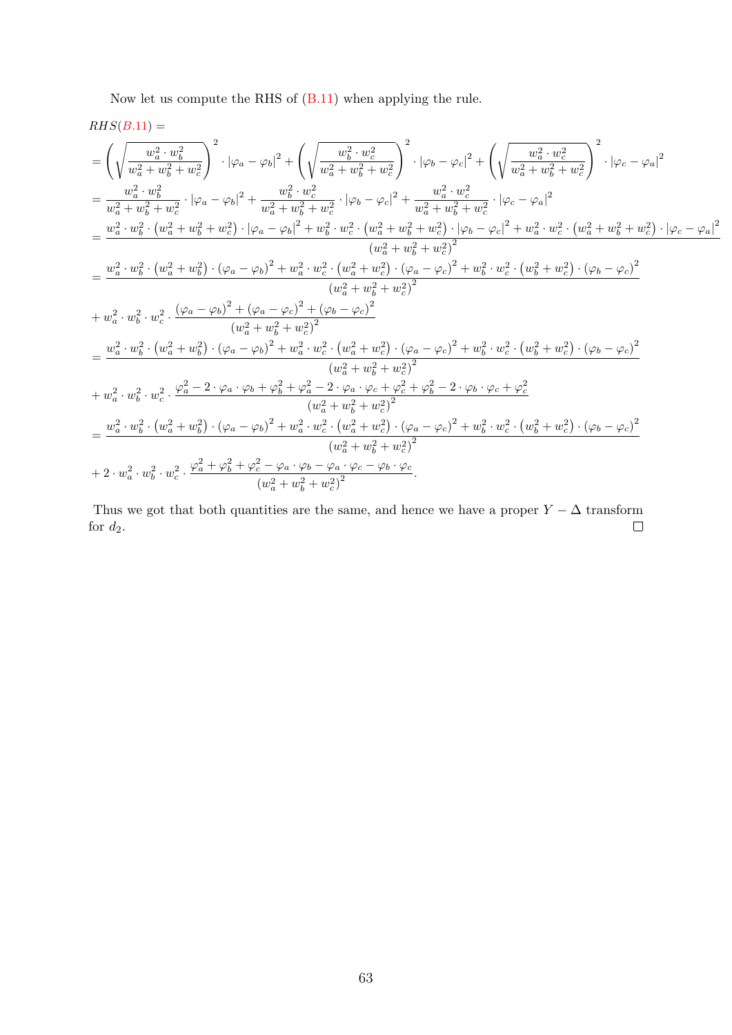Now let us compute the RHS of (B.11) when applying the rule.

$$
\begin{aligned}
&RHS(B.11) = \\
&= \left(\sqrt{\frac{w_a^2 \cdot w_b^2}{w_a^2 + w_b^2 + w_c^2}}\right)^2 \cdot |\varphi_a - \varphi_b|^2 + \left(\sqrt{\frac{w_b^2 \cdot w_c^2}{w_a^2 + w_b^2 + w_c^2}}\right)^2 \cdot |\varphi_b - \varphi_c|^2 + \left(\sqrt{\frac{w_a^2 \cdot w_c^2}{w_a^2 + w_b^2 + w_c^2}}\right)^2 \cdot |\varphi_c - \varphi_a|^2 \\
&= \frac{w_a^2 \cdot w_b^2}{w_a^2 + w_b^2 + w_c^2} \cdot |\varphi_a - \varphi_b|^2 + \frac{w_b^2 \cdot w_c^2}{w_a^2 + w_b^2 + w_c^2} \cdot |\varphi_b - \varphi_c|^2 + \frac{w_a^2 \cdot w_c^2}{w_a^2 + w_b^2 + w_c^2} \cdot |\varphi_c - \varphi_a|^2 \\
&= \frac{w_a^2 \cdot w_b^2 \cdot \left(w_a^2 + w_b^2 + w_c^2\right) \cdot |\varphi_a - \varphi_b|^2 + w_b^2 \cdot w_c^2 \cdot \left(w_a^2 + w_b^2 + w_c^2\right) \cdot |\varphi_b - \varphi_c|^2 + w_a^2 \cdot w_c^2 \cdot \left(w_a^2 + w_b^2 + w_c^2\right) \cdot |\varphi_c - \varphi_a|^2}{\left(w_a^2 + w_b^2 + w_c^2\right)^2} \\
&= \frac{w_a^2 \cdot w_b^2 \cdot \left(w_a^2 + w_b^2\right) \cdot (\varphi_a - \varphi_b)^2 + w_a^2 \cdot w_c^2 \cdot \left(w_a^2 + w_c^2\right) \cdot (\varphi_a - \varphi_c)^2 + w_b^2 \cdot w_c^2 \cdot \left(w_b^2 + w_c^2\right) \cdot (\varphi_b - \varphi_c)^2}{\left(w_a^2 + w_b^2 + w_c^2\right)^2} \\
&+ w_a^2 \cdot w_b^2 \cdot w_c^2 \cdot \frac{(\varphi_a - \varphi_b)^2 + (\varphi_a - \varphi_c)^2 + (\varphi_b - \varphi_c)^2}{\left(w_a^2 + w_b^2 + w_c^2\right)^2} \\
&= \frac{w_a^2 \cdot w_b^2 \cdot \left(w_a^2 + w_b^2\right) \cdot (\varphi_a - \varphi_b)^2 + w_a^2 \cdot w_c^2 \cdot \left(w_a^2 + w_c^2\right) \cdot (\varphi_a - \varphi_c)^2 + w_b^2 \cdot w_c^2 \cdot \left(w_b^2 + w_c^2\right) \cdot (\varphi_b - \varphi_c)^2}{\left(w_a^2 + w_b^2 + w_c^2\right)^2} \\
&+ w_a^2 \cdot w_b^2 \cdot w_c^2 \cdot \frac{\varphi_a^2 - 2 \cdot \varphi_a \cdot \varphi_b + \varphi_b^2 + \varphi_a^2 - 2 \cdot \varphi_a \cdot \varphi_c + \varphi_c^2 + \varphi_b^2 - 2 \cdot \varphi_b \cdot \varphi_c + \varphi_c^2}{\left(w_a^2 + w_b^2 + w_c^2\right)^2} \\
&= \frac{w_a^2 \cdot w_b^2 \cdot \left(w_a^2 + w_b^2\right) \cdot (\varphi_a - \varphi_b)^2 + w_a^2 \cdot w_c^2 \cdot \left(w_a^2 + w_c^2\right) \cdot (\varphi_a - \varphi_c)^2 + w_b^2 \cdot w_c^2 \cdot \left(w_b^2 + w_c^2\right) \cdot (\varphi_b - \varphi_c)^2}{\left(w_a^2 + w_b^2 + w_c^2\right)^2} \\
&+ 2 \cdot w_a^2 \cdot w_b^2 \cdot w_c^2 \cdot \frac{\varphi_a^2 + \varphi_b^2 + \varphi_c^2 - \varphi_a \cdot \varphi_b - \varphi_a \cdot \varphi_c - \varphi_b \cdot \varphi_c}{\left(w_a^2 + w_b^2 + w_c^2\right)^2}.
\end{aligned}
$$

Thus we got that both quantities are the same, and hence we have a proper $Y - \Delta$ transform for $d_2$. $\square$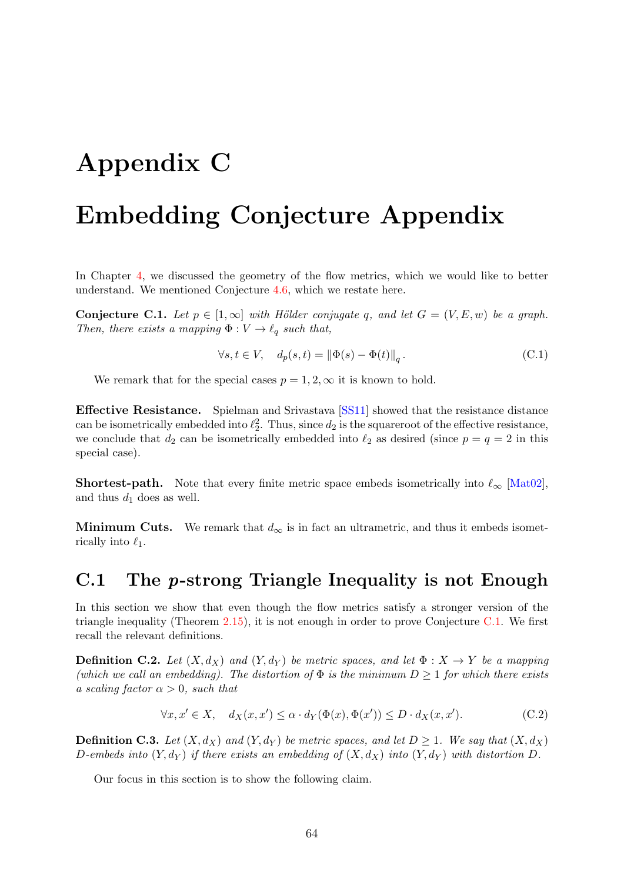# Appendix C

# Embedding Conjecture Appendix

In Chapter 4, we discussed the geometry of the flow metrics, which we would like to better understand. We mentioned Conjecture 4.6, which we restate here.

**Conjecture C.1.** *Let $p \in [1, \infty]$ with Hölder conjugate $q$, and let $G = (V, E, w)$ be a graph. Then, there exists a mapping $\Phi : V \to \ell_q$ such that,*

$$\forall s, t \in V, \quad d_p(s, t) = \|\Phi(s) - \Phi(t)\|_q. \tag{C.1}$$

We remark that for the special cases $p = 1, 2, \infty$ it is known to hold.

**Effective Resistance.** Spielman and Srivastava [SS11] showed that the resistance distance can be isometrically embedded into $\ell_2^2$. Thus, since $d_2$ is the squareroot of the effective resistance, we conclude that $d_2$ can be isometrically embedded into $\ell_2$ as desired (since $p = q = 2$ in this special case).

**Shortest-path.** Note that every finite metric space embeds isometrically into $\ell_\infty$ [Mat02], and thus $d_1$ does as well.

**Minimum Cuts.** We remark that $d_\infty$ is in fact an ultrametric, and thus it embeds isometrically into $\ell_1$.

## C.1 The $p$-strong Triangle Inequality is not Enough

In this section we show that even though the flow metrics satisfy a stronger version of the triangle inequality (Theorem 2.15), it is not enough in order to prove Conjecture C.1. We first recall the relevant definitions.

**Definition C.2.** *Let $(X, d_X)$ and $(Y, d_Y)$ be metric spaces, and let $\Phi : X \to Y$ be a mapping (which we call an embedding). The distortion of $\Phi$ is the minimum $D \geq 1$ for which there exists a scaling factor $\alpha > 0$, such that*

$$\forall x, x' \in X, \quad d_X(x, x') \leq \alpha \cdot d_Y(\Phi(x), \Phi(x')) \leq D \cdot d_X(x, x'). \tag{C.2}$$

**Definition C.3.** *Let $(X, d_X)$ and $(Y, d_Y)$ be metric spaces, and let $D \geq 1$. We say that $(X, d_X)$ $D$-embeds into $(Y, d_Y)$ if there exists an embedding of $(X, d_X)$ into $(Y, d_Y)$ with distortion $D$.*

Our focus in this section is to show the following claim.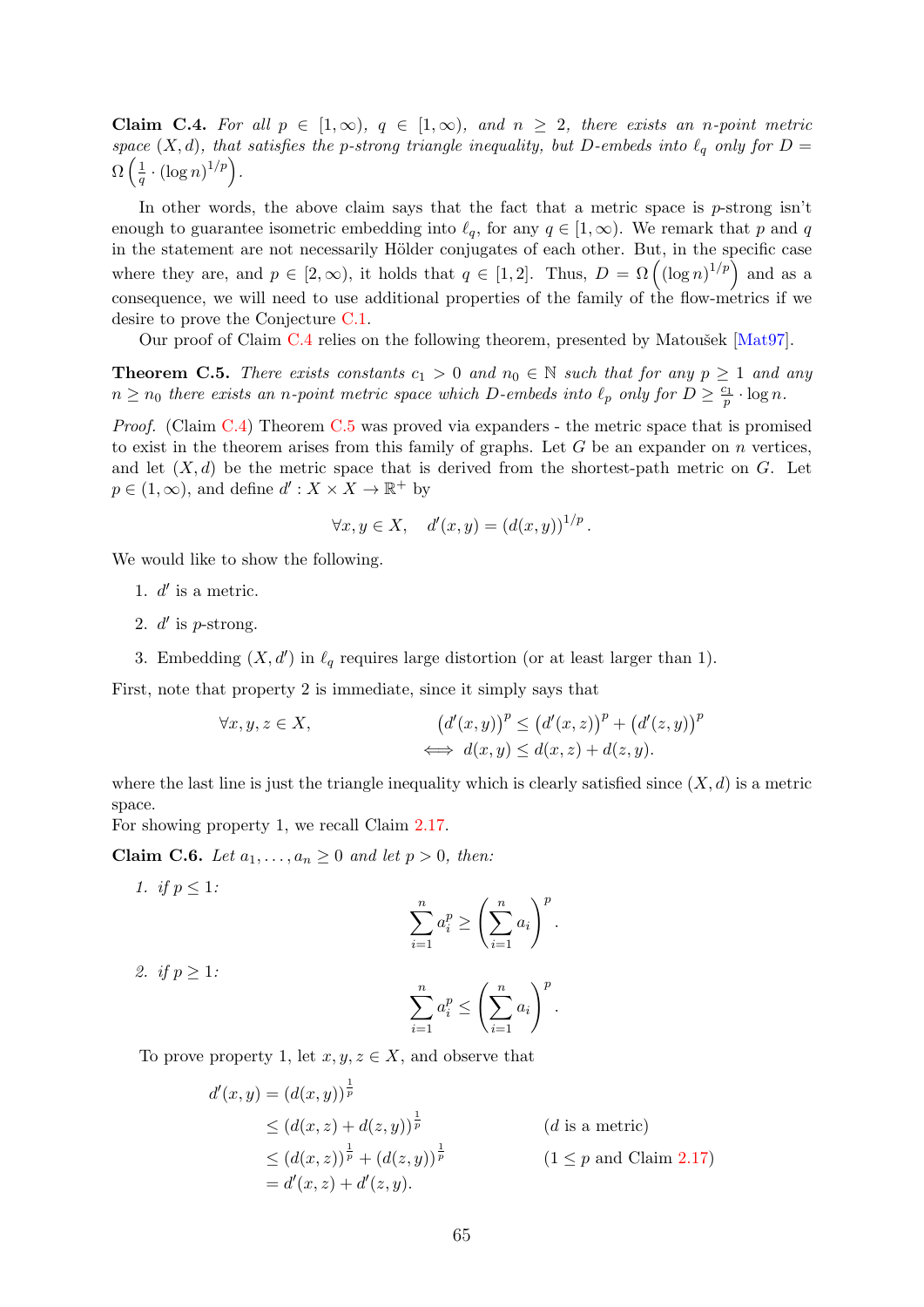**Claim C.4.** *For all $p \in [1,\infty)$, $q \in [1,\infty)$, and $n \geq 2$, there exists an $n$-point metric space $(X,d)$, that satisfies the $p$-strong triangle inequality, but $D$-embeds into $\ell_q$ only for $D = \Omega\left(\frac{1}{q} \cdot (\log n)^{1/p}\right)$.*

In other words, the above claim says that the fact that a metric space is $p$-strong isn't enough to guarantee isometric embedding into $\ell_q$, for any $q \in [1,\infty)$. We remark that $p$ and $q$ in the statement are not necessarily Hölder conjugates of each other. But, in the specific case where they are, and $p \in [2,\infty)$, it holds that $q \in [1,2]$. Thus, $D = \Omega\left((\log n)^{1/p}\right)$ and as a consequence, we will need to use additional properties of the family of the flow-metrics if we desire to prove the Conjecture C.1.

Our proof of Claim C.4 relies on the following theorem, presented by Matoušek [Mat97].

**Theorem C.5.** *There exists constants $c_1 > 0$ and $n_0 \in \mathbb{N}$ such that for any $p \geq 1$ and any $n \geq n_0$ there exists an $n$-point metric space which $D$-embeds into $\ell_p$ only for $D \geq \frac{c_1}{p} \cdot \log n$.*

*Proof.* (Claim C.4) Theorem C.5 was proved via expanders - the metric space that is promised to exist in the theorem arises from this family of graphs. Let $G$ be an expander on $n$ vertices, and let $(X,d)$ be the metric space that is derived from the shortest-path metric on $G$. Let $p \in (1,\infty)$, and define $d' : X \times X \to \mathbb{R}^+$ by

$$\forall x,y \in X, \quad d'(x,y) = (d(x,y))^{1/p}.$$

We would like to show the following.

1. $d'$ is a metric.
2. $d'$ is $p$-strong.
3. Embedding $(X,d')$ in $\ell_q$ requires large distortion (or at least larger than 1).

First, note that property 2 is immediate, since it simply says that

$$\forall x,y,z \in X, \qquad \begin{aligned} &\left(d'(x,y)\right)^p \leq \left(d'(x,z)\right)^p + \left(d'(z,y)\right)^p \\ \iff\ & d(x,y) \leq d(x,z) + d(z,y). \end{aligned}$$

where the last line is just the triangle inequality which is clearly satisfied since $(X,d)$ is a metric space.

For showing property 1, we recall Claim 2.17.

**Claim C.6.** *Let $a_1,\ldots,a_n \geq 0$ and let $p > 0$, then:*

1. *if $p \leq 1$:*
$$\sum_{i=1}^{n} a_i^p \geq \left(\sum_{i=1}^{n} a_i\right)^p.$$
2. *if $p \geq 1$:*
$$\sum_{i=1}^{n} a_i^p \leq \left(\sum_{i=1}^{n} a_i\right)^p.$$

To prove property 1, let $x,y,z \in X$, and observe that

$$\begin{aligned} d'(x,y) &= (d(x,y))^{\frac{1}{p}} \\ &\leq (d(x,z) + d(z,y))^{\frac{1}{p}} && (d \text{ is a metric}) \\ &\leq (d(x,z))^{\frac{1}{p}} + (d(z,y))^{\frac{1}{p}} && (1 \leq p \text{ and Claim 2.17}) \\ &= d'(x,z) + d'(z,y). \end{aligned}$$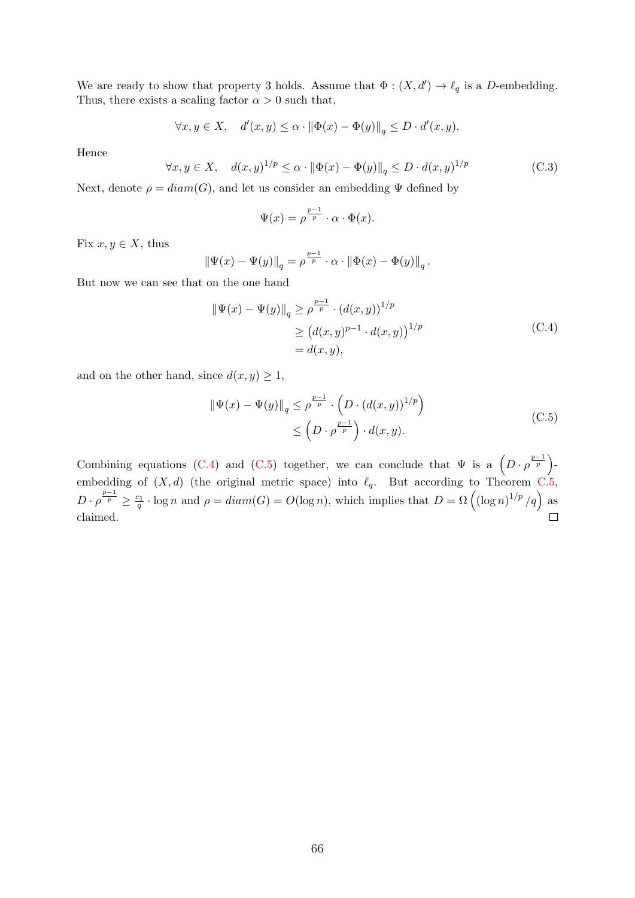We are ready to show that property 3 holds. Assume that $\Phi : (X, d') \to \ell_q$ is a $D$-embedding. Thus, there exists a scaling factor $\alpha > 0$ such that,

$$\forall x, y \in X, \quad d'(x,y) \leq \alpha \cdot \|\Phi(x) - \Phi(y)\|_q \leq D \cdot d'(x,y).$$

Hence

$$\forall x, y \in X, \quad d(x,y)^{1/p} \leq \alpha \cdot \|\Phi(x) - \Phi(y)\|_q \leq D \cdot d(x,y)^{1/p} \tag{C.3}$$

Next, denote $\rho = diam(G)$, and let us consider an embedding $\Psi$ defined by

$$\Psi(x) = \rho^{\frac{p-1}{p}} \cdot \alpha \cdot \Phi(x).$$

Fix $x, y \in X$, thus

$$\|\Psi(x) - \Psi(y)\|_q = \rho^{\frac{p-1}{p}} \cdot \alpha \cdot \|\Phi(x) - \Phi(y)\|_q.$$

But now we can see that on the one hand

$$\begin{aligned} \|\Psi(x) - \Psi(y)\|_q &\geq \rho^{\frac{p-1}{p}} \cdot (d(x,y))^{1/p} \\ &\geq \left(d(x,y)^{p-1} \cdot d(x,y)\right)^{1/p} \\ &= d(x,y), \end{aligned} \tag{C.4}$$

and on the other hand, since $d(x,y) \geq 1$,

$$\begin{aligned} \|\Psi(x) - \Psi(y)\|_q &\leq \rho^{\frac{p-1}{p}} \cdot \left(D \cdot (d(x,y))^{1/p}\right) \\ &\leq \left(D \cdot \rho^{\frac{p-1}{p}}\right) \cdot d(x,y). \end{aligned} \tag{C.5}$$

Combining equations (C.4) and (C.5) together, we can conclude that $\Psi$ is a $\left(D \cdot \rho^{\frac{p-1}{p}}\right)$-embedding of $(X, d)$ (the original metric space) into $\ell_q$. But according to Theorem C.5, $D \cdot \rho^{\frac{p-1}{p}} \geq \frac{c_1}{q} \cdot \log n$ and $\rho = diam(G) = O(\log n)$, which implies that $D = \Omega\left((\log n)^{1/p}/q\right)$ as claimed. □